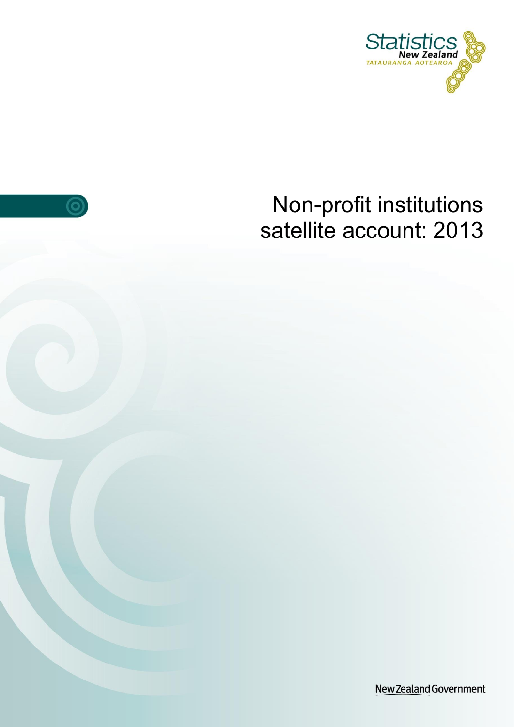Statistics New Zealand

TATAURANGA AOTEAROA

# Non-profit institutions satellite account: 2013

New Zealand Government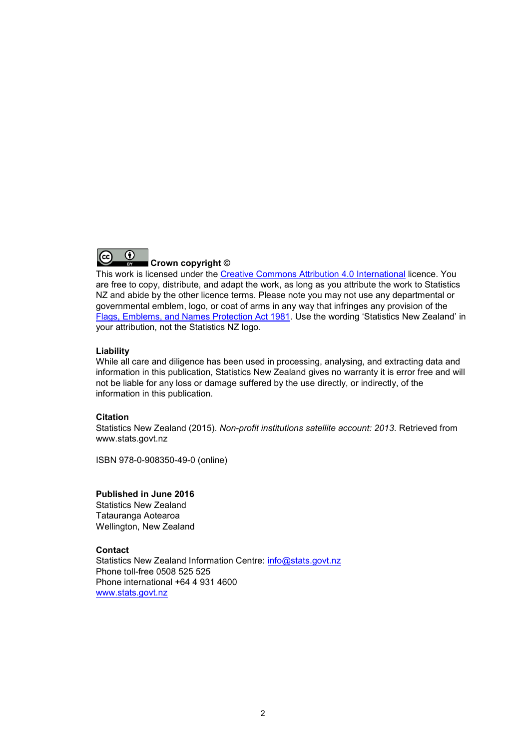**Crown copyright ©**

This work is licensed under the Creative Commons Attribution 4.0 International licence. You are free to copy, distribute, and adapt the work, as long as you attribute the work to Statistics NZ and abide by the other licence terms. Please note you may not use any departmental or governmental emblem, logo, or coat of arms in any way that infringes any provision of the Flags, Emblems, and Names Protection Act 1981. Use the wording 'Statistics New Zealand' in your attribution, not the Statistics NZ logo.

**Liability**

While all care and diligence has been used in processing, analysing, and extracting data and information in this publication, Statistics New Zealand gives no warranty it is error free and will not be liable for any loss or damage suffered by the use directly, or indirectly, of the information in this publication.

**Citation**

Statistics New Zealand (2015). *Non-profit institutions satellite account: 2013.* Retrieved from www.stats.govt.nz

ISBN 978-0-908350-49-0 (online)

**Published in June 2016**

Statistics New Zealand
Tatauranga Aotearoa
Wellington, New Zealand

**Contact**

Statistics New Zealand Information Centre: info@stats.govt.nz
Phone toll-free 0508 525 525
Phone international +64 4 931 4600
www.stats.govt.nz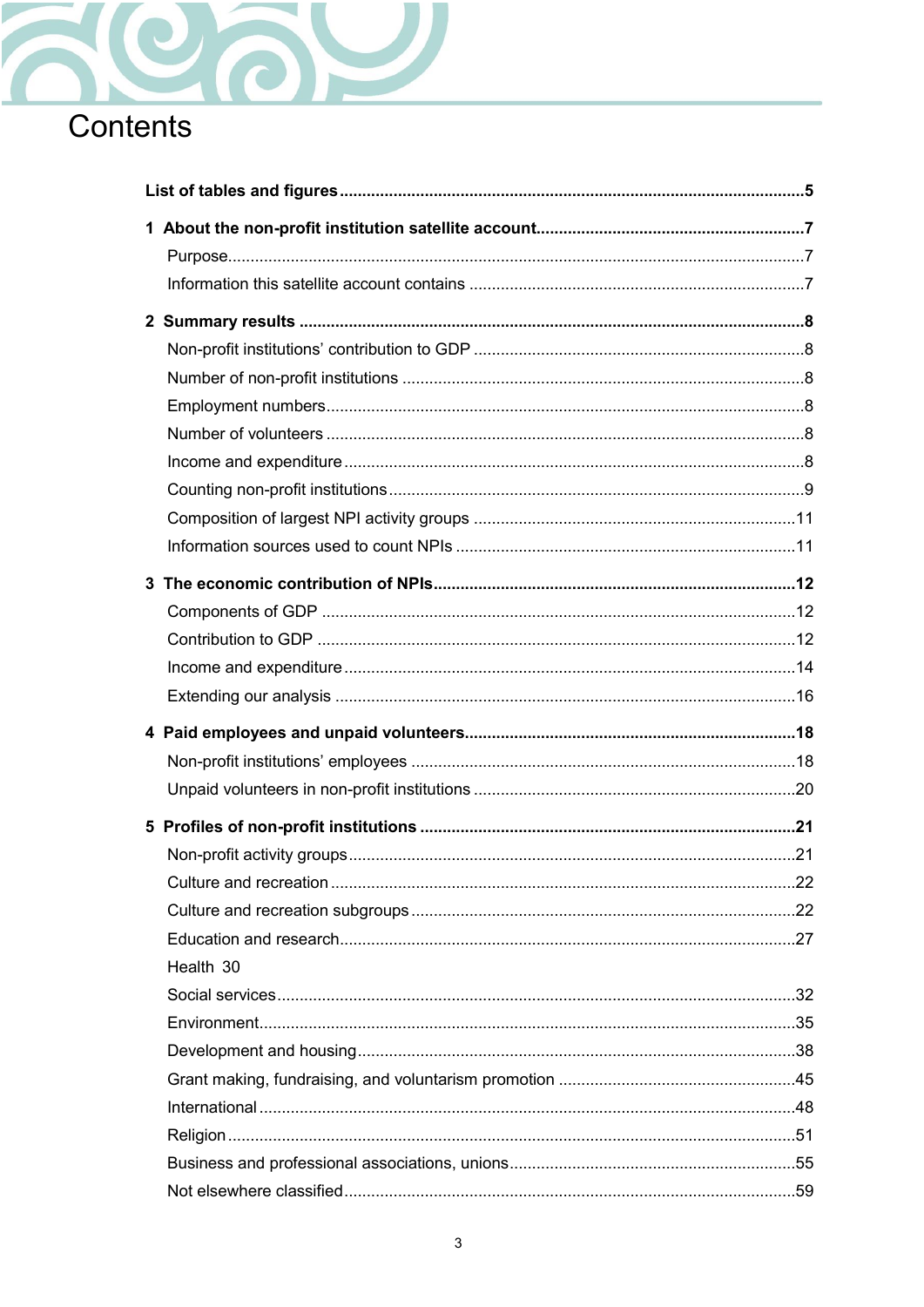# Contents

**List of tables and figures** ......................................................................................................**5**

**1 About the non-profit institution satellite account**...........................................................**7**

Purpose...............................................................................................................7

Information this satellite account contains ..........................................................................7

**2 Summary results** ...............................................................................................................**8**

Non-profit institutions' contribution to GDP .........................................................................8

Number of non-profit institutions ........................................................................................8

Employment numbers.........................................................................................................8

Number of volunteers .........................................................................................................8

Income and expenditure .....................................................................................................8

Counting non-profit institutions ...........................................................................................9

Composition of largest NPI activity groups .......................................................................11

Information sources used to count NPIs ...........................................................................11

**3 The economic contribution of NPIs**...............................................................................**12**

Components of GDP ........................................................................................................12

Contribution to GDP .........................................................................................................12

Income and expenditure ...................................................................................................14

Extending our analysis .....................................................................................................16

**4 Paid employees and unpaid volunteers**.........................................................................**18**

Non-profit institutions' employees .....................................................................................18

Unpaid volunteers in non-profit institutions .......................................................................20

**5 Profiles of non-profit institutions** ...................................................................................**21**

Non-profit activity groups..................................................................................................21

Culture and recreation ......................................................................................................22

Culture and recreation subgroups .....................................................................................22

Education and research....................................................................................................27

Health 30

Social services..................................................................................................................32

Environment......................................................................................................................35

Development and housing................................................................................................38

Grant making, fundraising, and voluntarism promotion .....................................................45

International ......................................................................................................................48

Religion ............................................................................................................................51

Business and professional associations, unions...............................................................55

Not elsewhere classified...................................................................................................59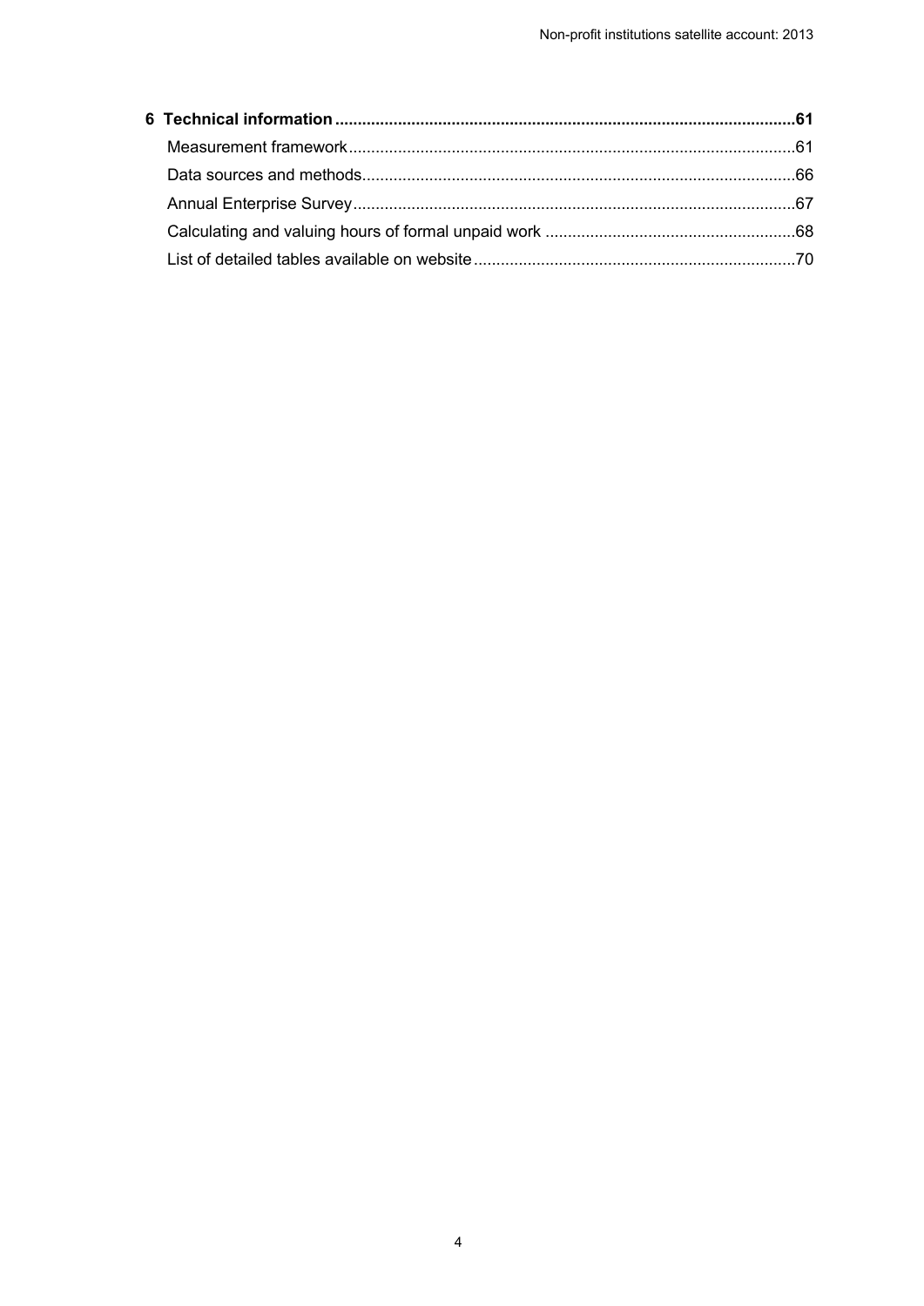**6 Technical information** ........................................................................................................ **61**

Measurement framework ........................................................................................................ 61

Data sources and methods ........................................................................................................ 66

Annual Enterprise Survey ........................................................................................................ 67

Calculating and valuing hours of formal unpaid work ........................................................ 68

List of detailed tables available on website ........................................................................ 70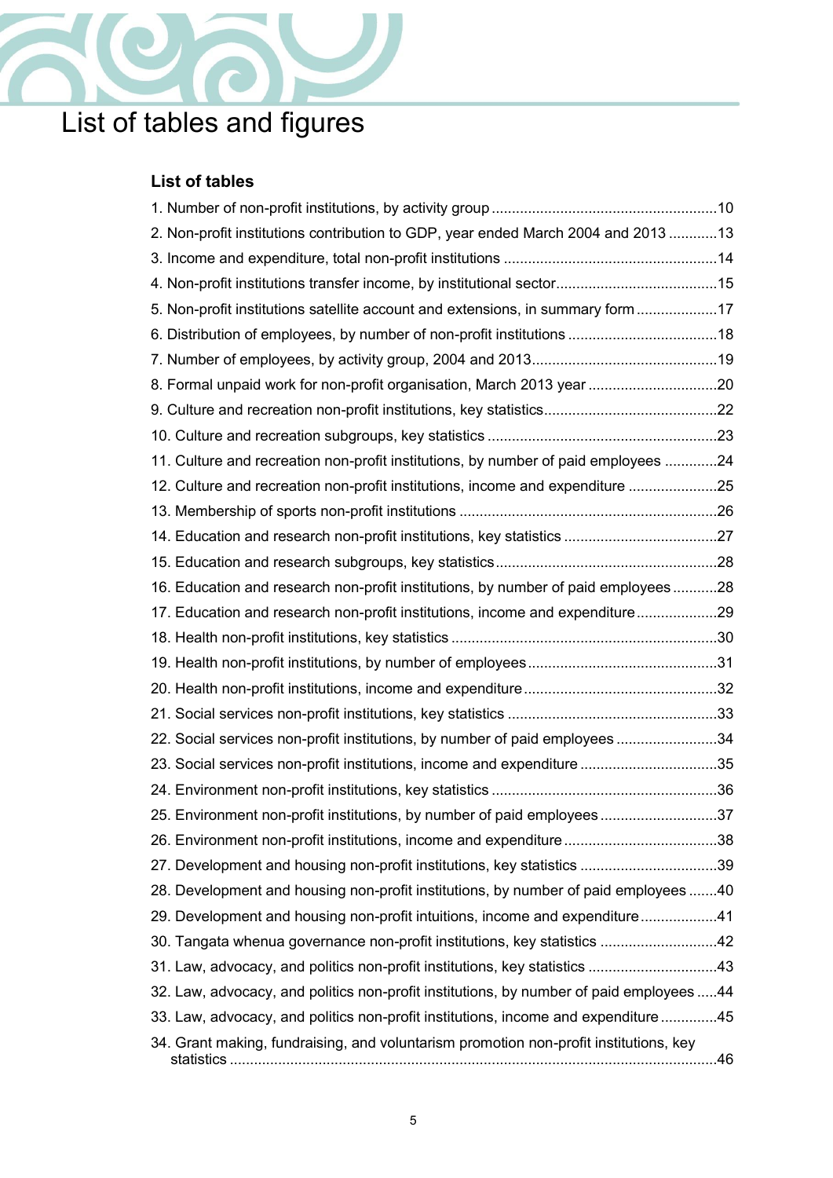# List of tables and figures

## List of tables

1. Number of non-profit institutions, by activity group .......................................................10
2. Non-profit institutions contribution to GDP, year ended March 2004 and 2013 ............13
3. Income and expenditure, total non-profit institutions ....................................................14
4. Non-profit institutions transfer income, by institutional sector.......................................15
5. Non-profit institutions satellite account and extensions, in summary form ....................17
6. Distribution of employees, by number of non-profit institutions ....................................18
7. Number of employees, by activity group, 2004 and 2013.............................................19
8. Formal unpaid work for non-profit organisation, March 2013 year ...............................20
9. Culture and recreation non-profit institutions, key statistics...........................................22
10. Culture and recreation subgroups, key statistics .........................................................23
11. Culture and recreation non-profit institutions, by number of paid employees .............24
12. Culture and recreation non-profit institutions, income and expenditure ......................25
13. Membership of sports non-profit institutions ...............................................................26
14. Education and research non-profit institutions, key statistics .....................................27
15. Education and research subgroups, key statistics......................................................28
16. Education and research non-profit institutions, by number of paid employees ...........28
17. Education and research non-profit institutions, income and expenditure....................29
18. Health non-profit institutions, key statistics .................................................................30
19. Health non-profit institutions, by number of employees...............................................31
20. Health non-profit institutions, income and expenditure................................................32
21. Social services non-profit institutions, key statistics ...................................................33
22. Social services non-profit institutions, by number of paid employees .........................34
23. Social services non-profit institutions, income and expenditure .................................35
24. Environment non-profit institutions, key statistics .......................................................36
25. Environment non-profit institutions, by number of paid employees ............................37
26. Environment non-profit institutions, income and expenditure......................................38
27. Development and housing non-profit institutions, key statistics .................................39
28. Development and housing non-profit institutions, by number of paid employees .......40
29. Development and housing non-profit intuitions, income and expenditure...................41
30. Tangata whenua governance non-profit institutions, key statistics ............................42
31. Law, advocacy, and politics non-profit institutions, key statistics ...............................43
32. Law, advocacy, and politics non-profit institutions, by number of paid employees .....44
33. Law, advocacy, and politics non-profit institutions, income and expenditure .............45
34. Grant making, fundraising, and voluntarism promotion non-profit institutions, key statistics .......................................................................................................................46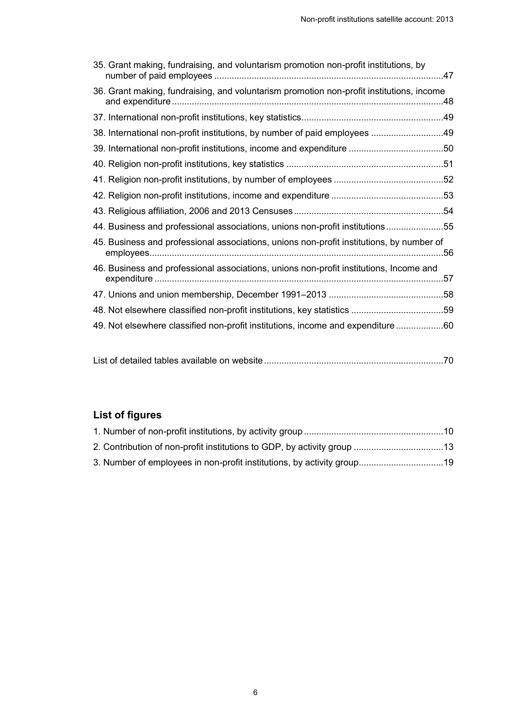35. Grant making, fundraising, and voluntarism promotion non-profit institutions, by number of paid employees .....47

36. Grant making, fundraising, and voluntarism promotion non-profit institutions, income and expenditure .....48

37. International non-profit institutions, key statistics .....49

38. International non-profit institutions, by number of paid employees .....49

39. International non-profit institutions, income and expenditure .....50

40. Religion non-profit institutions, key statistics .....51

41. Religion non-profit institutions, by number of employees .....52

42. Religion non-profit institutions, income and expenditure .....53

43. Religious affiliation, 2006 and 2013 Censuses .....54

44. Business and professional associations, unions non-profit institutions .....55

45. Business and professional associations, unions non-profit institutions, by number of employees .....56

46. Business and professional associations, unions non-profit institutions, Income and expenditure .....57

47. Unions and union membership, December 1991–2013 .....58

48. Not elsewhere classified non-profit institutions, key statistics .....59

49. Not elsewhere classified non-profit institutions, income and expenditure .....60

List of detailed tables available on website .....70

## List of figures

1. Number of non-profit institutions, by activity group .....10

2. Contribution of non-profit institutions to GDP, by activity group .....13

3. Number of employees in non-profit institutions, by activity group .....19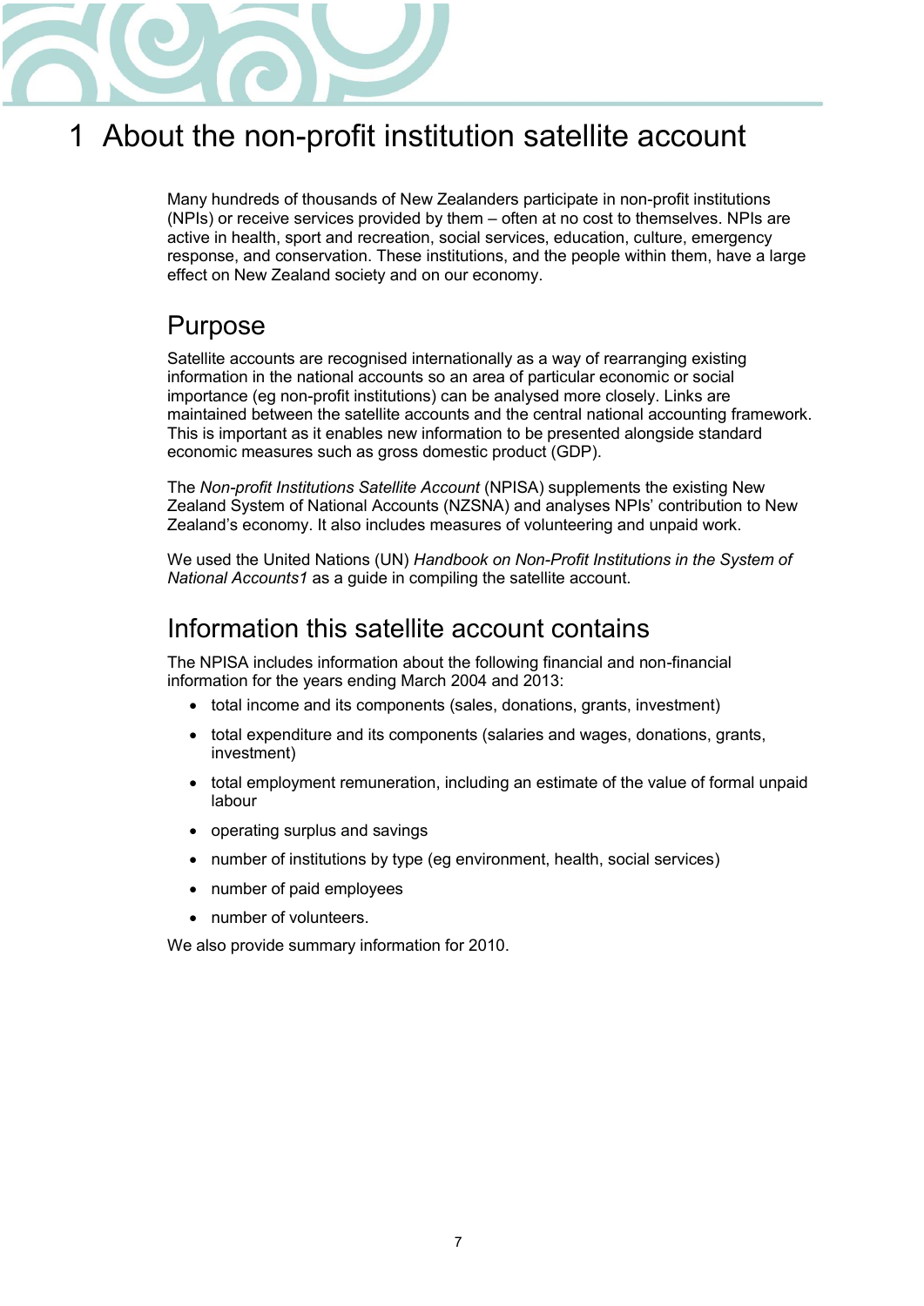# 1 About the non-profit institution satellite account

Many hundreds of thousands of New Zealanders participate in non-profit institutions (NPIs) or receive services provided by them – often at no cost to themselves. NPIs are active in health, sport and recreation, social services, education, culture, emergency response, and conservation. These institutions, and the people within them, have a large effect on New Zealand society and on our economy.

## Purpose

Satellite accounts are recognised internationally as a way of rearranging existing information in the national accounts so an area of particular economic or social importance (eg non-profit institutions) can be analysed more closely. Links are maintained between the satellite accounts and the central national accounting framework. This is important as it enables new information to be presented alongside standard economic measures such as gross domestic product (GDP).

The *Non-profit Institutions Satellite Account* (NPISA) supplements the existing New Zealand System of National Accounts (NZSNA) and analyses NPIs' contribution to New Zealand's economy. It also includes measures of volunteering and unpaid work.

We used the United Nations (UN) *Handbook on Non-Profit Institutions in the System of National Accounts1* as a guide in compiling the satellite account.

## Information this satellite account contains

The NPISA includes information about the following financial and non-financial information for the years ending March 2004 and 2013:

- total income and its components (sales, donations, grants, investment)
- total expenditure and its components (salaries and wages, donations, grants, investment)
- total employment remuneration, including an estimate of the value of formal unpaid labour
- operating surplus and savings
- number of institutions by type (eg environment, health, social services)
- number of paid employees
- number of volunteers.

We also provide summary information for 2010.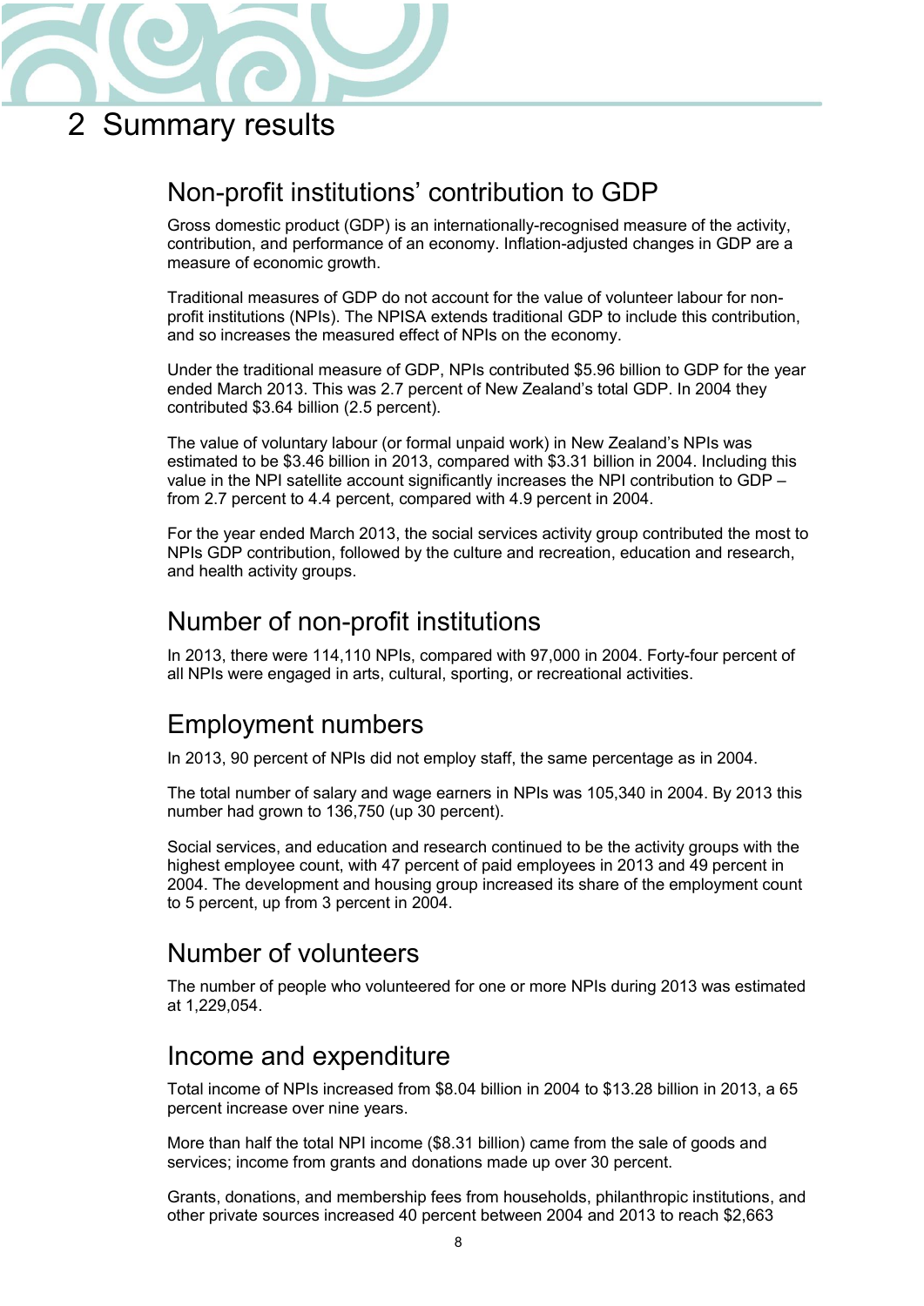# 2 Summary results

## Non-profit institutions' contribution to GDP

Gross domestic product (GDP) is an internationally-recognised measure of the activity, contribution, and performance of an economy. Inflation-adjusted changes in GDP are a measure of economic growth.

Traditional measures of GDP do not account for the value of volunteer labour for non-profit institutions (NPIs). The NPISA extends traditional GDP to include this contribution, and so increases the measured effect of NPIs on the economy.

Under the traditional measure of GDP, NPIs contributed $5.96 billion to GDP for the year ended March 2013. This was 2.7 percent of New Zealand's total GDP. In 2004 they contributed $3.64 billion (2.5 percent).

The value of voluntary labour (or formal unpaid work) in New Zealand's NPIs was estimated to be $3.46 billion in 2013, compared with $3.31 billion in 2004. Including this value in the NPI satellite account significantly increases the NPI contribution to GDP – from 2.7 percent to 4.4 percent, compared with 4.9 percent in 2004.

For the year ended March 2013, the social services activity group contributed the most to NPIs GDP contribution, followed by the culture and recreation, education and research, and health activity groups.

## Number of non-profit institutions

In 2013, there were 114,110 NPIs, compared with 97,000 in 2004. Forty-four percent of all NPIs were engaged in arts, cultural, sporting, or recreational activities.

## Employment numbers

In 2013, 90 percent of NPIs did not employ staff, the same percentage as in 2004.

The total number of salary and wage earners in NPIs was 105,340 in 2004. By 2013 this number had grown to 136,750 (up 30 percent).

Social services, and education and research continued to be the activity groups with the highest employee count, with 47 percent of paid employees in 2013 and 49 percent in 2004. The development and housing group increased its share of the employment count to 5 percent, up from 3 percent in 2004.

## Number of volunteers

The number of people who volunteered for one or more NPIs during 2013 was estimated at 1,229,054.

## Income and expenditure

Total income of NPIs increased from $8.04 billion in 2004 to $13.28 billion in 2013, a 65 percent increase over nine years.

More than half the total NPI income ($8.31 billion) came from the sale of goods and services; income from grants and donations made up over 30 percent.

Grants, donations, and membership fees from households, philanthropic institutions, and other private sources increased 40 percent between 2004 and 2013 to reach $2,663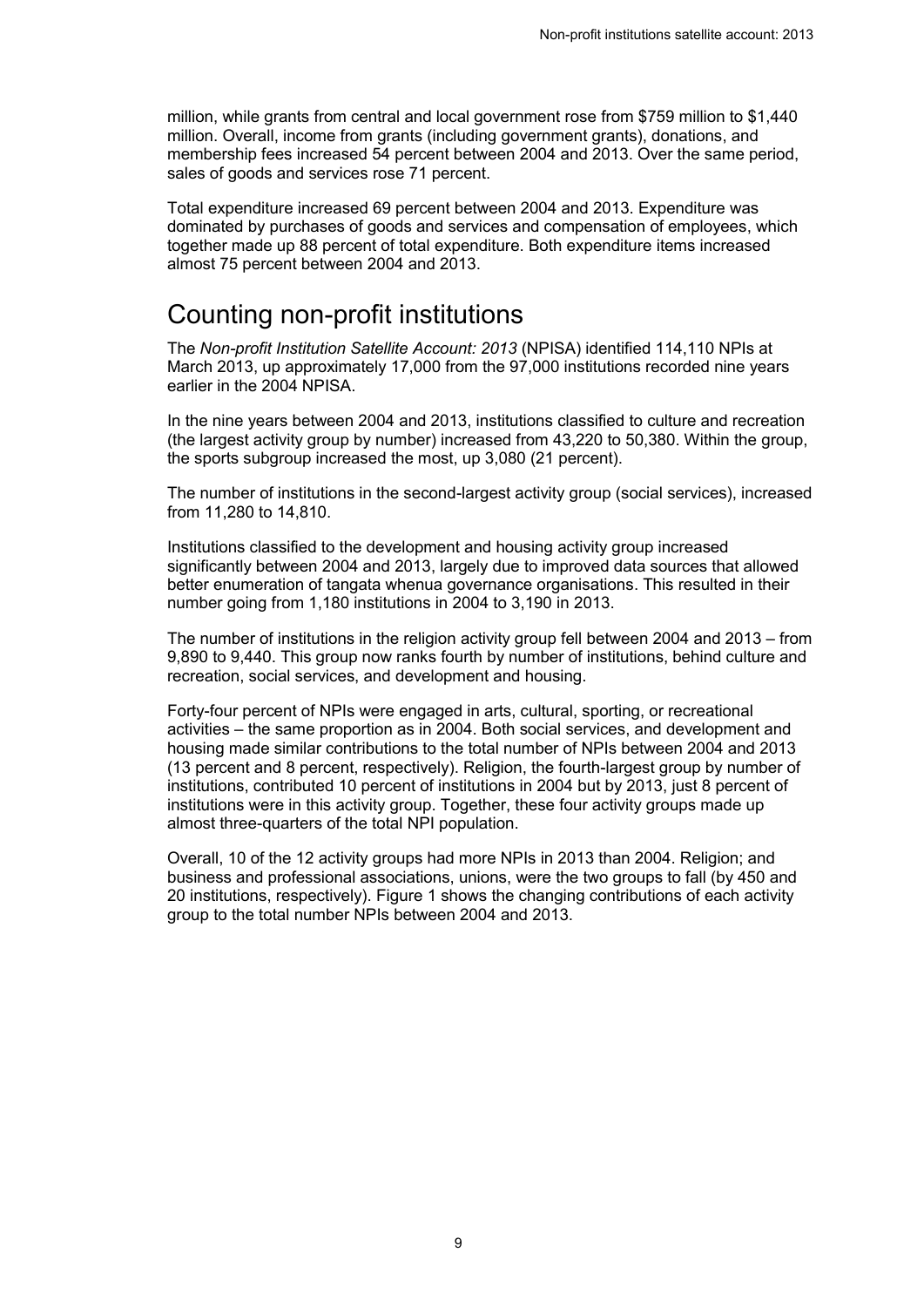million, while grants from central and local government rose from $759 million to $1,440 million. Overall, income from grants (including government grants), donations, and membership fees increased 54 percent between 2004 and 2013. Over the same period, sales of goods and services rose 71 percent.

Total expenditure increased 69 percent between 2004 and 2013. Expenditure was dominated by purchases of goods and services and compensation of employees, which together made up 88 percent of total expenditure. Both expenditure items increased almost 75 percent between 2004 and 2013.

## Counting non-profit institutions

The *Non-profit Institution Satellite Account: 2013* (NPISA) identified 114,110 NPIs at March 2013, up approximately 17,000 from the 97,000 institutions recorded nine years earlier in the 2004 NPISA.

In the nine years between 2004 and 2013, institutions classified to culture and recreation (the largest activity group by number) increased from 43,220 to 50,380. Within the group, the sports subgroup increased the most, up 3,080 (21 percent).

The number of institutions in the second-largest activity group (social services), increased from 11,280 to 14,810.

Institutions classified to the development and housing activity group increased significantly between 2004 and 2013, largely due to improved data sources that allowed better enumeration of tangata whenua governance organisations. This resulted in their number going from 1,180 institutions in 2004 to 3,190 in 2013.

The number of institutions in the religion activity group fell between 2004 and 2013 – from 9,890 to 9,440. This group now ranks fourth by number of institutions, behind culture and recreation, social services, and development and housing.

Forty-four percent of NPIs were engaged in arts, cultural, sporting, or recreational activities – the same proportion as in 2004. Both social services, and development and housing made similar contributions to the total number of NPIs between 2004 and 2013 (13 percent and 8 percent, respectively). Religion, the fourth-largest group by number of institutions, contributed 10 percent of institutions in 2004 but by 2013, just 8 percent of institutions were in this activity group. Together, these four activity groups made up almost three-quarters of the total NPI population.

Overall, 10 of the 12 activity groups had more NPIs in 2013 than 2004. Religion; and business and professional associations, unions, were the two groups to fall (by 450 and 20 institutions, respectively). Figure 1 shows the changing contributions of each activity group to the total number NPIs between 2004 and 2013.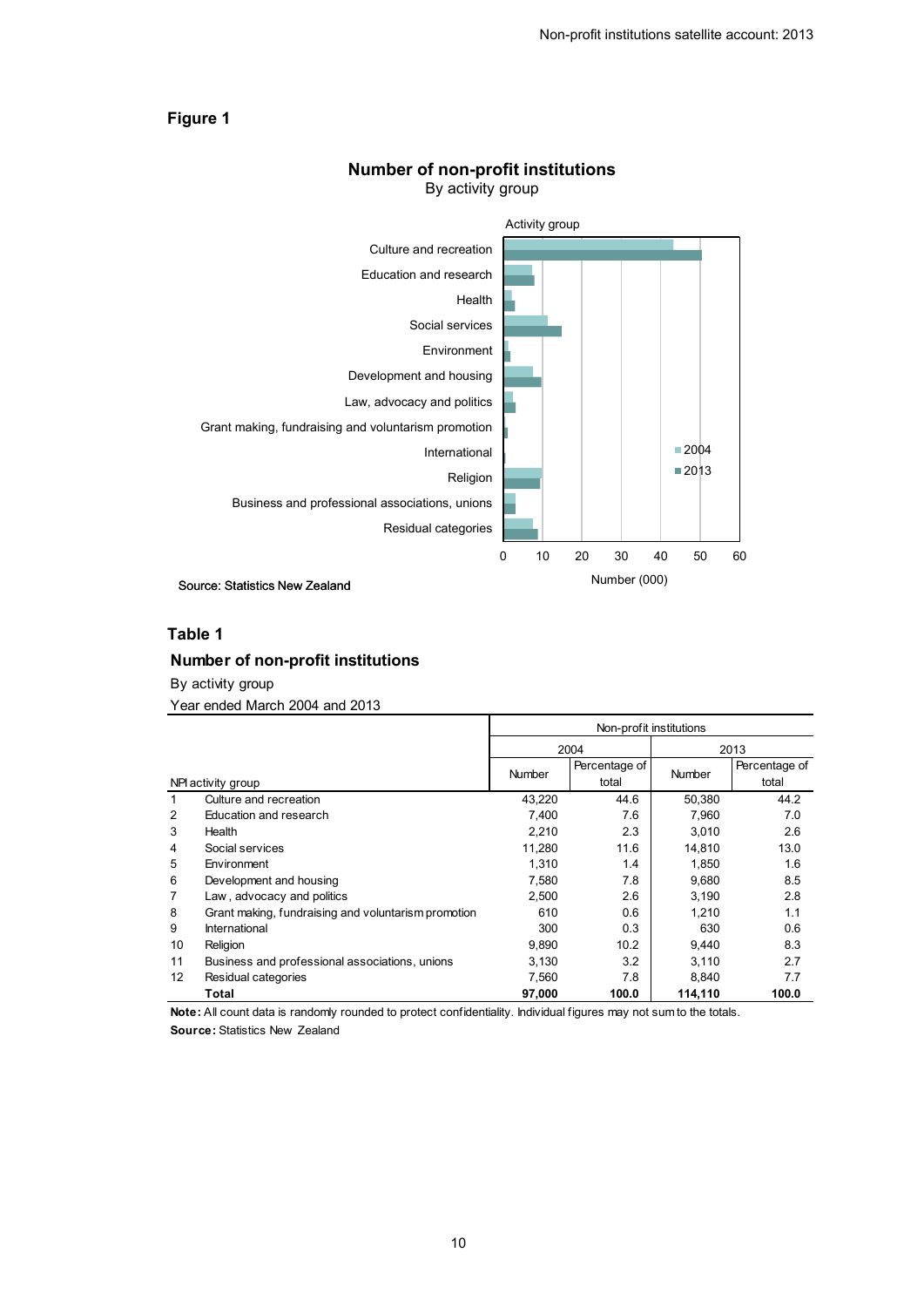## Figure 1

**Number of non-profit institutions**
By activity group

Activity group

Culture and recreation
Education and research
Health
Social services
Environment
Development and housing
Law, advocacy and politics
Grant making, fundraising and voluntarism promotion
International
Religion
Business and professional associations, unions
Residual categories

2004
2013

0 10 20 30 40 50 60

Number (000)

Source: Statistics New Zealand

## Table 1

**Number of non-profit institutions**

By activity group

Year ended March 2004 and 2013

| NPI activity group | | Non-profit institutions | | | |
|---|---|---|---|---|---|
| | | 2004 | | 2013 | |
| | | Number | Percentage of total | Number | Percentage of total |
| 1 | Culture and recreation | 43,220 | 44.6 | 50,380 | 44.2 |
| 2 | Education and research | 7,400 | 7.6 | 7,960 | 7.0 |
| 3 | Health | 2,210 | 2.3 | 3,010 | 2.6 |
| 4 | Social services | 11,280 | 11.6 | 14,810 | 13.0 |
| 5 | Environment | 1,310 | 1.4 | 1,850 | 1.6 |
| 6 | Development and housing | 7,580 | 7.8 | 9,680 | 8.5 |
| 7 | Law , advocacy and politics | 2,500 | 2.6 | 3,190 | 2.8 |
| 8 | Grant making, fundraising and voluntarism promotion | 610 | 0.6 | 1,210 | 1.1 |
| 9 | International | 300 | 0.3 | 630 | 0.6 |
| 10 | Religion | 9,890 | 10.2 | 9,440 | 8.3 |
| 11 | Business and professional associations, unions | 3,130 | 3.2 | 3,110 | 2.7 |
| 12 | Residual categories | 7,560 | 7.8 | 8,840 | 7.7 |
| | **Total** | **97,000** | **100.0** | **114,110** | **100.0** |

**Note:** All count data is randomly rounded to protect confidentiality. Individual figures may not sum to the totals.

**Source:** Statistics New Zealand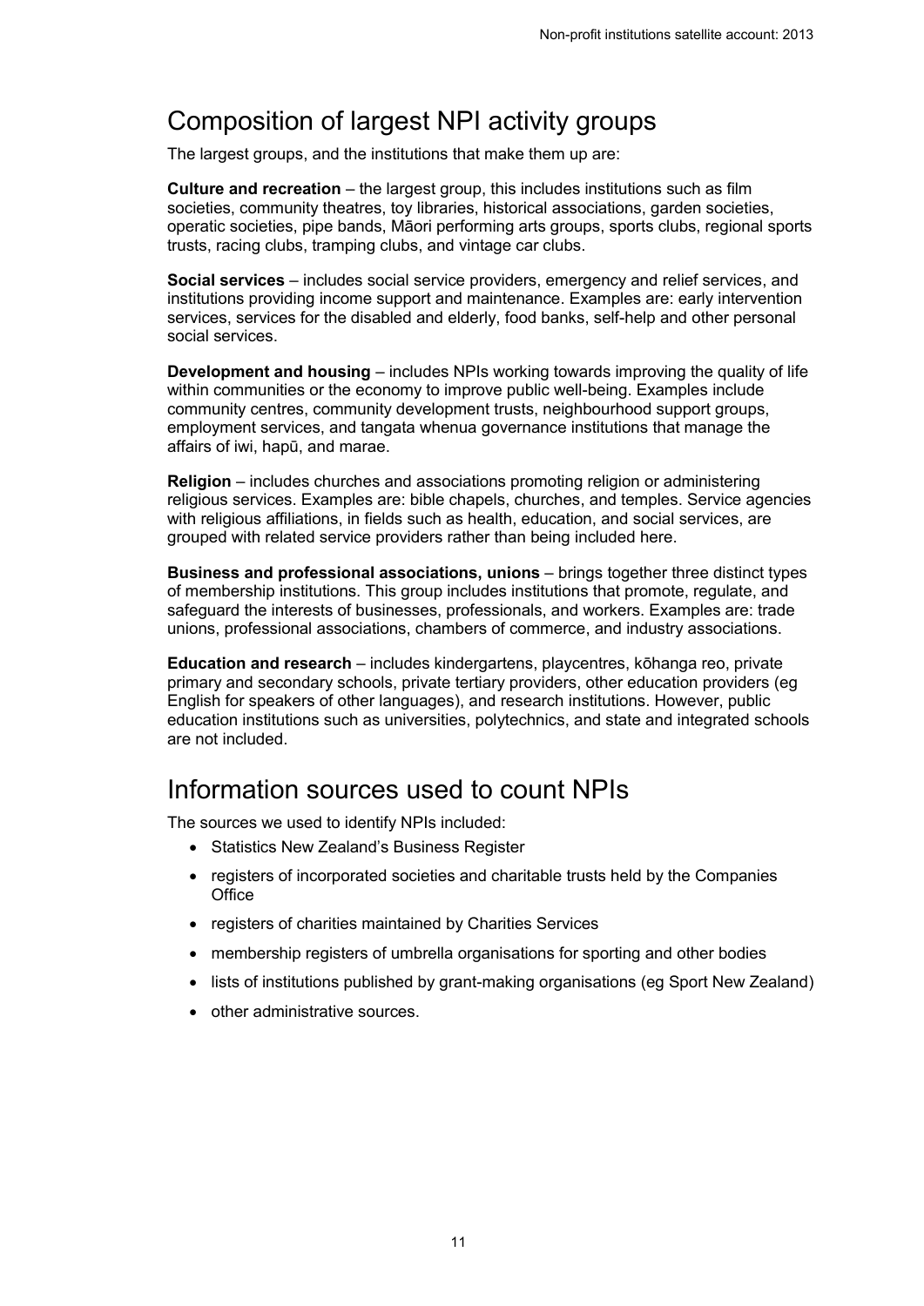## Composition of largest NPI activity groups

The largest groups, and the institutions that make them up are:

**Culture and recreation** – the largest group, this includes institutions such as film societies, community theatres, toy libraries, historical associations, garden societies, operatic societies, pipe bands, Māori performing arts groups, sports clubs, regional sports trusts, racing clubs, tramping clubs, and vintage car clubs.

**Social services** – includes social service providers, emergency and relief services, and institutions providing income support and maintenance. Examples are: early intervention services, services for the disabled and elderly, food banks, self-help and other personal social services.

**Development and housing** – includes NPIs working towards improving the quality of life within communities or the economy to improve public well-being. Examples include community centres, community development trusts, neighbourhood support groups, employment services, and tangata whenua governance institutions that manage the affairs of iwi, hapū, and marae.

**Religion** – includes churches and associations promoting religion or administering religious services. Examples are: bible chapels, churches, and temples. Service agencies with religious affiliations, in fields such as health, education, and social services, are grouped with related service providers rather than being included here.

**Business and professional associations, unions** – brings together three distinct types of membership institutions. This group includes institutions that promote, regulate, and safeguard the interests of businesses, professionals, and workers. Examples are: trade unions, professional associations, chambers of commerce, and industry associations.

**Education and research** – includes kindergartens, playcentres, kōhanga reo, private primary and secondary schools, private tertiary providers, other education providers (eg English for speakers of other languages), and research institutions. However, public education institutions such as universities, polytechnics, and state and integrated schools are not included.

## Information sources used to count NPIs

The sources we used to identify NPIs included:

- Statistics New Zealand's Business Register
- registers of incorporated societies and charitable trusts held by the Companies Office
- registers of charities maintained by Charities Services
- membership registers of umbrella organisations for sporting and other bodies
- lists of institutions published by grant-making organisations (eg Sport New Zealand)
- other administrative sources.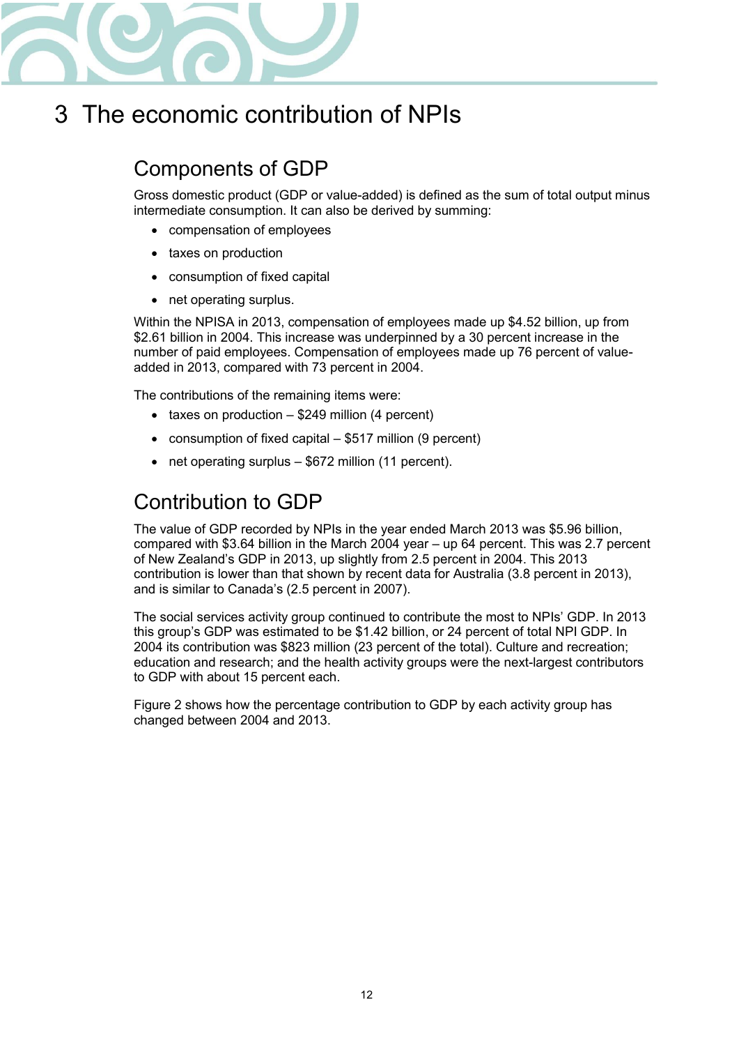# 3 The economic contribution of NPIs

## Components of GDP

Gross domestic product (GDP or value-added) is defined as the sum of total output minus intermediate consumption. It can also be derived by summing:

- compensation of employees
- taxes on production
- consumption of fixed capital
- net operating surplus.

Within the NPISA in 2013, compensation of employees made up $4.52 billion, up from $2.61 billion in 2004. This increase was underpinned by a 30 percent increase in the number of paid employees. Compensation of employees made up 76 percent of value-added in 2013, compared with 73 percent in 2004.

The contributions of the remaining items were:

- taxes on production – $249 million (4 percent)
- consumption of fixed capital – $517 million (9 percent)
- net operating surplus – $672 million (11 percent).

## Contribution to GDP

The value of GDP recorded by NPIs in the year ended March 2013 was $5.96 billion, compared with $3.64 billion in the March 2004 year – up 64 percent. This was 2.7 percent of New Zealand's GDP in 2013, up slightly from 2.5 percent in 2004. This 2013 contribution is lower than that shown by recent data for Australia (3.8 percent in 2013), and is similar to Canada's (2.5 percent in 2007).

The social services activity group continued to contribute the most to NPIs' GDP. In 2013 this group's GDP was estimated to be $1.42 billion, or 24 percent of total NPI GDP. In 2004 its contribution was $823 million (23 percent of the total). Culture and recreation; education and research; and the health activity groups were the next-largest contributors to GDP with about 15 percent each.

Figure 2 shows how the percentage contribution to GDP by each activity group has changed between 2004 and 2013.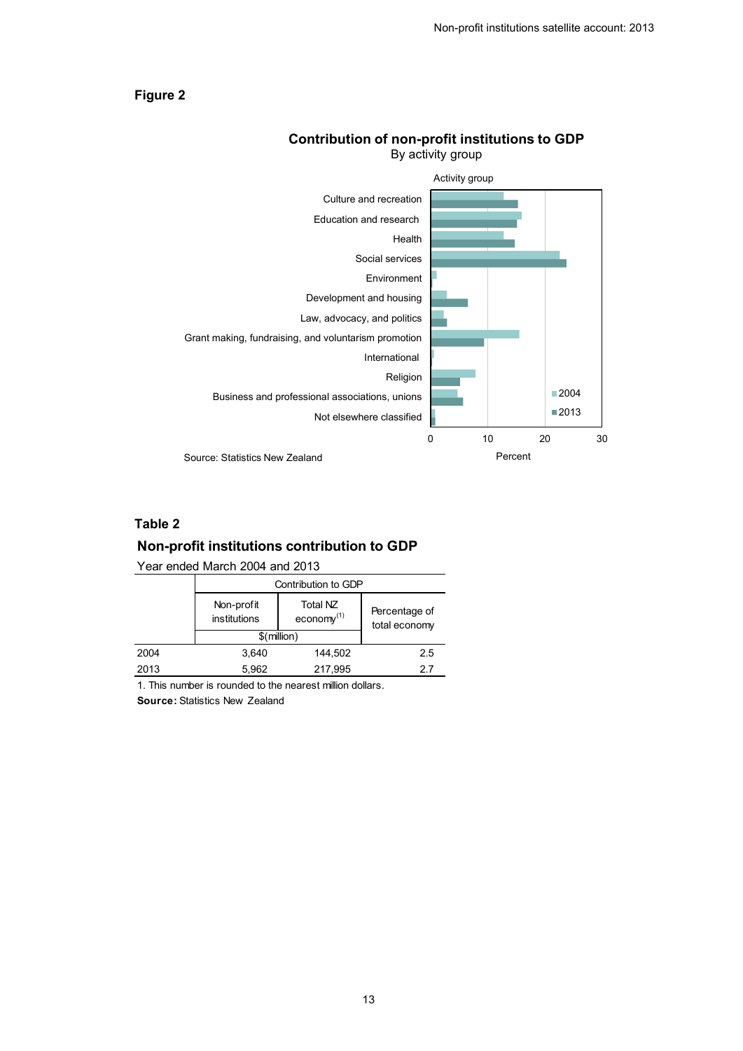**Figure 2**

**Contribution of non-profit institutions to GDP**
By activity group

Activity group

Culture and recreation
Education and research
Health
Social services
Environment
Development and housing
Law, advocacy, and politics
Grant making, fundraising, and voluntarism promotion
International
Religion
Business and professional associations, unions
Not elsewhere classified

2004
2013

0 10 20 30
Percent

Source: Statistics New Zealand

**Table 2**

**Non-profit institutions contribution to GDP**

Year ended March 2004 and 2013

| | Contribution to GDP | | |
|---|---|---|---|
| | Non-profit institutions | Total NZ economy[1] | Percentage of total economy |
| | $(million) | | |
| 2004 | 3,640 | 144,502 | 2.5 |
| 2013 | 5,962 | 217,995 | 2.7 |

1. This number is rounded to the nearest million dollars.

**Source:** Statistics New Zealand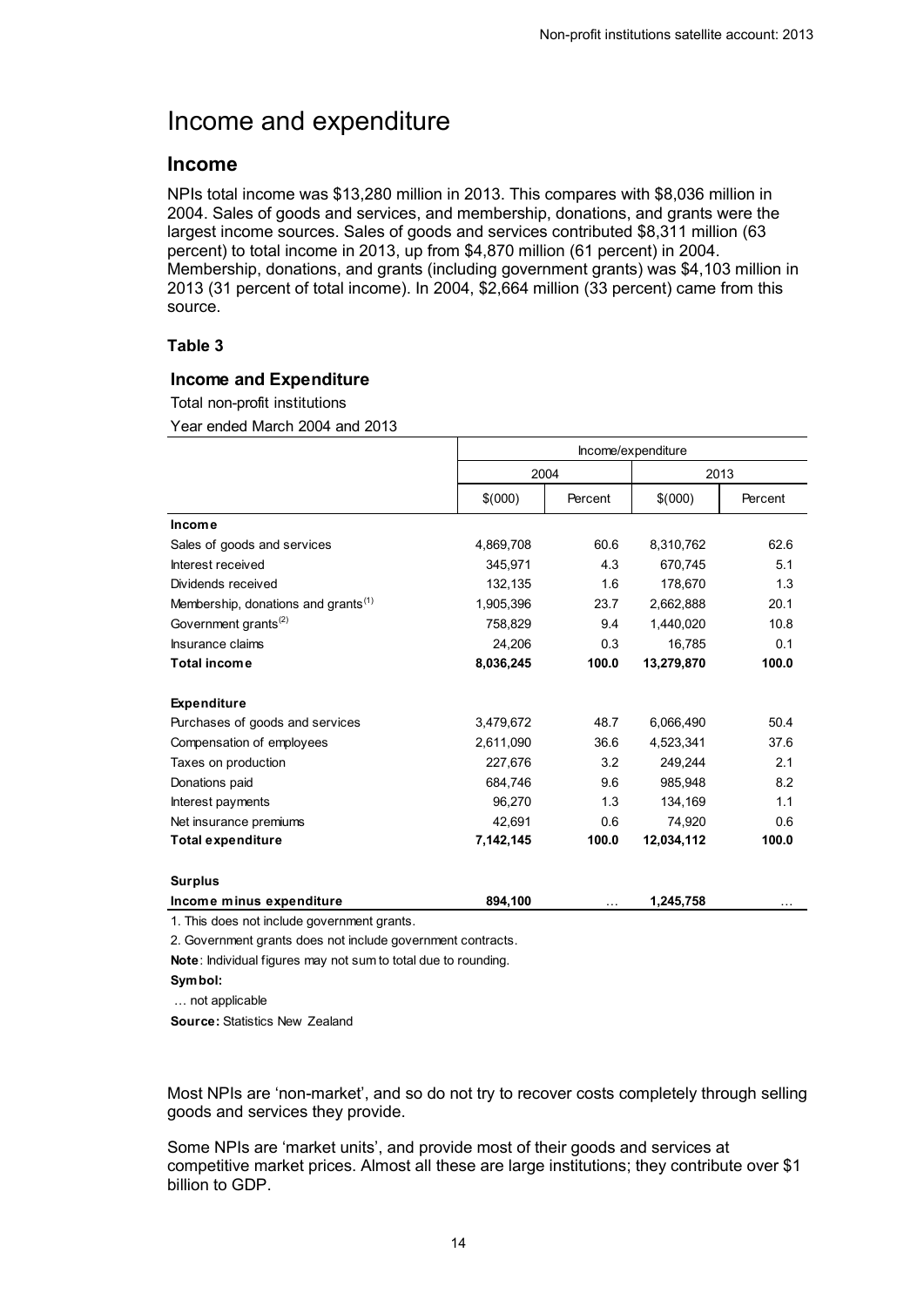# Income and expenditure

## Income

NPIs total income was $13,280 million in 2013. This compares with $8,036 million in 2004. Sales of goods and services, and membership, donations, and grants were the largest income sources. Sales of goods and services contributed $8,311 million (63 percent) to total income in 2013, up from $4,870 million (61 percent) in 2004. Membership, donations, and grants (including government grants) was $4,103 million in 2013 (31 percent of total income). In 2004, $2,664 million (33 percent) came from this source.

**Table 3**

**Income and Expenditure**

Total non-profit institutions

Year ended March 2004 and 2013

| | Income/expenditure | | | |
|---|---|---|---|---|
| | 2004 | | 2013 | |
| | $(000) | Percent | $(000) | Percent |
| **Income** | | | | |
| Sales of goods and services | 4,869,708 | 60.6 | 8,310,762 | 62.6 |
| Interest received | 345,971 | 4.3 | 670,745 | 5.1 |
| Dividends received | 132,135 | 1.6 | 178,670 | 1.3 |
| Membership, donations and grants(1) | 1,905,396 | 23.7 | 2,662,888 | 20.1 |
| Government grants(2) | 758,829 | 9.4 | 1,440,020 | 10.8 |
| Insurance claims | 24,206 | 0.3 | 16,785 | 0.1 |
| **Total income** | **8,036,245** | **100.0** | **13,279,870** | **100.0** |
| | | | | |
| **Expenditure** | | | | |
| Purchases of goods and services | 3,479,672 | 48.7 | 6,066,490 | 50.4 |
| Compensation of employees | 2,611,090 | 36.6 | 4,523,341 | 37.6 |
| Taxes on production | 227,676 | 3.2 | 249,244 | 2.1 |
| Donations paid | 684,746 | 9.6 | 985,948 | 8.2 |
| Interest payments | 96,270 | 1.3 | 134,169 | 1.1 |
| Net insurance premiums | 42,691 | 0.6 | 74,920 | 0.6 |
| **Total expenditure** | **7,142,145** | **100.0** | **12,034,112** | **100.0** |
| | | | | |
| **Surplus** | | | | |
| **Income minus expenditure** | **894,100** | … | **1,245,758** | … |

1. This does not include government grants.

2. Government grants does not include government contracts.

**Note**: Individual figures may not sum to total due to rounding.

**Symbol:**

… not applicable

**Source:** Statistics New Zealand

Most NPIs are 'non-market', and so do not try to recover costs completely through selling goods and services they provide.

Some NPIs are 'market units', and provide most of their goods and services at competitive market prices. Almost all these are large institutions; they contribute over $1 billion to GDP.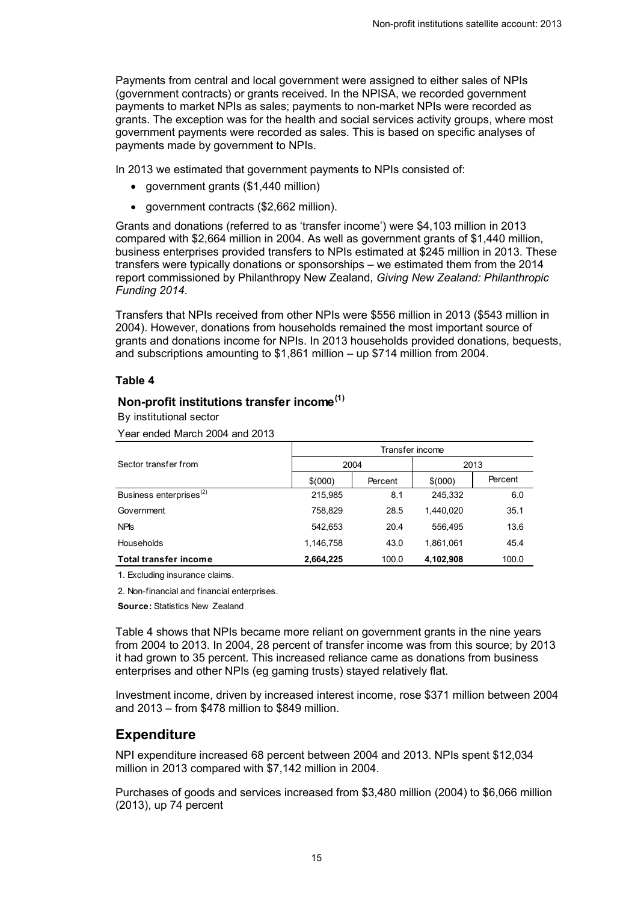Payments from central and local government were assigned to either sales of NPIs (government contracts) or grants received. In the NPISA, we recorded government payments to market NPIs as sales; payments to non-market NPIs were recorded as grants. The exception was for the health and social services activity groups, where most government payments were recorded as sales. This is based on specific analyses of payments made by government to NPIs.

In 2013 we estimated that government payments to NPIs consisted of:

- government grants ($1,440 million)
- government contracts ($2,662 million).

Grants and donations (referred to as 'transfer income') were $4,103 million in 2013 compared with $2,664 million in 2004. As well as government grants of $1,440 million, business enterprises provided transfers to NPIs estimated at $245 million in 2013. These transfers were typically donations or sponsorships – we estimated them from the 2014 report commissioned by Philanthropy New Zealand, *Giving New Zealand: Philanthropic Funding 2014*.

Transfers that NPIs received from other NPIs were $556 million in 2013 ($543 million in 2004). However, donations from households remained the most important source of grants and donations income for NPIs. In 2013 households provided donations, bequests, and subscriptions amounting to $1,861 million – up $714 million from 2004.

**Table 4**

**Non-profit institutions transfer income(1)**

By institutional sector

Year ended March 2004 and 2013

| Sector transfer from | Transfer income | | | |
|---|---|---|---|---|
| | 2004 | | 2013 | |
| | $(000) | Percent | $(000) | Percent |
| Business enterprises(2) | 215,985 | 8.1 | 245,332 | 6.0 |
| Government | 758,829 | 28.5 | 1,440,020 | 35.1 |
| NPIs | 542,653 | 20.4 | 556,495 | 13.6 |
| Households | 1,146,758 | 43.0 | 1,861,061 | 45.4 |
| **Total transfer income** | **2,664,225** | 100.0 | **4,102,908** | 100.0 |

1. Excluding insurance claims.

2. Non-financial and financial enterprises.

**Source:** Statistics New Zealand

Table 4 shows that NPIs became more reliant on government grants in the nine years from 2004 to 2013. In 2004, 28 percent of transfer income was from this source; by 2013 it had grown to 35 percent. This increased reliance came as donations from business enterprises and other NPIs (eg gaming trusts) stayed relatively flat.

Investment income, driven by increased interest income, rose $371 million between 2004 and 2013 – from $478 million to $849 million.

## Expenditure

NPI expenditure increased 68 percent between 2004 and 2013. NPIs spent $12,034 million in 2013 compared with $7,142 million in 2004.

Purchases of goods and services increased from $3,480 million (2004) to $6,066 million (2013), up 74 percent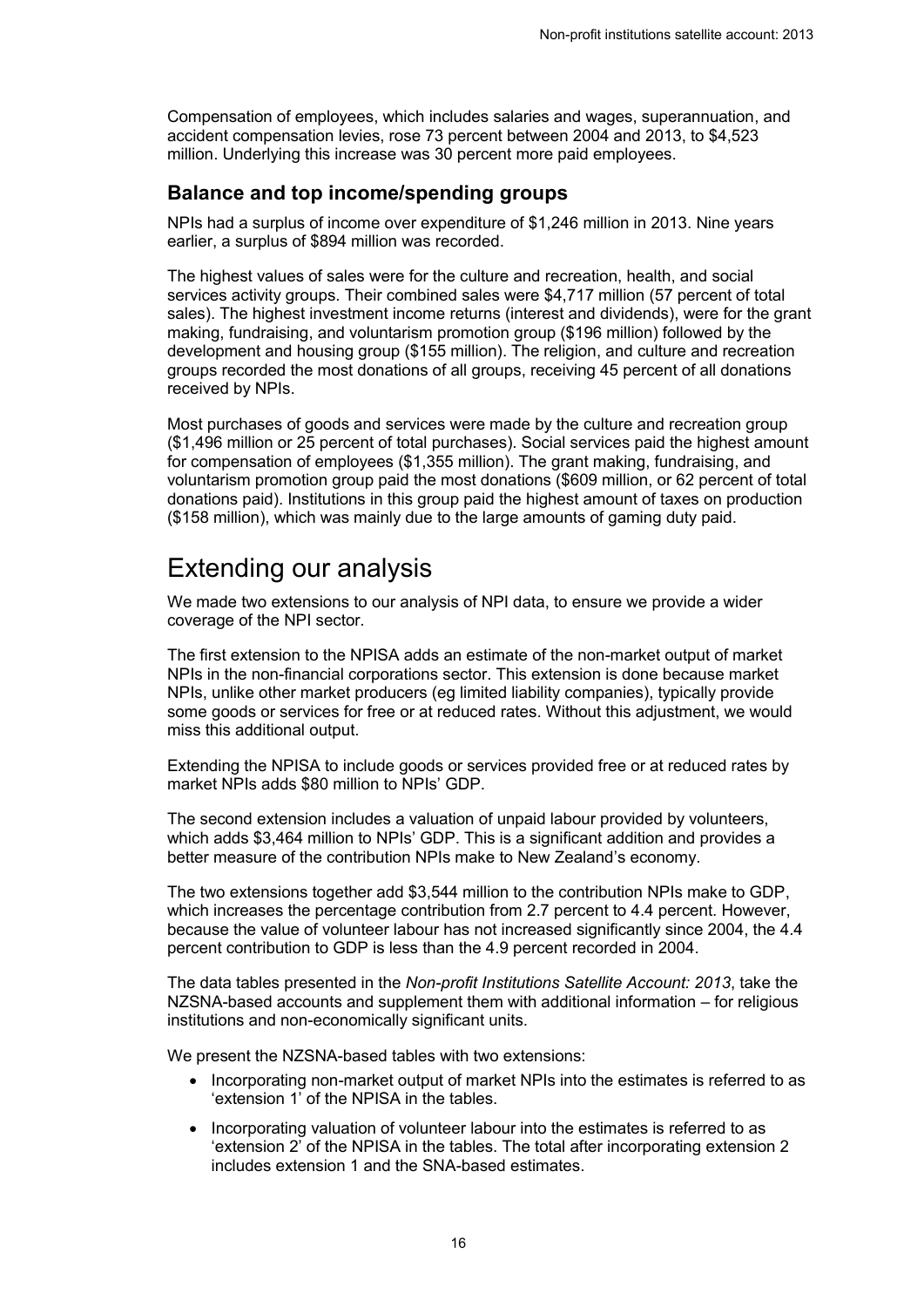Compensation of employees, which includes salaries and wages, superannuation, and accident compensation levies, rose 73 percent between 2004 and 2013, to $4,523 million. Underlying this increase was 30 percent more paid employees.

### Balance and top income/spending groups

NPIs had a surplus of income over expenditure of $1,246 million in 2013. Nine years earlier, a surplus of $894 million was recorded.

The highest values of sales were for the culture and recreation, health, and social services activity groups. Their combined sales were $4,717 million (57 percent of total sales). The highest investment income returns (interest and dividends), were for the grant making, fundraising, and voluntarism promotion group ($196 million) followed by the development and housing group ($155 million). The religion, and culture and recreation groups recorded the most donations of all groups, receiving 45 percent of all donations received by NPIs.

Most purchases of goods and services were made by the culture and recreation group ($1,496 million or 25 percent of total purchases). Social services paid the highest amount for compensation of employees ($1,355 million). The grant making, fundraising, and voluntarism promotion group paid the most donations ($609 million, or 62 percent of total donations paid). Institutions in this group paid the highest amount of taxes on production ($158 million), which was mainly due to the large amounts of gaming duty paid.

## Extending our analysis

We made two extensions to our analysis of NPI data, to ensure we provide a wider coverage of the NPI sector.

The first extension to the NPISA adds an estimate of the non-market output of market NPIs in the non-financial corporations sector. This extension is done because market NPIs, unlike other market producers (eg limited liability companies), typically provide some goods or services for free or at reduced rates. Without this adjustment, we would miss this additional output.

Extending the NPISA to include goods or services provided free or at reduced rates by market NPIs adds $80 million to NPIs' GDP.

The second extension includes a valuation of unpaid labour provided by volunteers, which adds $3,464 million to NPIs' GDP. This is a significant addition and provides a better measure of the contribution NPIs make to New Zealand's economy.

The two extensions together add $3,544 million to the contribution NPIs make to GDP, which increases the percentage contribution from 2.7 percent to 4.4 percent. However, because the value of volunteer labour has not increased significantly since 2004, the 4.4 percent contribution to GDP is less than the 4.9 percent recorded in 2004.

The data tables presented in the *Non-profit Institutions Satellite Account: 2013*, take the NZSNA-based accounts and supplement them with additional information – for religious institutions and non-economically significant units.

We present the NZSNA-based tables with two extensions:

- Incorporating non-market output of market NPIs into the estimates is referred to as 'extension 1' of the NPISA in the tables.
- Incorporating valuation of volunteer labour into the estimates is referred to as 'extension 2' of the NPISA in the tables. The total after incorporating extension 2 includes extension 1 and the SNA-based estimates.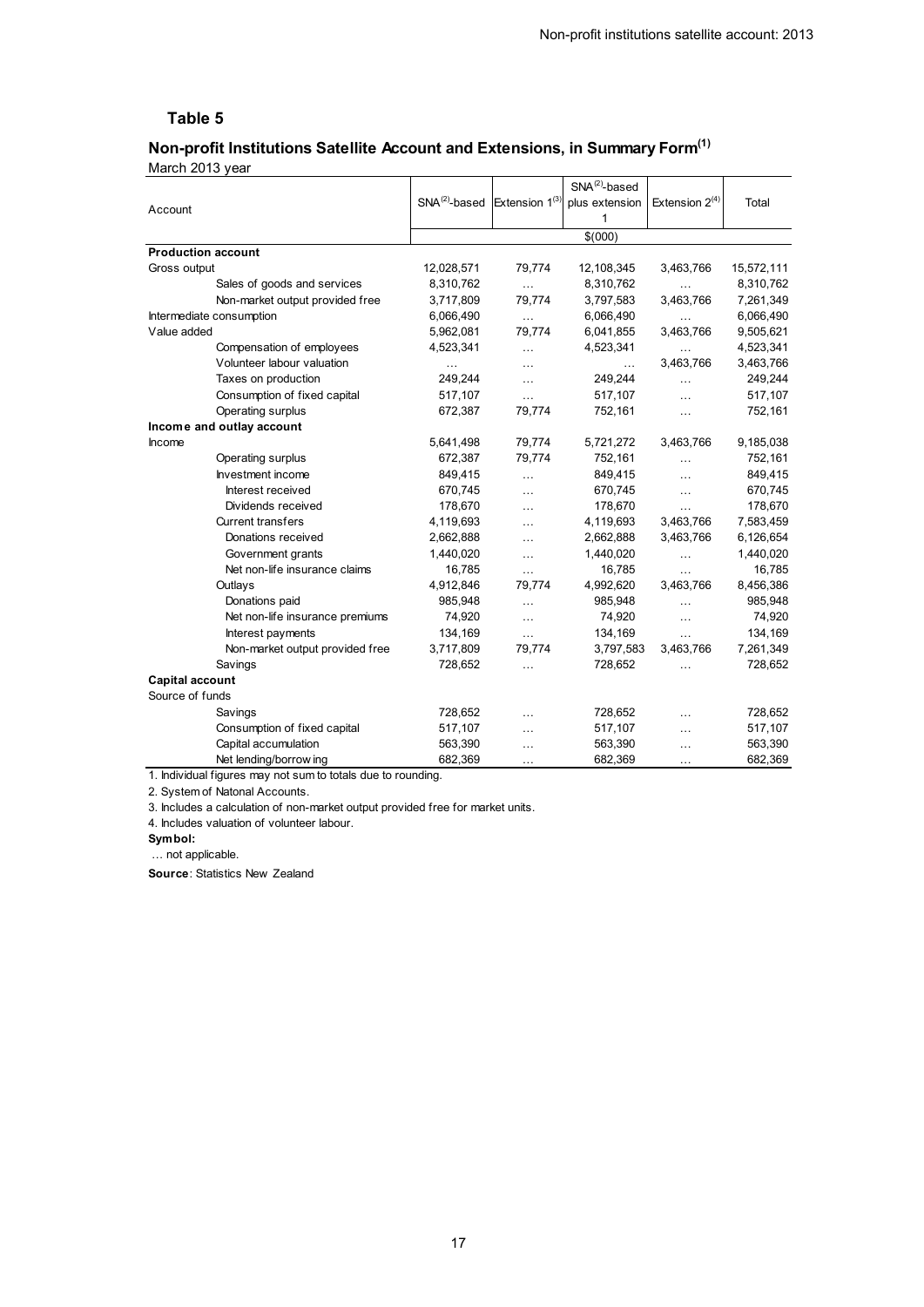## Table 5

### Non-profit Institutions Satellite Account and Extensions, in Summary Form[1]

March 2013 year

| Account | SNA[2]-based | Extension 1[3] | SNA[2]-based plus extension 1 | Extension 2[4] | Total |
|---|---|---|---|---|---|
| | $(000) | | | | |
| **Production account** | | | | | |
| Gross output | 12,028,571 | 79,774 | 12,108,345 | 3,463,766 | 15,572,111 |
| Sales of goods and services | 8,310,762 | … | 8,310,762 | … | 8,310,762 |
| Non-market output provided free | 3,717,809 | 79,774 | 3,797,583 | 3,463,766 | 7,261,349 |
| Intermediate consumption | 6,066,490 | … | 6,066,490 | … | 6,066,490 |
| Value added | 5,962,081 | 79,774 | 6,041,855 | 3,463,766 | 9,505,621 |
| Compensation of employees | 4,523,341 | … | 4,523,341 | … | 4,523,341 |
| Volunteer labour valuation | … | … | … | 3,463,766 | 3,463,766 |
| Taxes on production | 249,244 | … | 249,244 | … | 249,244 |
| Consumption of fixed capital | 517,107 | … | 517,107 | … | 517,107 |
| Operating surplus | 672,387 | 79,774 | 752,161 | … | 752,161 |
| **Income and outlay account** | | | | | |
| Income | 5,641,498 | 79,774 | 5,721,272 | 3,463,766 | 9,185,038 |
| Operating surplus | 672,387 | 79,774 | 752,161 | … | 752,161 |
| Investment income | 849,415 | … | 849,415 | … | 849,415 |
| Interest received | 670,745 | … | 670,745 | … | 670,745 |
| Dividends received | 178,670 | … | 178,670 | … | 178,670 |
| Current transfers | 4,119,693 | … | 4,119,693 | 3,463,766 | 7,583,459 |
| Donations received | 2,662,888 | … | 2,662,888 | 3,463,766 | 6,126,654 |
| Government grants | 1,440,020 | … | 1,440,020 | … | 1,440,020 |
| Net non-life insurance claims | 16,785 | … | 16,785 | … | 16,785 |
| Outlays | 4,912,846 | 79,774 | 4,992,620 | 3,463,766 | 8,456,386 |
| Donations paid | 985,948 | … | 985,948 | … | 985,948 |
| Net non-life insurance premiums | 74,920 | … | 74,920 | … | 74,920 |
| Interest payments | 134,169 | … | 134,169 | … | 134,169 |
| Non-market output provided free | 3,717,809 | 79,774 | 3,797,583 | 3,463,766 | 7,261,349 |
| Savings | 728,652 | … | 728,652 | … | 728,652 |
| **Capital account** | | | | | |
| Source of funds | | | | | |
| Savings | 728,652 | … | 728,652 | … | 728,652 |
| Consumption of fixed capital | 517,107 | … | 517,107 | … | 517,107 |
| Capital accumulation | 563,390 | … | 563,390 | … | 563,390 |
| Net lending/borrowing | 682,369 | … | 682,369 | … | 682,369 |

1. Individual figures may not sum to totals due to rounding.

2. System of Natonal Accounts.

3. Includes a calculation of non-market output provided free for market units.

4. Includes valuation of volunteer labour.

**Symbol:**

… not applicable.

**Source**: Statistics New Zealand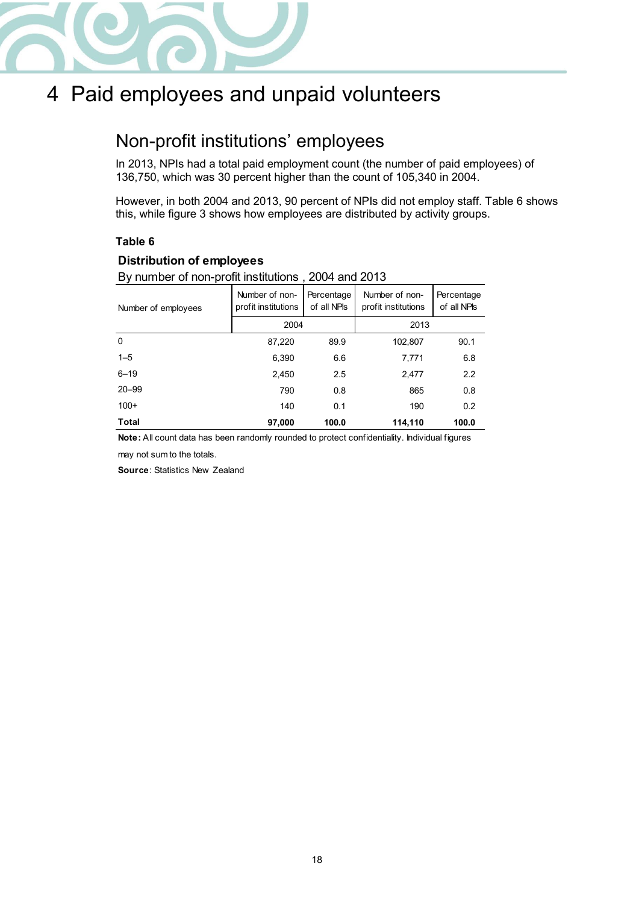# 4 Paid employees and unpaid volunteers

## Non-profit institutions' employees

In 2013, NPIs had a total paid employment count (the number of paid employees) of 136,750, which was 30 percent higher than the count of 105,340 in 2004.

However, in both 2004 and 2013, 90 percent of NPIs did not employ staff. Table 6 shows this, while figure 3 shows how employees are distributed by activity groups.

**Table 6**

**Distribution of employees**

By number of non-profit institutions , 2004 and 2013

| Number of employees | Number of non-profit institutions | Percentage of all NPIs | Number of non-profit institutions | Percentage of all NPIs |
|---|---|---|---|---|
| | 2004 | | 2013 | |
| 0 | 87,220 | 89.9 | 102,807 | 90.1 |
| 1–5 | 6,390 | 6.6 | 7,771 | 6.8 |
| 6–19 | 2,450 | 2.5 | 2,477 | 2.2 |
| 20–99 | 790 | 0.8 | 865 | 0.8 |
| 100+ | 140 | 0.1 | 190 | 0.2 |
| **Total** | **97,000** | **100.0** | **114,110** | **100.0** |

**Note:** All count data has been randomly rounded to protect confidentiality. Individual figures may not sum to the totals.

**Source**: Statistics New Zealand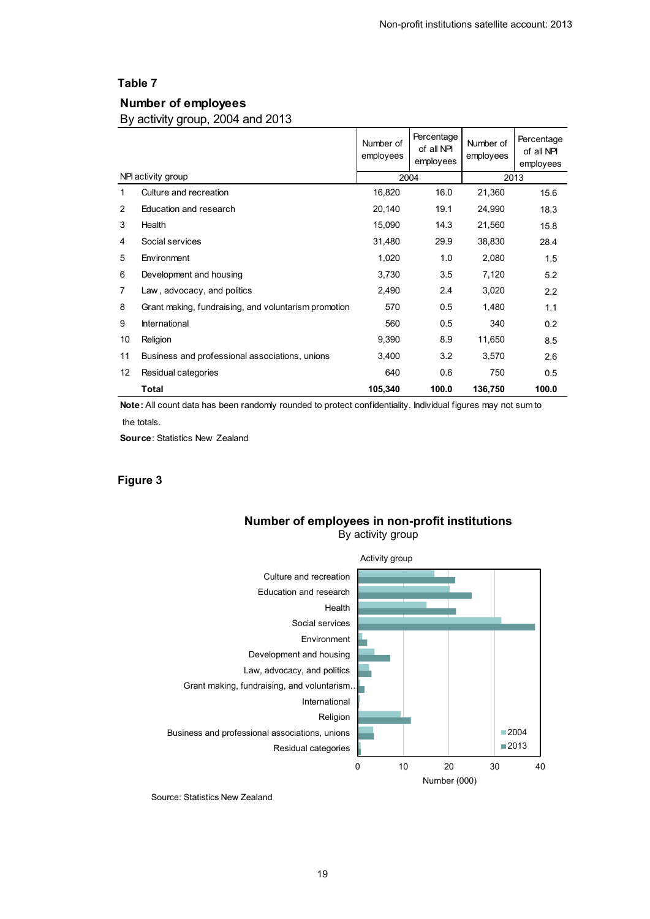## Table 7

### Number of employees

By activity group, 2004 and 2013

| | NPI activity group | 2004 Number of employees | 2004 Percentage of all NPI employees | 2013 Number of employees | 2013 Percentage of all NPI employees |
|---|---|---|---|---|---|
| 1 | Culture and recreation | 16,820 | 16.0 | 21,360 | 15.6 |
| 2 | Education and research | 20,140 | 19.1 | 24,990 | 18.3 |
| 3 | Health | 15,090 | 14.3 | 21,560 | 15.8 |
| 4 | Social services | 31,480 | 29.9 | 38,830 | 28.4 |
| 5 | Environment | 1,020 | 1.0 | 2,080 | 1.5 |
| 6 | Development and housing | 3,730 | 3.5 | 7,120 | 5.2 |
| 7 | Law , advocacy, and politics | 2,490 | 2.4 | 3,020 | 2.2 |
| 8 | Grant making, fundraising, and voluntarism promotion | 570 | 0.5 | 1,480 | 1.1 |
| 9 | International | 560 | 0.5 | 340 | 0.2 |
| 10 | Religion | 9,390 | 8.9 | 11,650 | 8.5 |
| 11 | Business and professional associations, unions | 3,400 | 3.2 | 3,570 | 2.6 |
| 12 | Residual categories | 640 | 0.6 | 750 | 0.5 |
| | **Total** | **105,340** | **100.0** | **136,750** | **100.0** |

**Note:** All count data has been randomly rounded to protect confidentiality. Individual figures may not sum to the totals.

**Source**: Statistics New Zealand

## Figure 3

**Number of employees in non-profit institutions**
By activity group

Source: Statistics New Zealand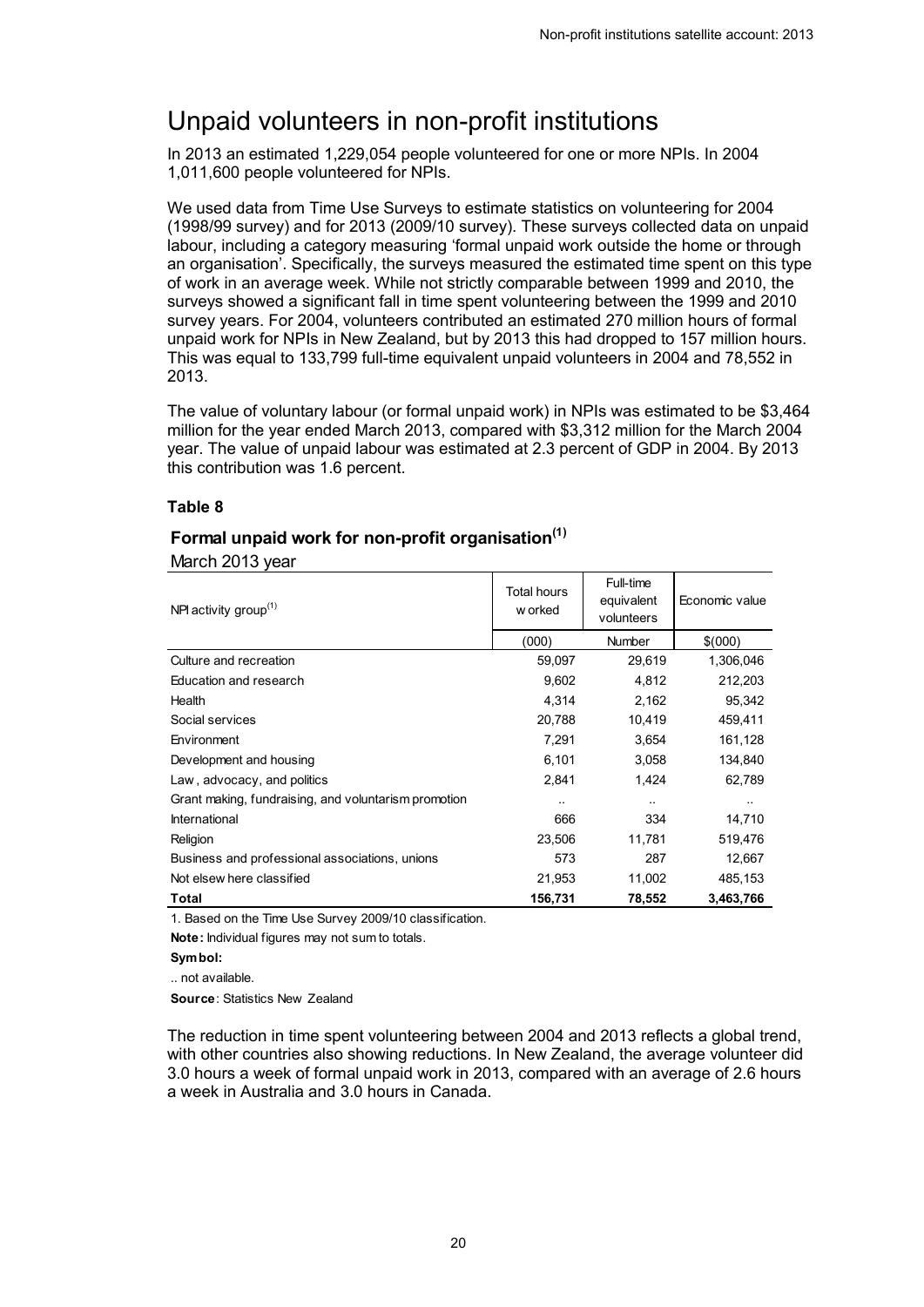# Unpaid volunteers in non-profit institutions

In 2013 an estimated 1,229,054 people volunteered for one or more NPIs. In 2004 1,011,600 people volunteered for NPIs.

We used data from Time Use Surveys to estimate statistics on volunteering for 2004 (1998/99 survey) and for 2013 (2009/10 survey). These surveys collected data on unpaid labour, including a category measuring 'formal unpaid work outside the home or through an organisation'. Specifically, the surveys measured the estimated time spent on this type of work in an average week. While not strictly comparable between 1999 and 2010, the surveys showed a significant fall in time spent volunteering between the 1999 and 2010 survey years. For 2004, volunteers contributed an estimated 270 million hours of formal unpaid work for NPIs in New Zealand, but by 2013 this had dropped to 157 million hours. This was equal to 133,799 full-time equivalent unpaid volunteers in 2004 and 78,552 in 2013.

The value of voluntary labour (or formal unpaid work) in NPIs was estimated to be $3,464 million for the year ended March 2013, compared with $3,312 million for the March 2004 year. The value of unpaid labour was estimated at 2.3 percent of GDP in 2004. By 2013 this contribution was 1.6 percent.

### Table 8

**Formal unpaid work for non-profit organisation(1)**

March 2013 year

| NPI activity group(1) | Total hours worked | Full-time equivalent volunteers | Economic value |
|---|---|---|---|
| | (000) | Number | $(000) |
| Culture and recreation | 59,097 | 29,619 | 1,306,046 |
| Education and research | 9,602 | 4,812 | 212,203 |
| Health | 4,314 | 2,162 | 95,342 |
| Social services | 20,788 | 10,419 | 459,411 |
| Environment | 7,291 | 3,654 | 161,128 |
| Development and housing | 6,101 | 3,058 | 134,840 |
| Law , advocacy, and politics | 2,841 | 1,424 | 62,789 |
| Grant making, fundraising, and voluntarism promotion | .. | .. | .. |
| International | 666 | 334 | 14,710 |
| Religion | 23,506 | 11,781 | 519,476 |
| Business and professional associations, unions | 573 | 287 | 12,667 |
| Not elsewhere classified | 21,953 | 11,002 | 485,153 |
| **Total** | **156,731** | **78,552** | **3,463,766** |

1. Based on the Time Use Survey 2009/10 classification.

**Note:** Individual figures may not sum to totals.

**Symbol:**

.. not available.

**Source**: Statistics New Zealand

The reduction in time spent volunteering between 2004 and 2013 reflects a global trend, with other countries also showing reductions. In New Zealand, the average volunteer did 3.0 hours a week of formal unpaid work in 2013, compared with an average of 2.6 hours a week in Australia and 3.0 hours in Canada.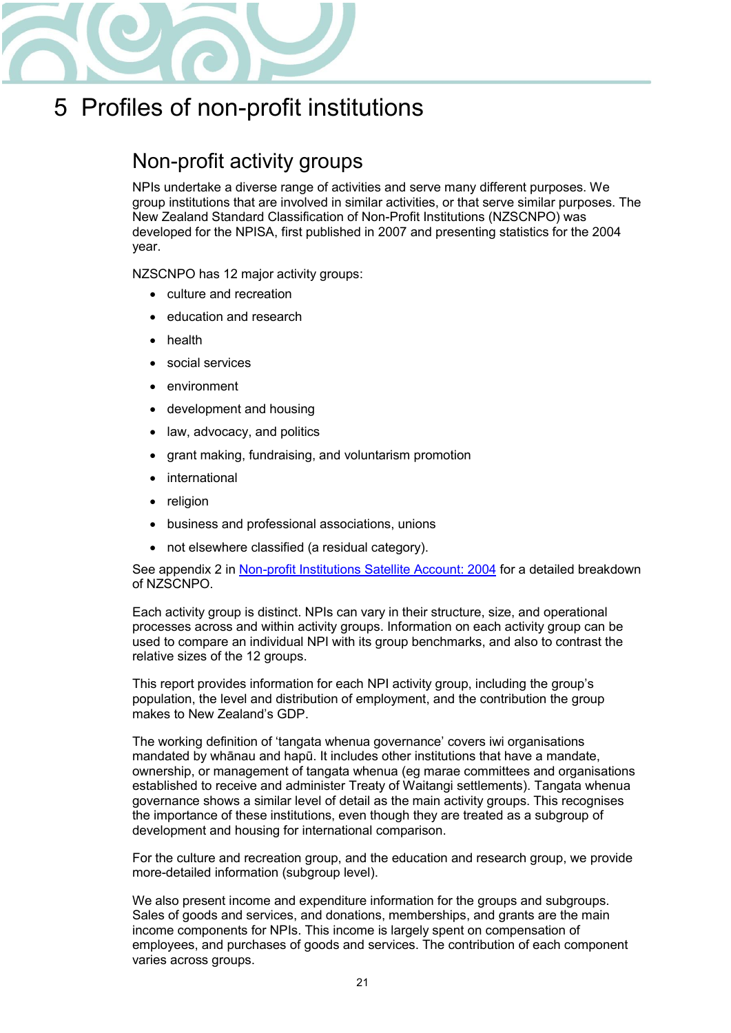# 5 Profiles of non-profit institutions

## Non-profit activity groups

NPIs undertake a diverse range of activities and serve many different purposes. We group institutions that are involved in similar activities, or that serve similar purposes. The New Zealand Standard Classification of Non-Profit Institutions (NZSCNPO) was developed for the NPISA, first published in 2007 and presenting statistics for the 2004 year.

NZSCNPO has 12 major activity groups:

- culture and recreation
- education and research
- health
- social services
- environment
- development and housing
- law, advocacy, and politics
- grant making, fundraising, and voluntarism promotion
- international
- religion
- business and professional associations, unions
- not elsewhere classified (a residual category).

See appendix 2 in [Non-profit Institutions Satellite Account: 2004] for a detailed breakdown of NZSCNPO.

Each activity group is distinct. NPIs can vary in their structure, size, and operational processes across and within activity groups. Information on each activity group can be used to compare an individual NPI with its group benchmarks, and also to contrast the relative sizes of the 12 groups.

This report provides information for each NPI activity group, including the group's population, the level and distribution of employment, and the contribution the group makes to New Zealand's GDP.

The working definition of 'tangata whenua governance' covers iwi organisations mandated by whānau and hapū. It includes other institutions that have a mandate, ownership, or management of tangata whenua (eg marae committees and organisations established to receive and administer Treaty of Waitangi settlements). Tangata whenua governance shows a similar level of detail as the main activity groups. This recognises the importance of these institutions, even though they are treated as a subgroup of development and housing for international comparison.

For the culture and recreation group, and the education and research group, we provide more-detailed information (subgroup level).

We also present income and expenditure information for the groups and subgroups. Sales of goods and services, and donations, memberships, and grants are the main income components for NPIs. This income is largely spent on compensation of employees, and purchases of goods and services. The contribution of each component varies across groups.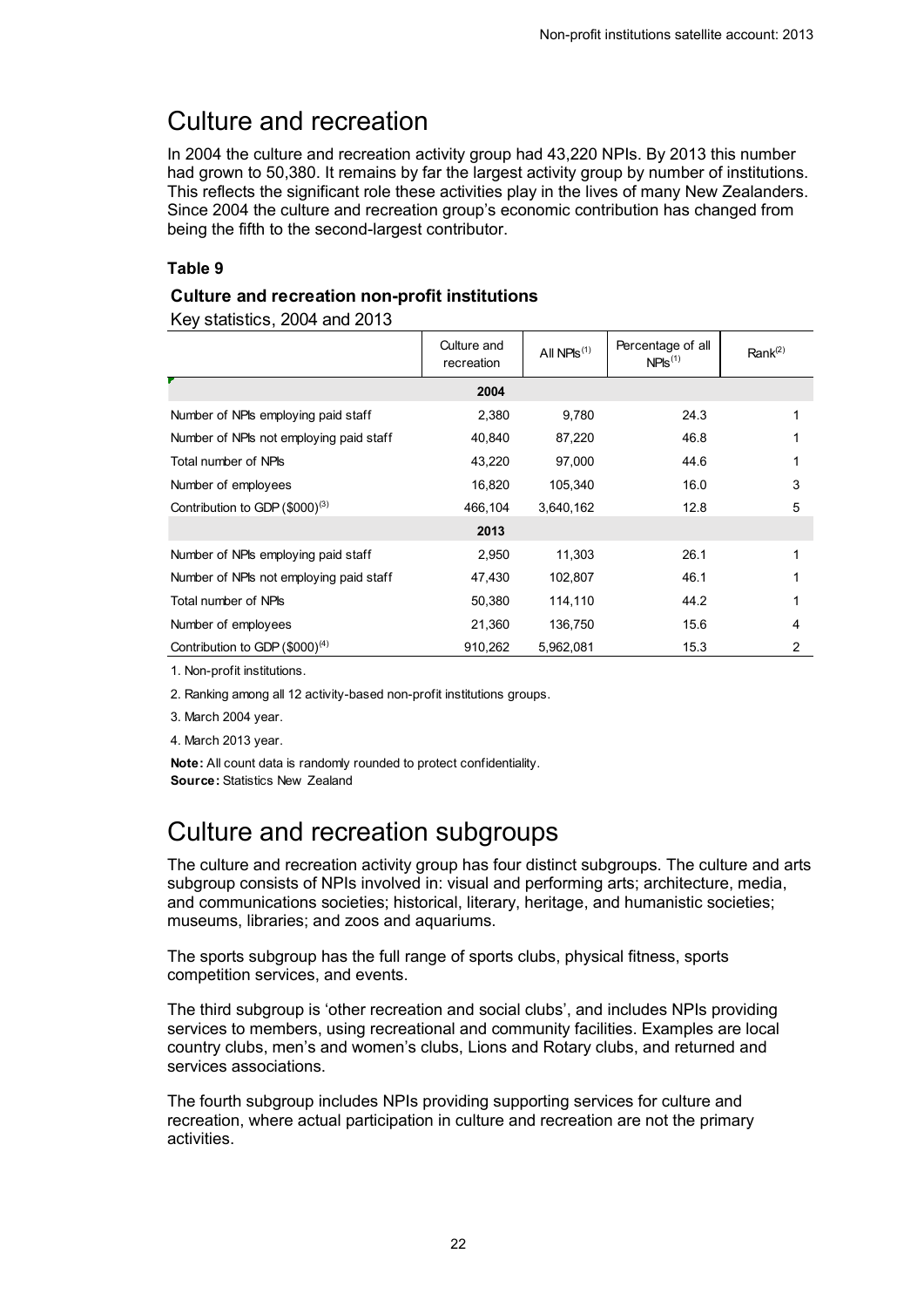# Culture and recreation

In 2004 the culture and recreation activity group had 43,220 NPIs. By 2013 this number had grown to 50,380. It remains by far the largest activity group by number of institutions. This reflects the significant role these activities play in the lives of many New Zealanders. Since 2004 the culture and recreation group's economic contribution has changed from being the fifth to the second-largest contributor.

**Table 9**

**Culture and recreation non-profit institutions**

Key statistics, 2004 and 2013

| | Culture and recreation | All NPIs(1) | Percentage of all NPIs(1) | Rank(2) |
|---|---|---|---|---|
| | **2004** | | | |
| Number of NPIs employing paid staff | 2,380 | 9,780 | 24.3 | 1 |
| Number of NPIs not employing paid staff | 40,840 | 87,220 | 46.8 | 1 |
| Total number of NPIs | 43,220 | 97,000 | 44.6 | 1 |
| Number of employees | 16,820 | 105,340 | 16.0 | 3 |
| Contribution to GDP ($000)(3) | 466,104 | 3,640,162 | 12.8 | 5 |
| | **2013** | | | |
| Number of NPIs employing paid staff | 2,950 | 11,303 | 26.1 | 1 |
| Number of NPIs not employing paid staff | 47,430 | 102,807 | 46.1 | 1 |
| Total number of NPIs | 50,380 | 114,110 | 44.2 | 1 |
| Number of employees | 21,360 | 136,750 | 15.6 | 4 |
| Contribution to GDP ($000)(4) | 910,262 | 5,962,081 | 15.3 | 2 |

1. Non-profit institutions.

2. Ranking among all 12 activity-based non-profit institutions groups.

3. March 2004 year.

4. March 2013 year.

**Note:** All count data is randomly rounded to protect confidentiality.
**Source:** Statistics New Zealand

# Culture and recreation subgroups

The culture and recreation activity group has four distinct subgroups. The culture and arts subgroup consists of NPIs involved in: visual and performing arts; architecture, media, and communications societies; historical, literary, heritage, and humanistic societies; museums, libraries; and zoos and aquariums.

The sports subgroup has the full range of sports clubs, physical fitness, sports competition services, and events.

The third subgroup is 'other recreation and social clubs', and includes NPIs providing services to members, using recreational and community facilities. Examples are local country clubs, men's and women's clubs, Lions and Rotary clubs, and returned and services associations.

The fourth subgroup includes NPIs providing supporting services for culture and recreation, where actual participation in culture and recreation are not the primary activities.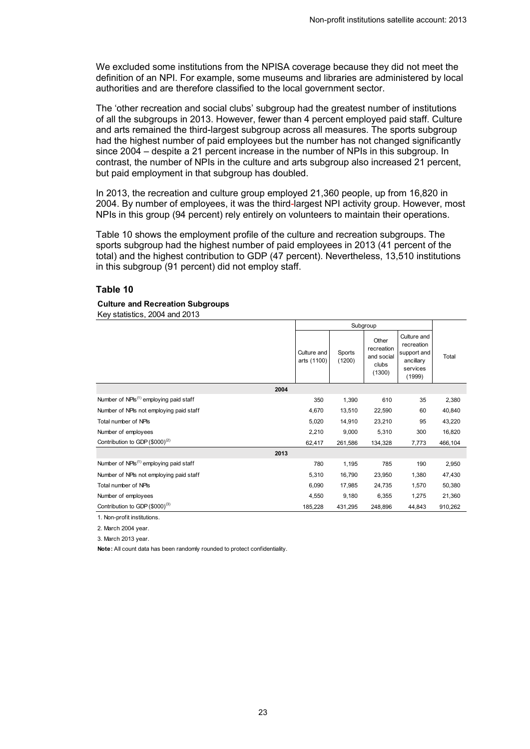We excluded some institutions from the NPISA coverage because they did not meet the definition of an NPI. For example, some museums and libraries are administered by local authorities and are therefore classified to the local government sector.

The 'other recreation and social clubs' subgroup had the greatest number of institutions of all the subgroups in 2013. However, fewer than 4 percent employed paid staff. Culture and arts remained the third-largest subgroup across all measures. The sports subgroup had the highest number of paid employees but the number has not changed significantly since 2004 – despite a 21 percent increase in the number of NPIs in this subgroup. In contrast, the number of NPIs in the culture and arts subgroup also increased 21 percent, but paid employment in that subgroup has doubled.

In 2013, the recreation and culture group employed 21,360 people, up from 16,820 in 2004. By number of employees, it was the third-largest NPI activity group. However, most NPIs in this group (94 percent) rely entirely on volunteers to maintain their operations.

Table 10 shows the employment profile of the culture and recreation subgroups. The sports subgroup had the highest number of paid employees in 2013 (41 percent of the total) and the highest contribution to GDP (47 percent). Nevertheless, 13,510 institutions in this subgroup (91 percent) did not employ staff.

### Table 10

**Culture and Recreation Subgroups**

Key statistics, 2004 and 2013

| | Subgroup | | | | |
|---|---|---|---|---|---|
| | Culture and arts (1100) | Sports (1200) | Other recreation and social clubs (1300) | Culture and recreation support and ancillary services (1999) | Total |
| **2004** | | | | | |
| Number of NPIs[1] employing paid staff | 350 | 1,390 | 610 | 35 | 2,380 |
| Number of NPIs not employing paid staff | 4,670 | 13,510 | 22,590 | 60 | 40,840 |
| Total number of NPIs | 5,020 | 14,910 | 23,210 | 95 | 43,220 |
| Number of employees | 2,210 | 9,000 | 5,310 | 300 | 16,820 |
| Contribution to GDP ($000)[2] | 62,417 | 261,586 | 134,328 | 7,773 | 466,104 |
| **2013** | | | | | |
| Number of NPIs[1] employing paid staff | 780 | 1,195 | 785 | 190 | 2,950 |
| Number of NPIs not employing paid staff | 5,310 | 16,790 | 23,950 | 1,380 | 47,430 |
| Total number of NPIs | 6,090 | 17,985 | 24,735 | 1,570 | 50,380 |
| Number of employees | 4,550 | 9,180 | 6,355 | 1,275 | 21,360 |
| Contribution to GDP ($000)[3] | 185,228 | 431,295 | 248,896 | 44,843 | 910,262 |

1. Non-profit institutions.

2. March 2004 year.

3. March 2013 year.

**Note:** All count data has been randomly rounded to protect confidentiality.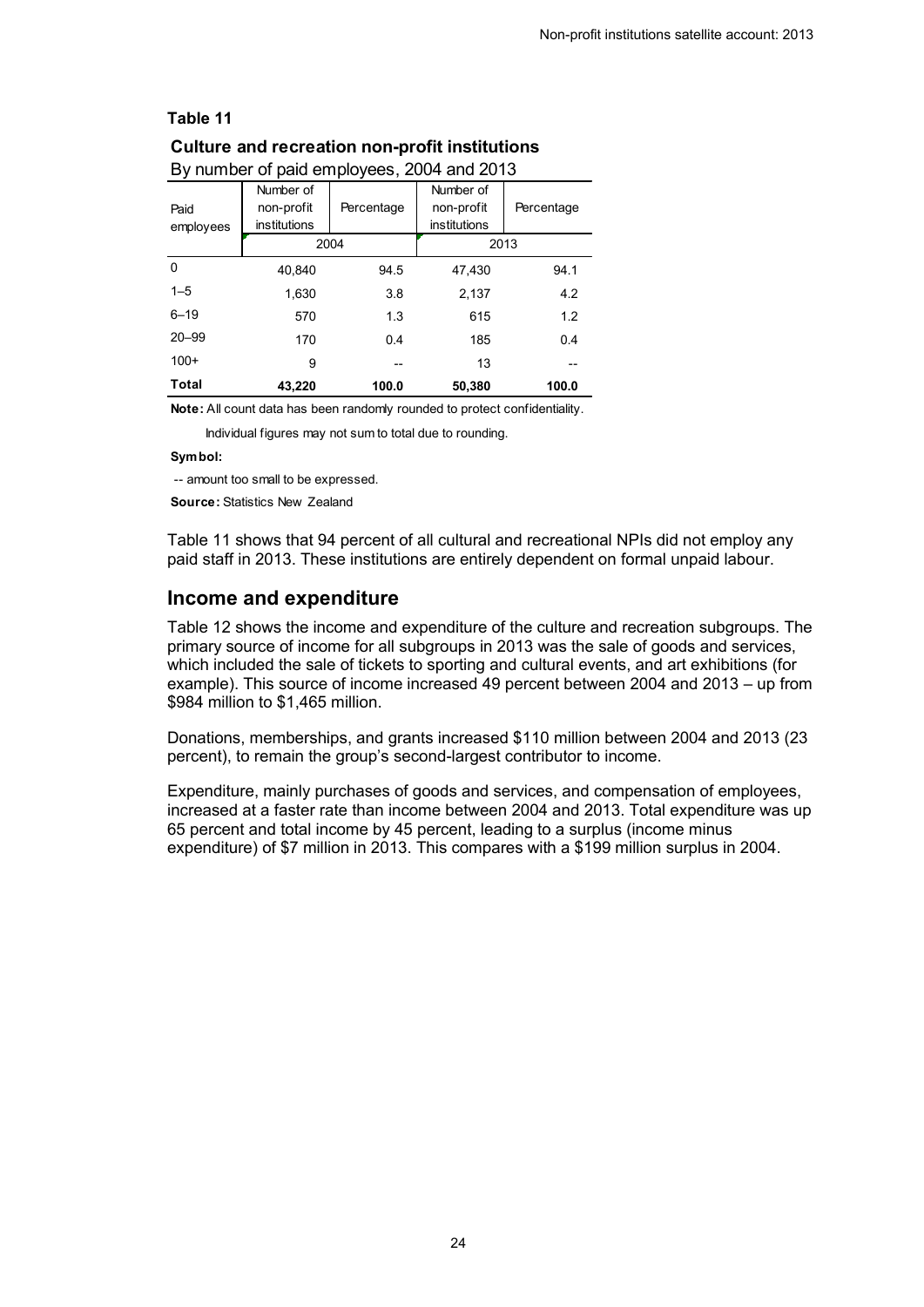**Table 11**

**Culture and recreation non-profit institutions**

By number of paid employees, 2004 and 2013

| Paid employees | Number of non-profit institutions | Percentage | Number of non-profit institutions | Percentage |
|---|---|---|---|---|
| | 2004 | | 2013 | |
| 0 | 40,840 | 94.5 | 47,430 | 94.1 |
| 1–5 | 1,630 | 3.8 | 2,137 | 4.2 |
| 6–19 | 570 | 1.3 | 615 | 1.2 |
| 20–99 | 170 | 0.4 | 185 | 0.4 |
| 100+ | 9 | -- | 13 | -- |
| **Total** | **43,220** | **100.0** | **50,380** | **100.0** |

**Note:** All count data has been randomly rounded to protect confidentiality.

Individual figures may not sum to total due to rounding.

**Symbol:**

-- amount too small to be expressed.

**Source:** Statistics New Zealand

Table 11 shows that 94 percent of all cultural and recreational NPIs did not employ any paid staff in 2013. These institutions are entirely dependent on formal unpaid labour.

## Income and expenditure

Table 12 shows the income and expenditure of the culture and recreation subgroups. The primary source of income for all subgroups in 2013 was the sale of goods and services, which included the sale of tickets to sporting and cultural events, and art exhibitions (for example). This source of income increased 49 percent between 2004 and 2013 – up from \$984 million to \$1,465 million.

Donations, memberships, and grants increased \$110 million between 2004 and 2013 (23 percent), to remain the group's second-largest contributor to income.

Expenditure, mainly purchases of goods and services, and compensation of employees, increased at a faster rate than income between 2004 and 2013. Total expenditure was up 65 percent and total income by 45 percent, leading to a surplus (income minus expenditure) of \$7 million in 2013. This compares with a \$199 million surplus in 2004.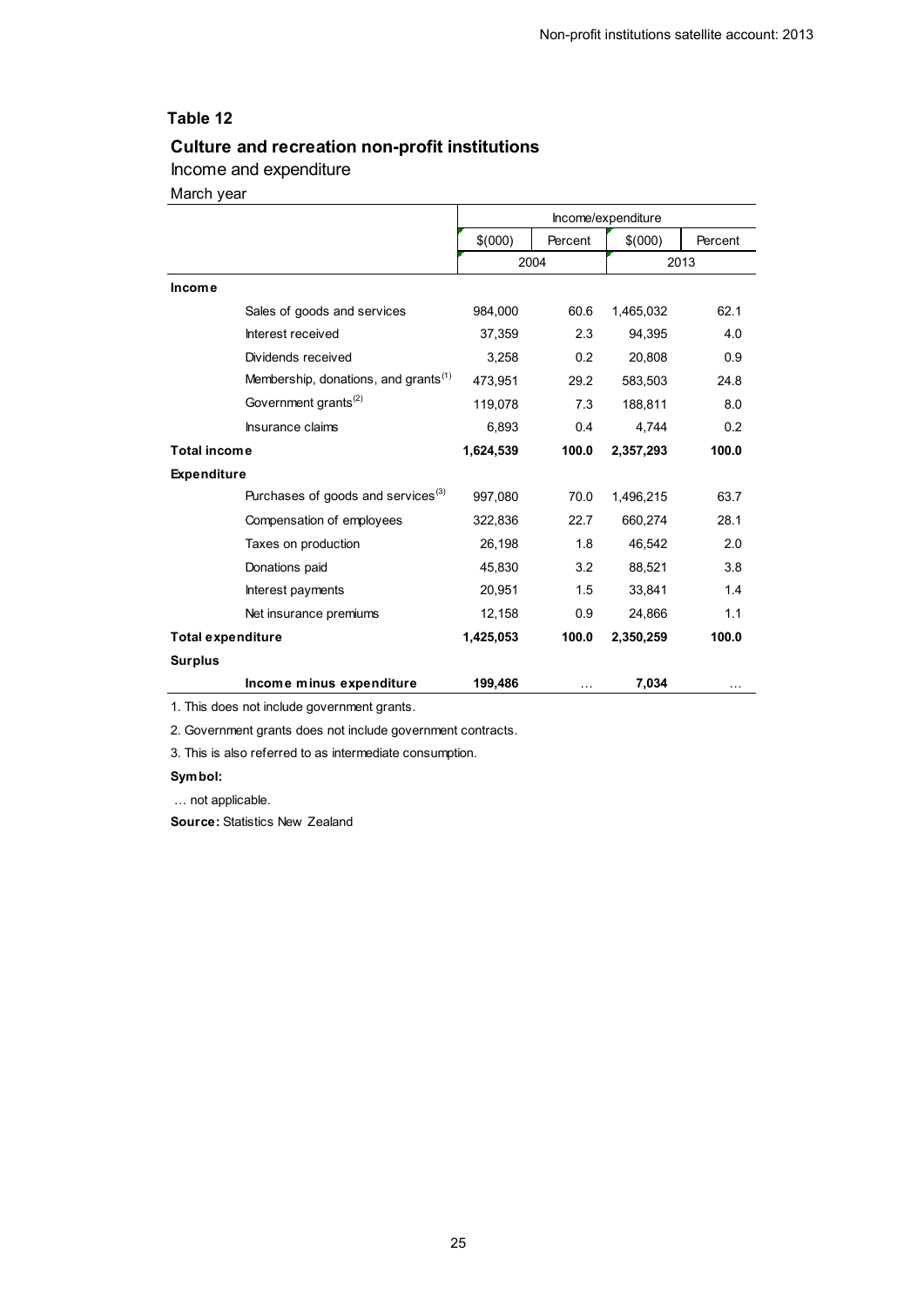## Table 12

### Culture and recreation non-profit institutions

Income and expenditure

March year

| | Income/expenditure | | | |
|---|---|---|---|---|
| | $(000) | Percent | $(000) | Percent |
| | 2004 | | 2013 | |
| **Income** | | | | |
| Sales of goods and services | 984,000 | 60.6 | 1,465,032 | 62.1 |
| Interest received | 37,359 | 2.3 | 94,395 | 4.0 |
| Dividends received | 3,258 | 0.2 | 20,808 | 0.9 |
| Membership, donations, and grants[1] | 473,951 | 29.2 | 583,503 | 24.8 |
| Government grants[2] | 119,078 | 7.3 | 188,811 | 8.0 |
| Insurance claims | 6,893 | 0.4 | 4,744 | 0.2 |
| **Total income** | **1,624,539** | **100.0** | **2,357,293** | **100.0** |
| **Expenditure** | | | | |
| Purchases of goods and services[3] | 997,080 | 70.0 | 1,496,215 | 63.7 |
| Compensation of employees | 322,836 | 22.7 | 660,274 | 28.1 |
| Taxes on production | 26,198 | 1.8 | 46,542 | 2.0 |
| Donations paid | 45,830 | 3.2 | 88,521 | 3.8 |
| Interest payments | 20,951 | 1.5 | 33,841 | 1.4 |
| Net insurance premiums | 12,158 | 0.9 | 24,866 | 1.1 |
| **Total expenditure** | **1,425,053** | **100.0** | **2,350,259** | **100.0** |
| **Surplus** | | | | |
| **Income minus expenditure** | **199,486** | … | **7,034** | … |

1. This does not include government grants.

2. Government grants does not include government contracts.

3. This is also referred to as intermediate consumption.

**Symbol:**

… not applicable.

**Source:** Statistics New Zealand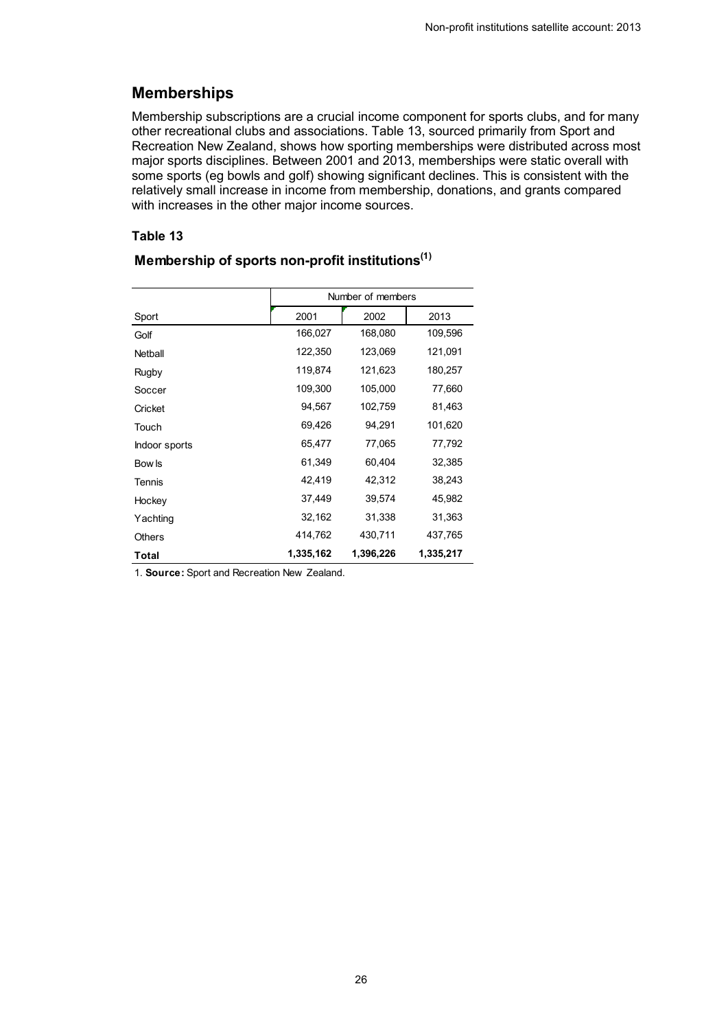## Memberships

Membership subscriptions are a crucial income component for sports clubs, and for many other recreational clubs and associations. Table 13, sourced primarily from Sport and Recreation New Zealand, shows how sporting memberships were distributed across most major sports disciplines. Between 2001 and 2013, memberships were static overall with some sports (eg bowls and golf) showing significant declines. This is consistent with the relatively small increase in income from membership, donations, and grants compared with increases in the other major income sources.

### Table 13

**Membership of sports non-profit institutions[(1)]**

| | Number of members | | |
|---|---|---|---|
| Sport | 2001 | 2002 | 2013 |
| Golf | 166,027 | 168,080 | 109,596 |
| Netball | 122,350 | 123,069 | 121,091 |
| Rugby | 119,874 | 121,623 | 180,257 |
| Soccer | 109,300 | 105,000 | 77,660 |
| Cricket | 94,567 | 102,759 | 81,463 |
| Touch | 69,426 | 94,291 | 101,620 |
| Indoor sports | 65,477 | 77,065 | 77,792 |
| Bowls | 61,349 | 60,404 | 32,385 |
| Tennis | 42,419 | 42,312 | 38,243 |
| Hockey | 37,449 | 39,574 | 45,982 |
| Yachting | 32,162 | 31,338 | 31,363 |
| Others | 414,762 | 430,711 | 437,765 |
| **Total** | **1,335,162** | **1,396,226** | **1,335,217** |

1. **Source:** Sport and Recreation New Zealand.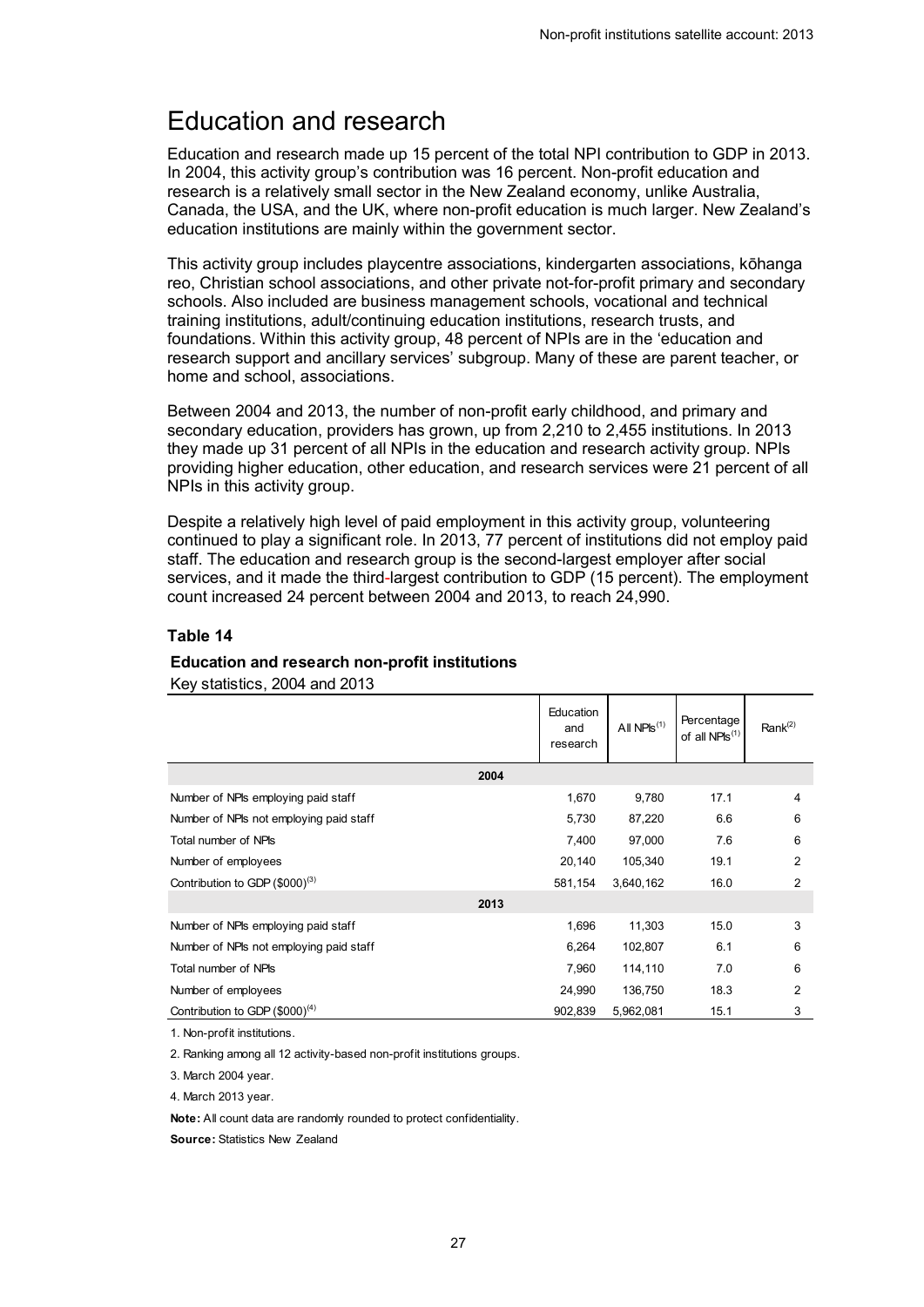# Education and research

Education and research made up 15 percent of the total NPI contribution to GDP in 2013. In 2004, this activity group's contribution was 16 percent. Non-profit education and research is a relatively small sector in the New Zealand economy, unlike Australia, Canada, the USA, and the UK, where non-profit education is much larger. New Zealand's education institutions are mainly within the government sector.

This activity group includes playcentre associations, kindergarten associations, kōhanga reo, Christian school associations, and other private not-for-profit primary and secondary schools. Also included are business management schools, vocational and technical training institutions, adult/continuing education institutions, research trusts, and foundations. Within this activity group, 48 percent of NPIs are in the 'education and research support and ancillary services' subgroup. Many of these are parent teacher, or home and school, associations.

Between 2004 and 2013, the number of non-profit early childhood, and primary and secondary education, providers has grown, up from 2,210 to 2,455 institutions. In 2013 they made up 31 percent of all NPIs in the education and research activity group. NPIs providing higher education, other education, and research services were 21 percent of all NPIs in this activity group.

Despite a relatively high level of paid employment in this activity group, volunteering continued to play a significant role. In 2013, 77 percent of institutions did not employ paid staff. The education and research group is the second-largest employer after social services, and it made the third-largest contribution to GDP (15 percent). The employment count increased 24 percent between 2004 and 2013, to reach 24,990.

### Table 14

**Education and research non-profit institutions**

Key statistics, 2004 and 2013

| | Education and research | All NPIs[1] | Percentage of all NPIs[1] | Rank[2] |
|---|---|---|---|---|
| **2004** | | | | |
| Number of NPIs employing paid staff | 1,670 | 9,780 | 17.1 | 4 |
| Number of NPIs not employing paid staff | 5,730 | 87,220 | 6.6 | 6 |
| Total number of NPIs | 7,400 | 97,000 | 7.6 | 6 |
| Number of employees | 20,140 | 105,340 | 19.1 | 2 |
| Contribution to GDP ($000)[3] | 581,154 | 3,640,162 | 16.0 | 2 |
| **2013** | | | | |
| Number of NPIs employing paid staff | 1,696 | 11,303 | 15.0 | 3 |
| Number of NPIs not employing paid staff | 6,264 | 102,807 | 6.1 | 6 |
| Total number of NPIs | 7,960 | 114,110 | 7.0 | 6 |
| Number of employees | 24,990 | 136,750 | 18.3 | 2 |
| Contribution to GDP ($000)[4] | 902,839 | 5,962,081 | 15.1 | 3 |

1. Non-profit institutions.

2. Ranking among all 12 activity-based non-profit institutions groups.

3. March 2004 year.

4. March 2013 year.

**Note:** All count data are randomly rounded to protect confidentiality.

**Source:** Statistics New Zealand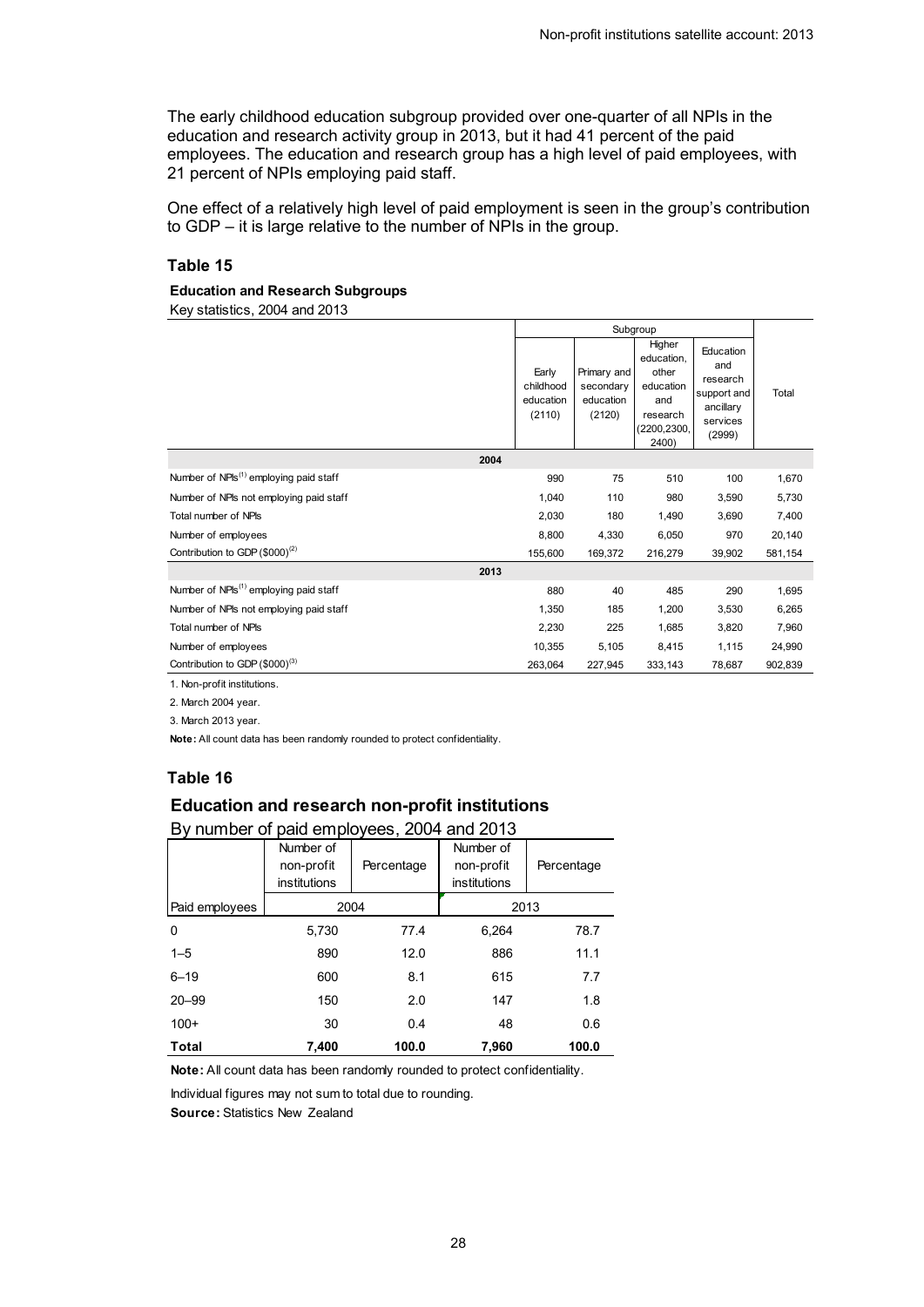The early childhood education subgroup provided over one-quarter of all NPIs in the education and research activity group in 2013, but it had 41 percent of the paid employees. The education and research group has a high level of paid employees, with 21 percent of NPIs employing paid staff.

One effect of a relatively high level of paid employment is seen in the group's contribution to GDP – it is large relative to the number of NPIs in the group.

### Table 15

**Education and Research Subgroups**

Key statistics, 2004 and 2013

| | Subgroup | | | | |
|---|---|---|---|---|---|
| | Early childhood education (2110) | Primary and secondary education (2120) | Higher education, other education and research (2200,2300, 2400) | Education and research support and ancillary services (2999) | Total |
| **2004** | | | | | |
| Number of NPIs[1] employing paid staff | 990 | 75 | 510 | 100 | 1,670 |
| Number of NPIs not employing paid staff | 1,040 | 110 | 980 | 3,590 | 5,730 |
| Total number of NPIs | 2,030 | 180 | 1,490 | 3,690 | 7,400 |
| Number of employees | 8,800 | 4,330 | 6,050 | 970 | 20,140 |
| Contribution to GDP ($000)[2] | 155,600 | 169,372 | 216,279 | 39,902 | 581,154 |
| **2013** | | | | | |
| Number of NPIs[1] employing paid staff | 880 | 40 | 485 | 290 | 1,695 |
| Number of NPIs not employing paid staff | 1,350 | 185 | 1,200 | 3,530 | 6,265 |
| Total number of NPIs | 2,230 | 225 | 1,685 | 3,820 | 7,960 |
| Number of employees | 10,355 | 5,105 | 8,415 | 1,115 | 24,990 |
| Contribution to GDP ($000)[3] | 263,064 | 227,945 | 333,143 | 78,687 | 902,839 |

1. Non-profit institutions.

2. March 2004 year.

3. March 2013 year.

**Note:** All count data has been randomly rounded to protect confidentiality.

### Table 16

**Education and research non-profit institutions**

By number of paid employees, 2004 and 2013

| Paid employees | Number of non-profit institutions (2004) | Percentage (2004) | Number of non-profit institutions (2013) | Percentage (2013) |
|---|---|---|---|---|
| 0 | 5,730 | 77.4 | 6,264 | 78.7 |
| 1–5 | 890 | 12.0 | 886 | 11.1 |
| 6–19 | 600 | 8.1 | 615 | 7.7 |
| 20–99 | 150 | 2.0 | 147 | 1.8 |
| 100+ | 30 | 0.4 | 48 | 0.6 |
| **Total** | **7,400** | **100.0** | **7,960** | **100.0** |

**Note:** All count data has been randomly rounded to protect confidentiality.

Individual figures may not sum to total due to rounding.

**Source:** Statistics New Zealand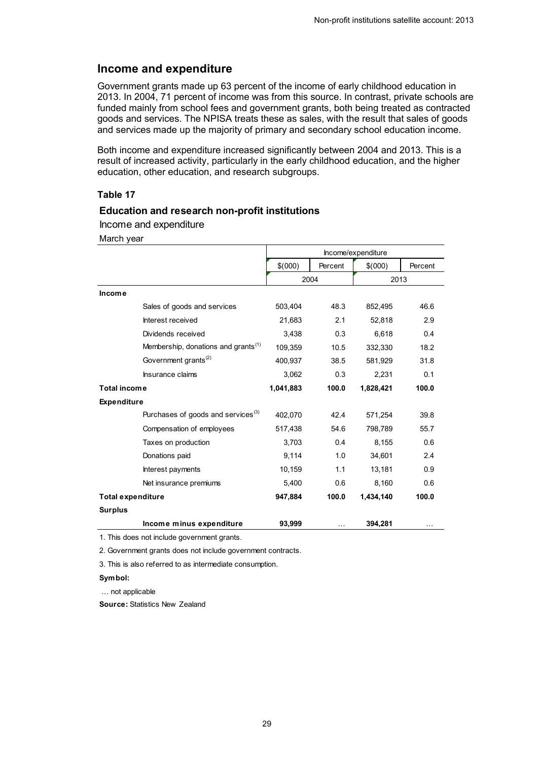## Income and expenditure

Government grants made up 63 percent of the income of early childhood education in 2013. In 2004, 71 percent of income was from this source. In contrast, private schools are funded mainly from school fees and government grants, both being treated as contracted goods and services. The NPISA treats these as sales, with the result that sales of goods and services made up the majority of primary and secondary school education income.

Both income and expenditure increased significantly between 2004 and 2013. This is a result of increased activity, particularly in the early childhood education, and the higher education, other education, and research subgroups.

**Table 17**

**Education and research non-profit institutions**

Income and expenditure

March year

| | Income/expenditure | | | |
|---|---|---|---|---|
| | $(000) | Percent | $(000) | Percent |
| | 2004 | | 2013 | |
| **Income** | | | | |
| Sales of goods and services | 503,404 | 48.3 | 852,495 | 46.6 |
| Interest received | 21,683 | 2.1 | 52,818 | 2.9 |
| Dividends received | 3,438 | 0.3 | 6,618 | 0.4 |
| Membership, donations and grants(1) | 109,359 | 10.5 | 332,330 | 18.2 |
| Government grants(2) | 400,937 | 38.5 | 581,929 | 31.8 |
| Insurance claims | 3,062 | 0.3 | 2,231 | 0.1 |
| **Total income** | **1,041,883** | **100.0** | **1,828,421** | **100.0** |
| **Expenditure** | | | | |
| Purchases of goods and services(3) | 402,070 | 42.4 | 571,254 | 39.8 |
| Compensation of employees | 517,438 | 54.6 | 798,789 | 55.7 |
| Taxes on production | 3,703 | 0.4 | 8,155 | 0.6 |
| Donations paid | 9,114 | 1.0 | 34,601 | 2.4 |
| Interest payments | 10,159 | 1.1 | 13,181 | 0.9 |
| Net insurance premiums | 5,400 | 0.6 | 8,160 | 0.6 |
| **Total expenditure** | **947,884** | **100.0** | **1,434,140** | **100.0** |
| **Surplus** | | | | |
| **Income minus expenditure** | **93,999** | … | **394,281** | … |

1. This does not include government grants.

2. Government grants does not include government contracts.

3. This is also referred to as intermediate consumption.

**Symbol:**

… not applicable

**Source:** Statistics New Zealand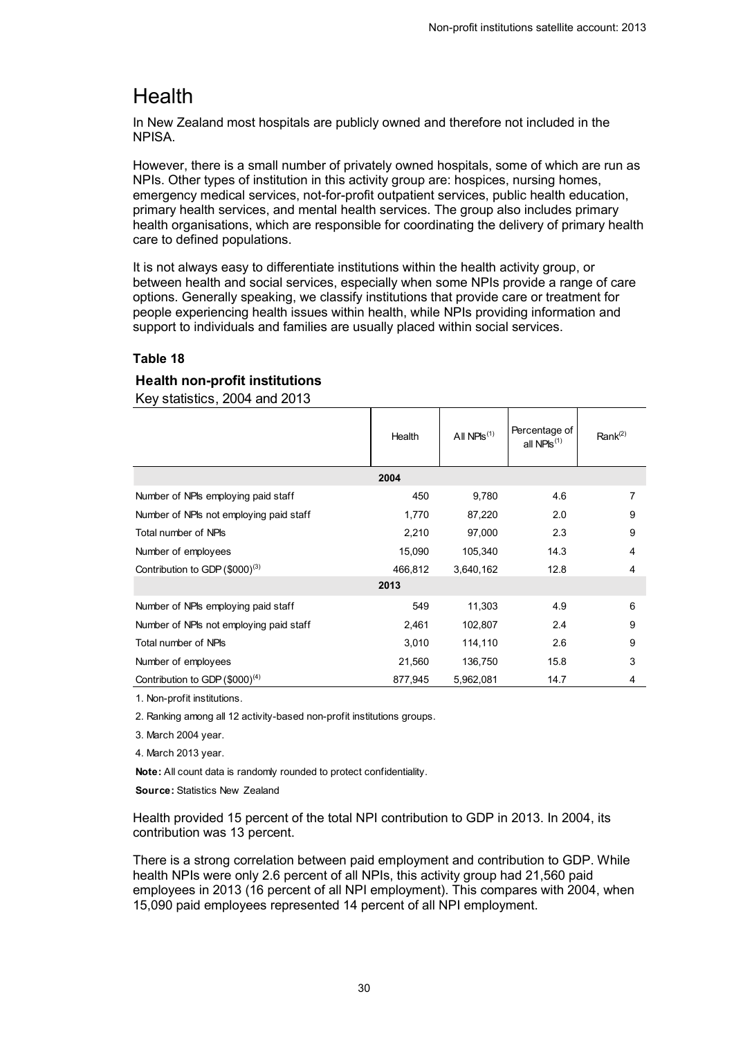# Health

In New Zealand most hospitals are publicly owned and therefore not included in the NPISA.

However, there is a small number of privately owned hospitals, some of which are run as NPIs. Other types of institution in this activity group are: hospices, nursing homes, emergency medical services, not-for-profit outpatient services, public health education, primary health services, and mental health services. The group also includes primary health organisations, which are responsible for coordinating the delivery of primary health care to defined populations.

It is not always easy to differentiate institutions within the health activity group, or between health and social services, especially when some NPIs provide a range of care options. Generally speaking, we classify institutions that provide care or treatment for people experiencing health issues within health, while NPIs providing information and support to individuals and families are usually placed within social services.

**Table 18**

**Health non-profit institutions**

Key statistics, 2004 and 2013

| | Health | All NPIs[1] | Percentage of all NPIs[1] | Rank[2] |
|---|---|---|---|---|
| **2004** | | | | |
| Number of NPIs employing paid staff | 450 | 9,780 | 4.6 | 7 |
| Number of NPIs not employing paid staff | 1,770 | 87,220 | 2.0 | 9 |
| Total number of NPIs | 2,210 | 97,000 | 2.3 | 9 |
| Number of employees | 15,090 | 105,340 | 14.3 | 4 |
| Contribution to GDP ($000)[3] | 466,812 | 3,640,162 | 12.8 | 4 |
| **2013** | | | | |
| Number of NPIs employing paid staff | 549 | 11,303 | 4.9 | 6 |
| Number of NPIs not employing paid staff | 2,461 | 102,807 | 2.4 | 9 |
| Total number of NPIs | 3,010 | 114,110 | 2.6 | 9 |
| Number of employees | 21,560 | 136,750 | 15.8 | 3 |
| Contribution to GDP ($000)[4] | 877,945 | 5,962,081 | 14.7 | 4 |

1. Non-profit institutions.

2. Ranking among all 12 activity-based non-profit institutions groups.

3. March 2004 year.

4. March 2013 year.

**Note:** All count data is randomly rounded to protect confidentiality.

**Source:** Statistics New Zealand

Health provided 15 percent of the total NPI contribution to GDP in 2013. In 2004, its contribution was 13 percent.

There is a strong correlation between paid employment and contribution to GDP. While health NPIs were only 2.6 percent of all NPIs, this activity group had 21,560 paid employees in 2013 (16 percent of all NPI employment). This compares with 2004, when 15,090 paid employees represented 14 percent of all NPI employment.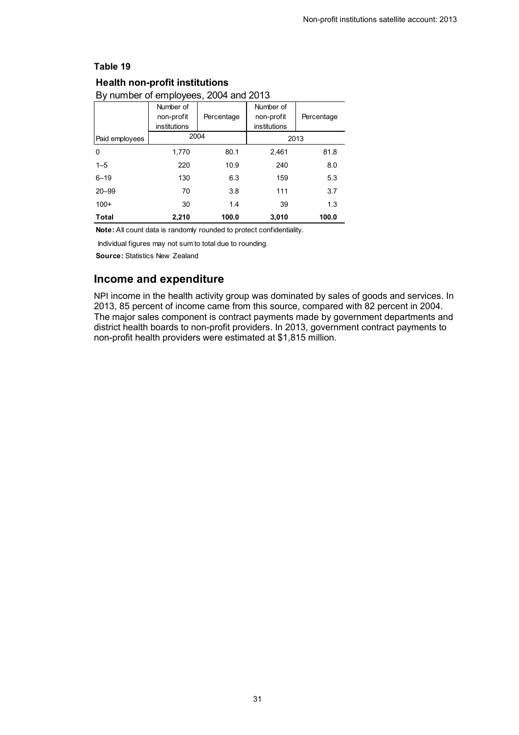**Table 19**

**Health non-profit institutions**

By number of employees, 2004 and 2013

| | Number of non-profit institutions | Percentage | Number of non-profit institutions | Percentage |
|---|---|---|---|---|
| Paid employees | 2004 | | 2013 | |
| 0 | 1,770 | 80.1 | 2,461 | 81.8 |
| 1–5 | 220 | 10.9 | 240 | 8.0 |
| 6–19 | 130 | 6.3 | 159 | 5.3 |
| 20–99 | 70 | 3.8 | 111 | 3.7 |
| 100+ | 30 | 1.4 | 39 | 1.3 |
| **Total** | **2,210** | **100.0** | **3,010** | **100.0** |

**Note:** All count data is randomly rounded to protect confidentiality.

Individual figures may not sum to total due to rounding.

**Source:** Statistics New Zealand

## Income and expenditure

NPI income in the health activity group was dominated by sales of goods and services. In 2013, 85 percent of income came from this source, compared with 82 percent in 2004. The major sales component is contract payments made by government departments and district health boards to non-profit providers. In 2013, government contract payments to non-profit health providers were estimated at $1,815 million.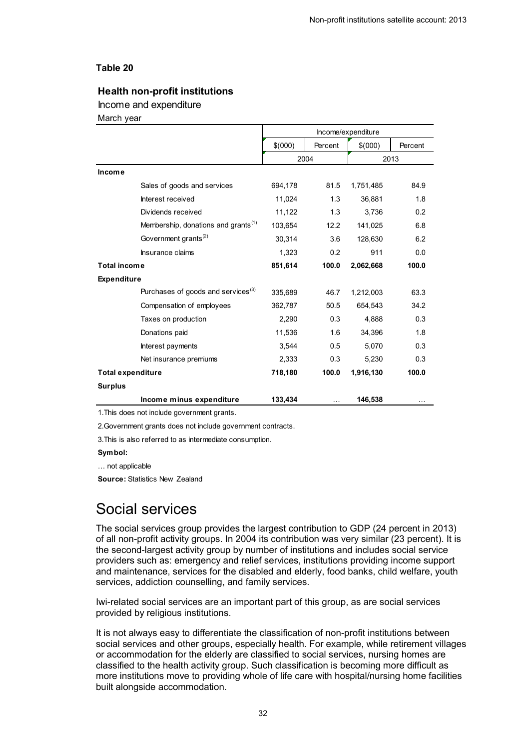**Table 20**

**Health non-profit institutions**

Income and expenditure

March year

| | Income/expenditure | | | |
|---|---|---|---|---|
| | $(000) | Percent | $(000) | Percent |
| | 2004 | | 2013 | |
| **Income** | | | | |
| Sales of goods and services | 694,178 | 81.5 | 1,751,485 | 84.9 |
| Interest received | 11,024 | 1.3 | 36,881 | 1.8 |
| Dividends received | 11,122 | 1.3 | 3,736 | 0.2 |
| Membership, donations and grants[1] | 103,654 | 12.2 | 141,025 | 6.8 |
| Government grants[2] | 30,314 | 3.6 | 128,630 | 6.2 |
| Insurance claims | 1,323 | 0.2 | 911 | 0.0 |
| **Total income** | **851,614** | **100.0** | **2,062,668** | **100.0** |
| **Expenditure** | | | | |
| Purchases of goods and services[3] | 335,689 | 46.7 | 1,212,003 | 63.3 |
| Compensation of employees | 362,787 | 50.5 | 654,543 | 34.2 |
| Taxes on production | 2,290 | 0.3 | 4,888 | 0.3 |
| Donations paid | 11,536 | 1.6 | 34,396 | 1.8 |
| Interest payments | 3,544 | 0.5 | 5,070 | 0.3 |
| Net insurance premiums | 2,333 | 0.3 | 5,230 | 0.3 |
| **Total expenditure** | **718,180** | **100.0** | **1,916,130** | **100.0** |
| **Surplus** | | | | |
| **Income minus expenditure** | **133,434** | … | **146,538** | … |

1. This does not include government grants.

2. Government grants does not include government contracts.

3. This is also referred to as intermediate consumption.

**Symbol:**

… not applicable

**Source:** Statistics New Zealand

# Social services

The social services group provides the largest contribution to GDP (24 percent in 2013) of all non-profit activity groups. In 2004 its contribution was very similar (23 percent). It is the second-largest activity group by number of institutions and includes social service providers such as: emergency and relief services, institutions providing income support and maintenance, services for the disabled and elderly, food banks, child welfare, youth services, addiction counselling, and family services.

Iwi-related social services are an important part of this group, as are social services provided by religious institutions.

It is not always easy to differentiate the classification of non-profit institutions between social services and other groups, especially health. For example, while retirement villages or accommodation for the elderly are classified to social services, nursing homes are classified to the health activity group. Such classification is becoming more difficult as more institutions move to providing whole of life care with hospital/nursing home facilities built alongside accommodation.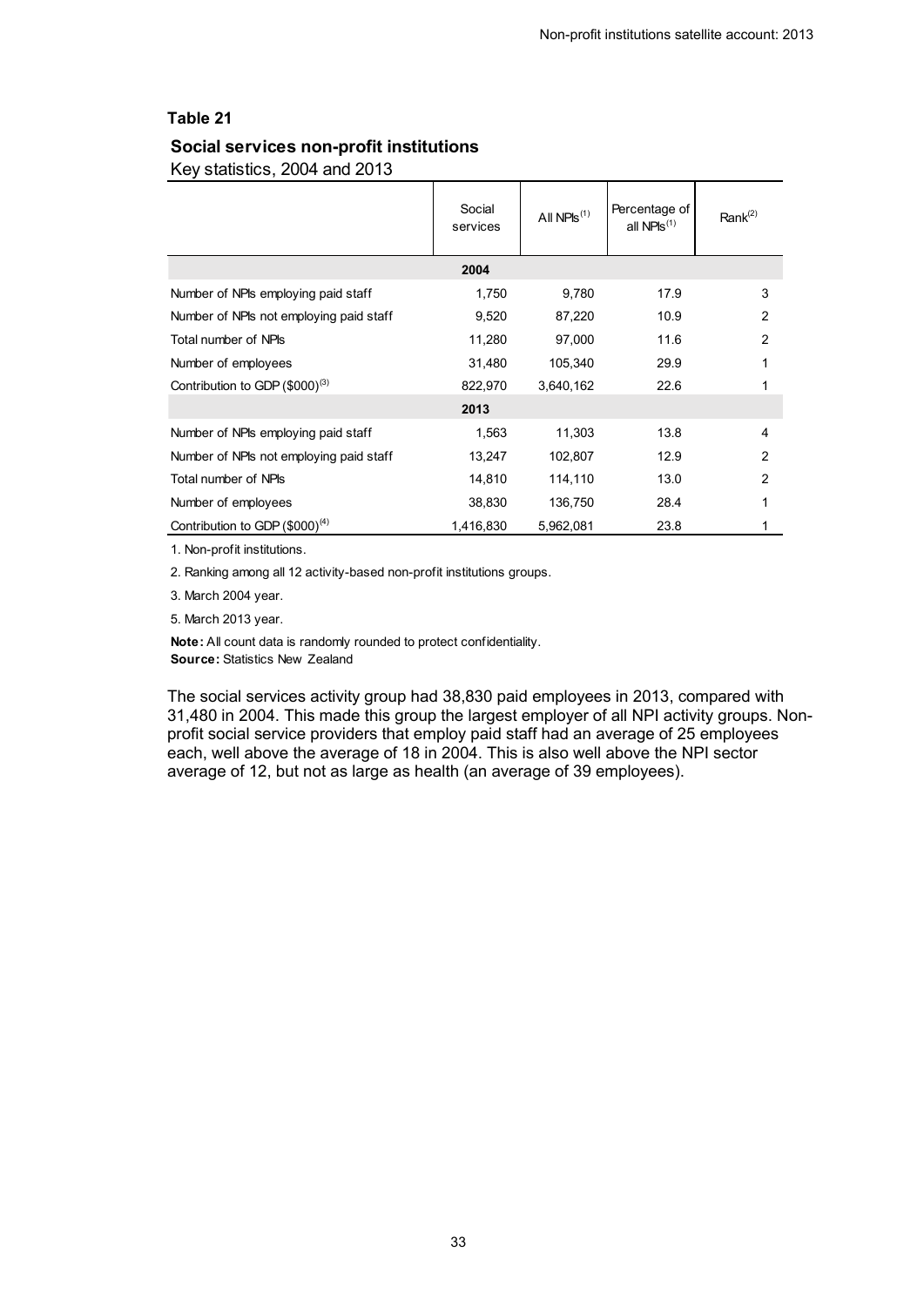## Table 21

### Social services non-profit institutions

Key statistics, 2004 and 2013

| | Social services | All NPIs[1] | Percentage of all NPIs[1] | Rank[2] |
|---|---|---|---|---|
| | **2004** | | | |
| Number of NPIs employing paid staff | 1,750 | 9,780 | 17.9 | 3 |
| Number of NPIs not employing paid staff | 9,520 | 87,220 | 10.9 | 2 |
| Total number of NPIs | 11,280 | 97,000 | 11.6 | 2 |
| Number of employees | 31,480 | 105,340 | 29.9 | 1 |
| Contribution to GDP ($000)[3] | 822,970 | 3,640,162 | 22.6 | 1 |
| | **2013** | | | |
| Number of NPIs employing paid staff | 1,563 | 11,303 | 13.8 | 4 |
| Number of NPIs not employing paid staff | 13,247 | 102,807 | 12.9 | 2 |
| Total number of NPIs | 14,810 | 114,110 | 13.0 | 2 |
| Number of employees | 38,830 | 136,750 | 28.4 | 1 |
| Contribution to GDP ($000)[4] | 1,416,830 | 5,962,081 | 23.8 | 1 |

1. Non-profit institutions.

2. Ranking among all 12 activity-based non-profit institutions groups.

3. March 2004 year.

5. March 2013 year.

**Note:** All count data is randomly rounded to protect confidentiality.
**Source:** Statistics New Zealand

The social services activity group had 38,830 paid employees in 2013, compared with 31,480 in 2004. This made this group the largest employer of all NPI activity groups. Non-profit social service providers that employ paid staff had an average of 25 employees each, well above the average of 18 in 2004. This is also well above the NPI sector average of 12, but not as large as health (an average of 39 employees).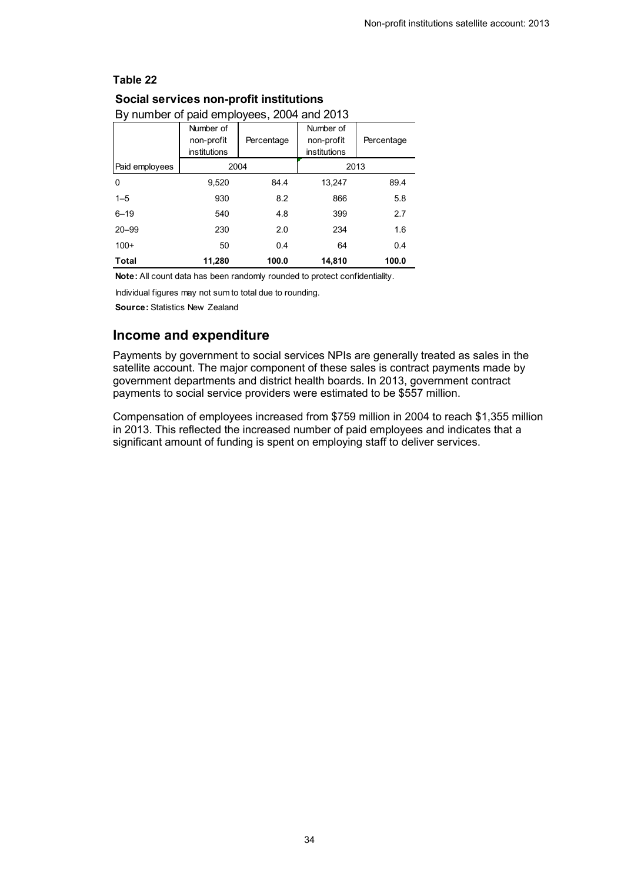**Table 22**

**Social services non-profit institutions**

By number of paid employees, 2004 and 2013

| | Number of non-profit institutions | Percentage | Number of non-profit institutions | Percentage |
|---|---|---|---|---|
| Paid employees | 2004 | | 2013 | |
| 0 | 9,520 | 84.4 | 13,247 | 89.4 |
| 1–5 | 930 | 8.2 | 866 | 5.8 |
| 6–19 | 540 | 4.8 | 399 | 2.7 |
| 20–99 | 230 | 2.0 | 234 | 1.6 |
| 100+ | 50 | 0.4 | 64 | 0.4 |
| **Total** | **11,280** | **100.0** | **14,810** | **100.0** |

**Note:** All count data has been randomly rounded to protect confidentiality.

Individual figures may not sum to total due to rounding.

**Source:** Statistics New Zealand

## Income and expenditure

Payments by government to social services NPIs are generally treated as sales in the satellite account. The major component of these sales is contract payments made by government departments and district health boards. In 2013, government contract payments to social service providers were estimated to be $557 million.

Compensation of employees increased from $759 million in 2004 to reach $1,355 million in 2013. This reflected the increased number of paid employees and indicates that a significant amount of funding is spent on employing staff to deliver services.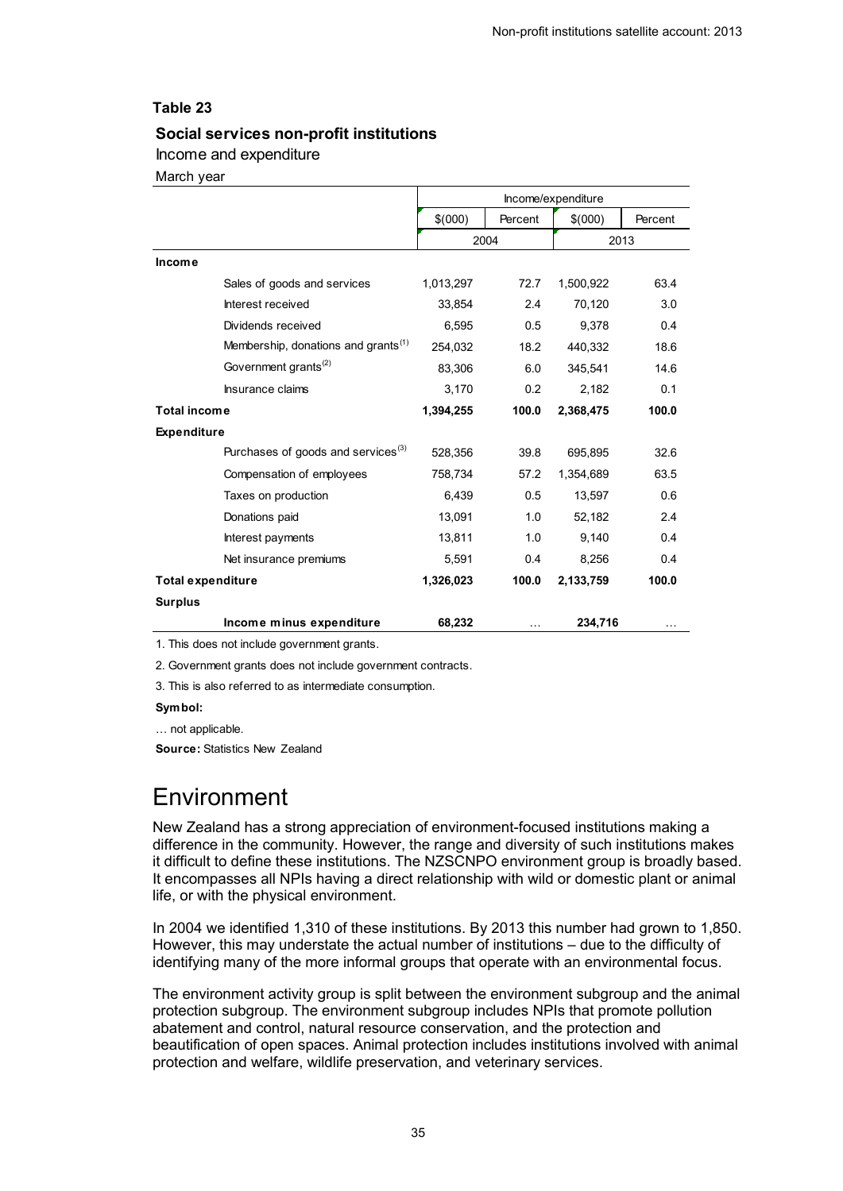**Table 23**

**Social services non-profit institutions**

Income and expenditure

March year

| | Income/expenditure | | | |
|---|---|---|---|---|
| | $(000) | Percent | $(000) | Percent |
| | 2004 | | 2013 | |
| **Income** | | | | |
| Sales of goods and services | 1,013,297 | 72.7 | 1,500,922 | 63.4 |
| Interest received | 33,854 | 2.4 | 70,120 | 3.0 |
| Dividends received | 6,595 | 0.5 | 9,378 | 0.4 |
| Membership, donations and grants[(1)] | 254,032 | 18.2 | 440,332 | 18.6 |
| Government grants[(2)] | 83,306 | 6.0 | 345,541 | 14.6 |
| Insurance claims | 3,170 | 0.2 | 2,182 | 0.1 |
| **Total income** | **1,394,255** | **100.0** | **2,368,475** | **100.0** |
| **Expenditure** | | | | |
| Purchases of goods and services[(3)] | 528,356 | 39.8 | 695,895 | 32.6 |
| Compensation of employees | 758,734 | 57.2 | 1,354,689 | 63.5 |
| Taxes on production | 6,439 | 0.5 | 13,597 | 0.6 |
| Donations paid | 13,091 | 1.0 | 52,182 | 2.4 |
| Interest payments | 13,811 | 1.0 | 9,140 | 0.4 |
| Net insurance premiums | 5,591 | 0.4 | 8,256 | 0.4 |
| **Total expenditure** | **1,326,023** | **100.0** | **2,133,759** | **100.0** |
| **Surplus** | | | | |
| **Income minus expenditure** | **68,232** | … | **234,716** | … |

1. This does not include government grants.

2. Government grants does not include government contracts.

3. This is also referred to as intermediate consumption.

**Symbol:**

… not applicable.

**Source:** Statistics New Zealand

# Environment

New Zealand has a strong appreciation of environment-focused institutions making a difference in the community. However, the range and diversity of such institutions makes it difficult to define these institutions. The NZSCNPO environment group is broadly based. It encompasses all NPIs having a direct relationship with wild or domestic plant or animal life, or with the physical environment.

In 2004 we identified 1,310 of these institutions. By 2013 this number had grown to 1,850. However, this may understate the actual number of institutions – due to the difficulty of identifying many of the more informal groups that operate with an environmental focus.

The environment activity group is split between the environment subgroup and the animal protection subgroup. The environment subgroup includes NPIs that promote pollution abatement and control, natural resource conservation, and the protection and beautification of open spaces. Animal protection includes institutions involved with animal protection and welfare, wildlife preservation, and veterinary services.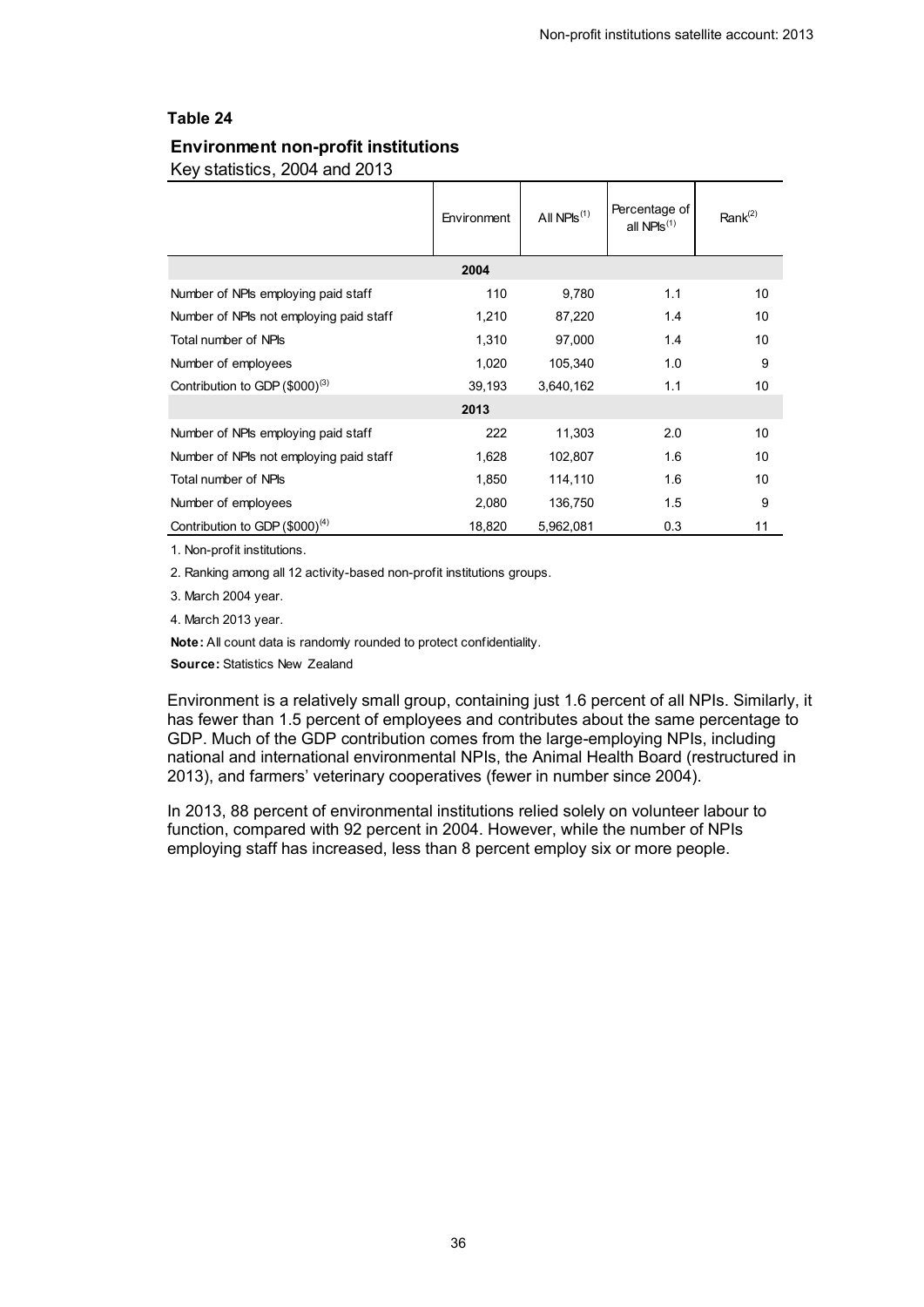**Table 24**

**Environment non-profit institutions**

Key statistics, 2004 and 2013

| | Environment | All NPIs[1] | Percentage of all NPIs[1] | Rank[2] |
|---|---|---|---|---|
| | **2004** | | | |
| Number of NPIs employing paid staff | 110 | 9,780 | 1.1 | 10 |
| Number of NPIs not employing paid staff | 1,210 | 87,220 | 1.4 | 10 |
| Total number of NPIs | 1,310 | 97,000 | 1.4 | 10 |
| Number of employees | 1,020 | 105,340 | 1.0 | 9 |
| Contribution to GDP ($000)[3] | 39,193 | 3,640,162 | 1.1 | 10 |
| | **2013** | | | |
| Number of NPIs employing paid staff | 222 | 11,303 | 2.0 | 10 |
| Number of NPIs not employing paid staff | 1,628 | 102,807 | 1.6 | 10 |
| Total number of NPIs | 1,850 | 114,110 | 1.6 | 10 |
| Number of employees | 2,080 | 136,750 | 1.5 | 9 |
| Contribution to GDP ($000)[4] | 18,820 | 5,962,081 | 0.3 | 11 |

1. Non-profit institutions.

2. Ranking among all 12 activity-based non-profit institutions groups.

3. March 2004 year.

4. March 2013 year.

**Note:** All count data is randomly rounded to protect confidentiality.

**Source:** Statistics New Zealand

Environment is a relatively small group, containing just 1.6 percent of all NPIs. Similarly, it has fewer than 1.5 percent of employees and contributes about the same percentage to GDP. Much of the GDP contribution comes from the large-employing NPIs, including national and international environmental NPIs, the Animal Health Board (restructured in 2013), and farmers' veterinary cooperatives (fewer in number since 2004).

In 2013, 88 percent of environmental institutions relied solely on volunteer labour to function, compared with 92 percent in 2004. However, while the number of NPIs employing staff has increased, less than 8 percent employ six or more people.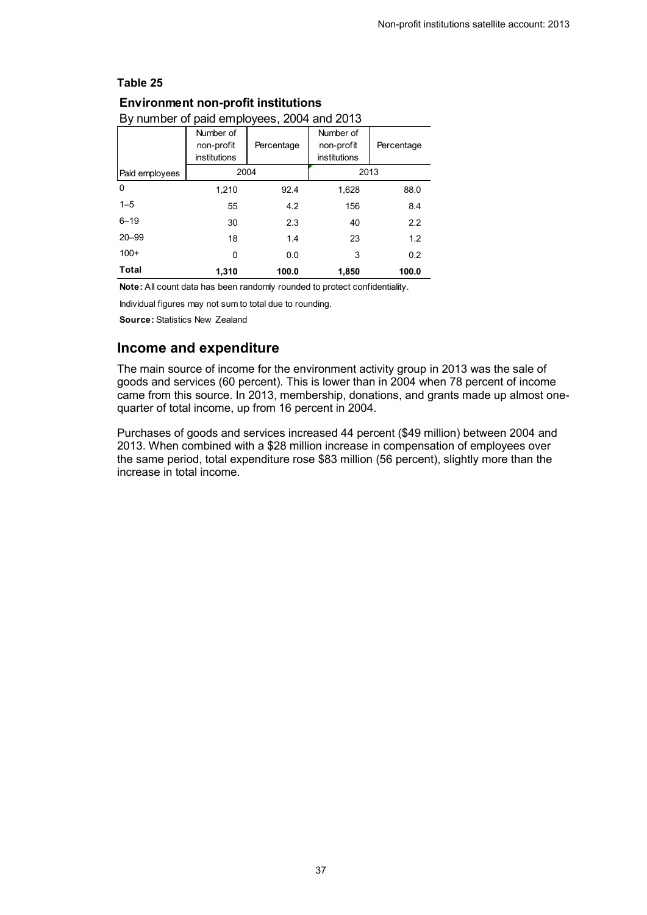**Table 25**

**Environment non-profit institutions**

By number of paid employees, 2004 and 2013

| Paid employees | Number of non-profit institutions (2004) | Percentage (2004) | Number of non-profit institutions (2013) | Percentage (2013) |
|---|---|---|---|---|
| 0 | 1,210 | 92.4 | 1,628 | 88.0 |
| 1–5 | 55 | 4.2 | 156 | 8.4 |
| 6–19 | 30 | 2.3 | 40 | 2.2 |
| 20–99 | 18 | 1.4 | 23 | 1.2 |
| 100+ | 0 | 0.0 | 3 | 0.2 |
| **Total** | **1,310** | **100.0** | **1,850** | **100.0** |

**Note:** All count data has been randomly rounded to protect confidentiality.

Individual figures may not sum to total due to rounding.

**Source:** Statistics New Zealand

## Income and expenditure

The main source of income for the environment activity group in 2013 was the sale of goods and services (60 percent). This is lower than in 2004 when 78 percent of income came from this source. In 2013, membership, donations, and grants made up almost one-quarter of total income, up from 16 percent in 2004.

Purchases of goods and services increased 44 percent ($49 million) between 2004 and 2013. When combined with a $28 million increase in compensation of employees over the same period, total expenditure rose $83 million (56 percent), slightly more than the increase in total income.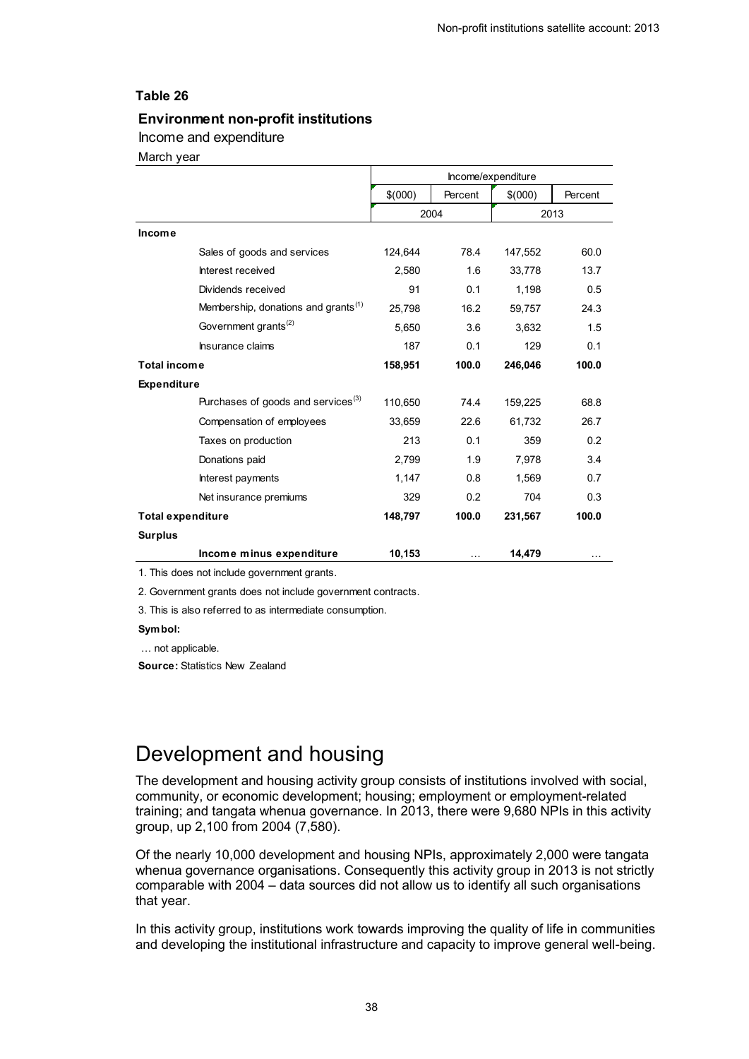**Table 26**

**Environment non-profit institutions**

Income and expenditure

March year

| | Income/expenditure | | | |
|---|---|---|---|---|
| | $(000) | Percent | $(000) | Percent |
| | 2004 | | 2013 | |
| **Income** | | | | |
| Sales of goods and services | 124,644 | 78.4 | 147,552 | 60.0 |
| Interest received | 2,580 | 1.6 | 33,778 | 13.7 |
| Dividends received | 91 | 0.1 | 1,198 | 0.5 |
| Membership, donations and grants[1] | 25,798 | 16.2 | 59,757 | 24.3 |
| Government grants[2] | 5,650 | 3.6 | 3,632 | 1.5 |
| Insurance claims | 187 | 0.1 | 129 | 0.1 |
| **Total income** | **158,951** | **100.0** | **246,046** | **100.0** |
| **Expenditure** | | | | |
| Purchases of goods and services[3] | 110,650 | 74.4 | 159,225 | 68.8 |
| Compensation of employees | 33,659 | 22.6 | 61,732 | 26.7 |
| Taxes on production | 213 | 0.1 | 359 | 0.2 |
| Donations paid | 2,799 | 1.9 | 7,978 | 3.4 |
| Interest payments | 1,147 | 0.8 | 1,569 | 0.7 |
| Net insurance premiums | 329 | 0.2 | 704 | 0.3 |
| **Total expenditure** | **148,797** | **100.0** | **231,567** | **100.0** |
| **Surplus** | | | | |
| **Income minus expenditure** | **10,153** | … | **14,479** | … |

1. This does not include government grants.

2. Government grants does not include government contracts.

3. This is also referred to as intermediate consumption.

**Symbol:**

… not applicable.

**Source:** Statistics New Zealand

# Development and housing

The development and housing activity group consists of institutions involved with social, community, or economic development; housing; employment or employment-related training; and tangata whenua governance. In 2013, there were 9,680 NPIs in this activity group, up 2,100 from 2004 (7,580).

Of the nearly 10,000 development and housing NPIs, approximately 2,000 were tangata whenua governance organisations. Consequently this activity group in 2013 is not strictly comparable with 2004 – data sources did not allow us to identify all such organisations that year.

In this activity group, institutions work towards improving the quality of life in communities and developing the institutional infrastructure and capacity to improve general well-being.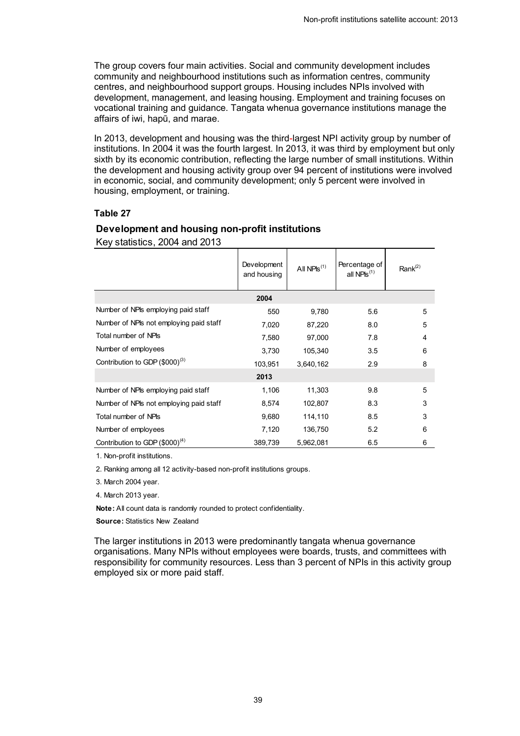The group covers four main activities. Social and community development includes community and neighbourhood institutions such as information centres, community centres, and neighbourhood support groups. Housing includes NPIs involved with development, management, and leasing housing. Employment and training focuses on vocational training and guidance. Tangata whenua governance institutions manage the affairs of iwi, hapū, and marae.

In 2013, development and housing was the third-largest NPI activity group by number of institutions. In 2004 it was the fourth largest. In 2013, it was third by employment but only sixth by its economic contribution, reflecting the large number of small institutions. Within the development and housing activity group over 94 percent of institutions were involved in economic, social, and community development; only 5 percent were involved in housing, employment, or training.

### Table 27

**Development and housing non-profit institutions**

Key statistics, 2004 and 2013

| | Development and housing | All NPIs[1] | Percentage of all NPIs[1] | Rank[2] |
|---|---|---|---|---|
| | **2004** | | | |
| Number of NPIs employing paid staff | 550 | 9,780 | 5.6 | 5 |
| Number of NPIs not employing paid staff | 7,020 | 87,220 | 8.0 | 5 |
| Total number of NPIs | 7,580 | 97,000 | 7.8 | 4 |
| Number of employees | 3,730 | 105,340 | 3.5 | 6 |
| Contribution to GDP ($000)[3] | 103,951 | 3,640,162 | 2.9 | 8 |
| | **2013** | | | |
| Number of NPIs employing paid staff | 1,106 | 11,303 | 9.8 | 5 |
| Number of NPIs not employing paid staff | 8,574 | 102,807 | 8.3 | 3 |
| Total number of NPIs | 9,680 | 114,110 | 8.5 | 3 |
| Number of employees | 7,120 | 136,750 | 5.2 | 6 |
| Contribution to GDP ($000)[4] | 389,739 | 5,962,081 | 6.5 | 6 |

1. Non-profit institutions.

2. Ranking among all 12 activity-based non-profit institutions groups.

3. March 2004 year.

4. March 2013 year.

**Note:** All count data is randomly rounded to protect confidentiality.

**Source:** Statistics New Zealand

The larger institutions in 2013 were predominantly tangata whenua governance organisations. Many NPIs without employees were boards, trusts, and committees with responsibility for community resources. Less than 3 percent of NPIs in this activity group employed six or more paid staff.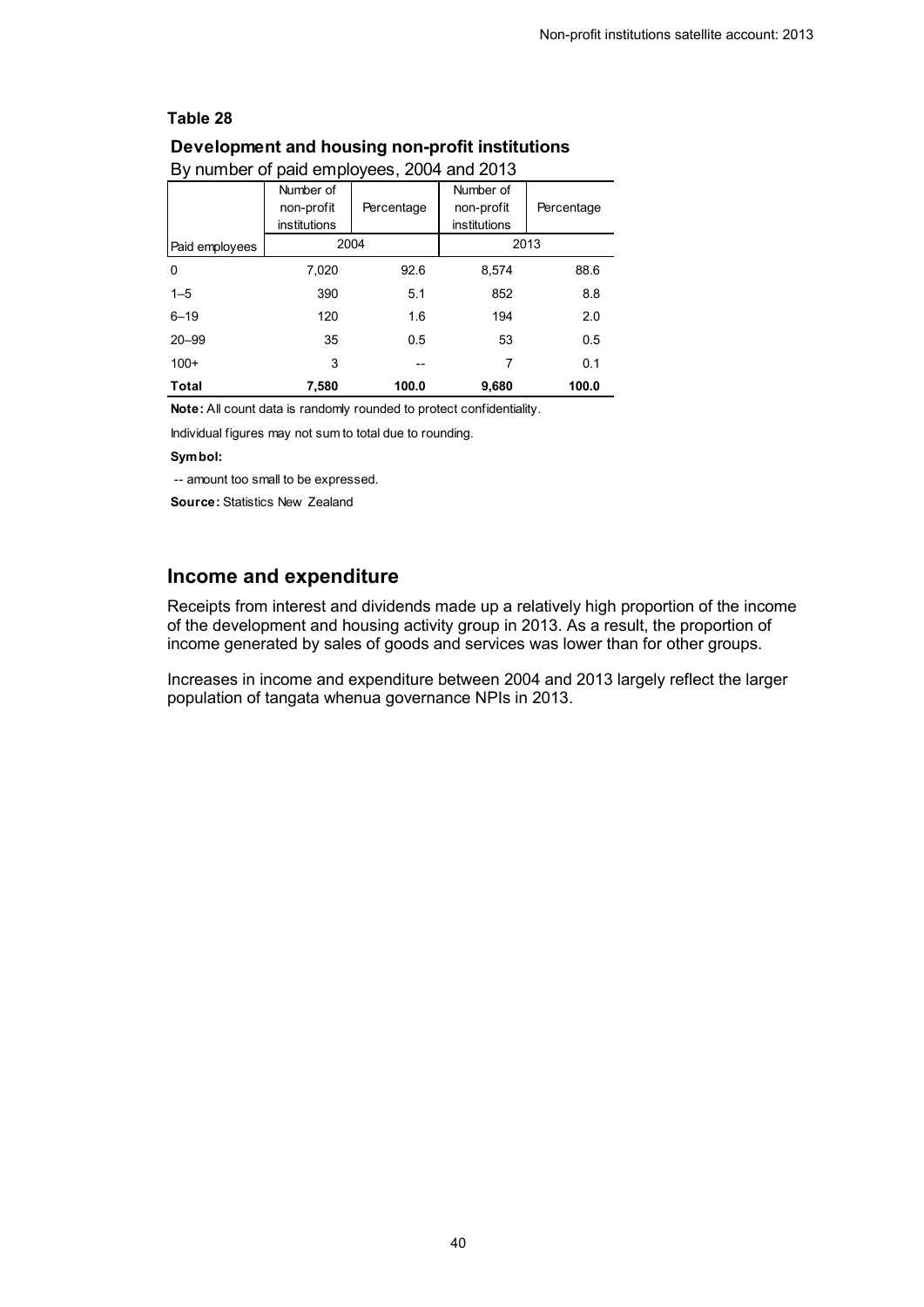**Table 28**

**Development and housing non-profit institutions**

By number of paid employees, 2004 and 2013

| | Number of non-profit institutions | Percentage | Number of non-profit institutions | Percentage |
|---|---|---|---|---|
| Paid employees | 2004 | | 2013 | |
| 0 | 7,020 | 92.6 | 8,574 | 88.6 |
| 1–5 | 390 | 5.1 | 852 | 8.8 |
| 6–19 | 120 | 1.6 | 194 | 2.0 |
| 20–99 | 35 | 0.5 | 53 | 0.5 |
| 100+ | 3 | -- | 7 | 0.1 |
| **Total** | **7,580** | **100.0** | **9,680** | **100.0** |

**Note:** All count data is randomly rounded to protect confidentiality.

Individual figures may not sum to total due to rounding.

**Symbol:**

-- amount too small to be expressed.

**Source:** Statistics New Zealand

## Income and expenditure

Receipts from interest and dividends made up a relatively high proportion of the income of the development and housing activity group in 2013. As a result, the proportion of income generated by sales of goods and services was lower than for other groups.

Increases in income and expenditure between 2004 and 2013 largely reflect the larger population of tangata whenua governance NPIs in 2013.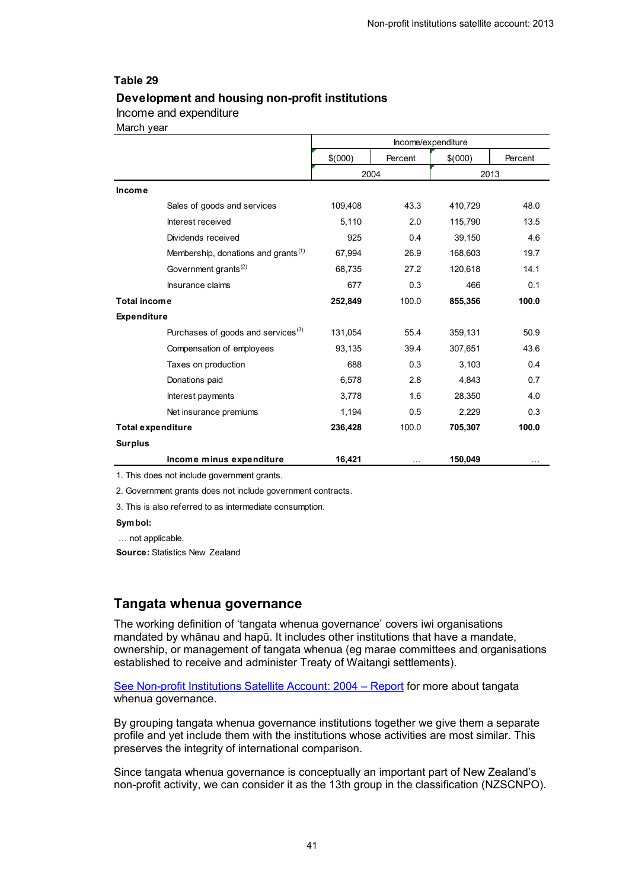## Table 29

### Development and housing non-profit institutions

Income and expenditure

March year

| | Income/expenditure | | | |
|---|---|---|---|---|
| | $(000) | Percent | $(000) | Percent |
| | 2004 | | 2013 | |
| **Income** | | | | |
| Sales of goods and services | 109,408 | 43.3 | 410,729 | 48.0 |
| Interest received | 5,110 | 2.0 | 115,790 | 13.5 |
| Dividends received | 925 | 0.4 | 39,150 | 4.6 |
| Membership, donations and grants[1] | 67,994 | 26.9 | 168,603 | 19.7 |
| Government grants[2] | 68,735 | 27.2 | 120,618 | 14.1 |
| Insurance claims | 677 | 0.3 | 466 | 0.1 |
| **Total income** | **252,849** | 100.0 | **855,356** | **100.0** |
| **Expenditure** | | | | |
| Purchases of goods and services[3] | 131,054 | 55.4 | 359,131 | 50.9 |
| Compensation of employees | 93,135 | 39.4 | 307,651 | 43.6 |
| Taxes on production | 688 | 0.3 | 3,103 | 0.4 |
| Donations paid | 6,578 | 2.8 | 4,843 | 0.7 |
| Interest payments | 3,778 | 1.6 | 28,350 | 4.0 |
| Net insurance premiums | 1,194 | 0.5 | 2,229 | 0.3 |
| **Total expenditure** | **236,428** | 100.0 | **705,307** | **100.0** |
| **Surplus** | | | | |
| **Income minus expenditure** | **16,421** | … | **150,049** | … |

1. This does not include government grants.

2. Government grants does not include government contracts.

3. This is also referred to as intermediate consumption.

**Symbol:**

… not applicable.

**Source:** Statistics New Zealand

## Tangata whenua governance

The working definition of 'tangata whenua governance' covers iwi organisations mandated by whānau and hapū. It includes other institutions that have a mandate, ownership, or management of tangata whenua (eg marae committees and organisations established to receive and administer Treaty of Waitangi settlements).

See Non-profit Institutions Satellite Account: 2004 – Report for more about tangata whenua governance.

By grouping tangata whenua governance institutions together we give them a separate profile and yet include them with the institutions whose activities are most similar. This preserves the integrity of international comparison.

Since tangata whenua governance is conceptually an important part of New Zealand's non-profit activity, we can consider it as the 13th group in the classification (NZSCNPO).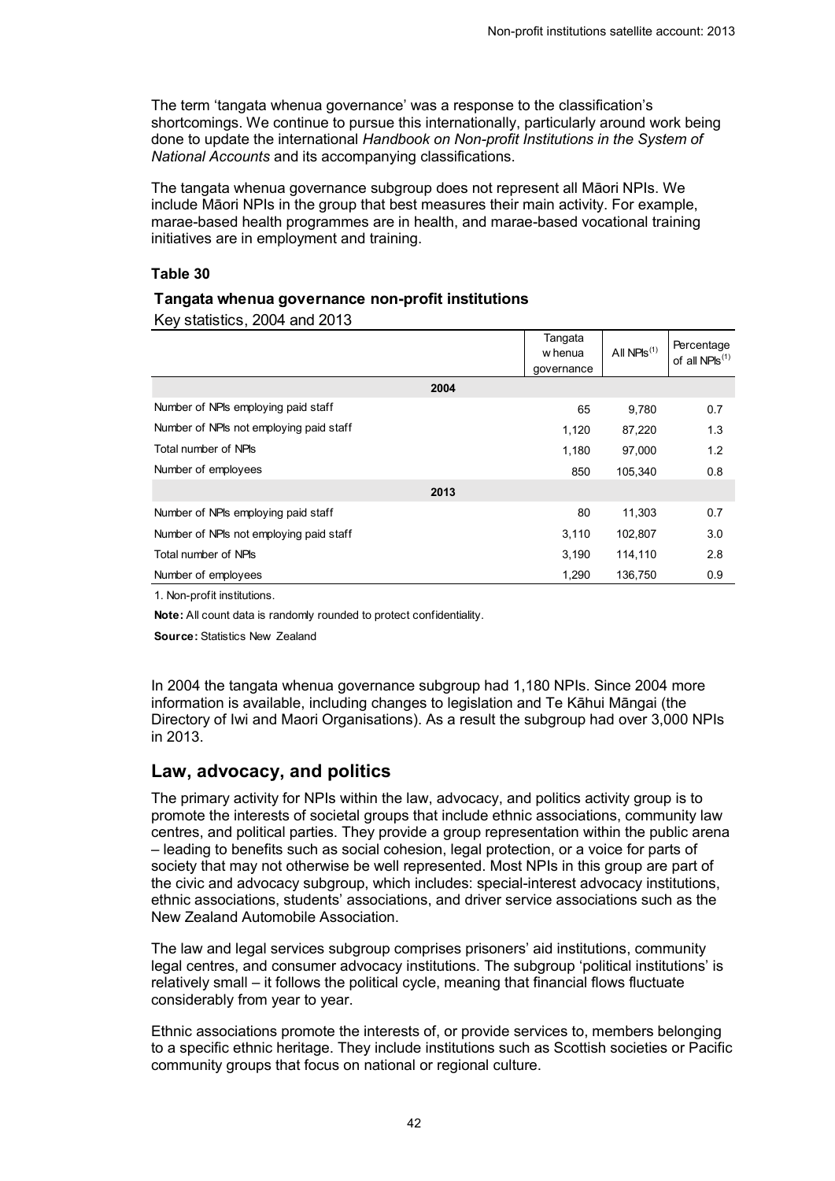The term 'tangata whenua governance' was a response to the classification's shortcomings. We continue to pursue this internationally, particularly around work being done to update the international *Handbook on Non-profit Institutions in the System of National Accounts* and its accompanying classifications.

The tangata whenua governance subgroup does not represent all Māori NPIs. We include Māori NPIs in the group that best measures their main activity. For example, marae-based health programmes are in health, and marae-based vocational training initiatives are in employment and training.

**Table 30**

**Tangata whenua governance non-profit institutions**

Key statistics, 2004 and 2013

| | Tangata whenua governance | All NPIs(1) | Percentage of all NPIs(1) |
|---|---|---|---|
| **2004** | | | |
| Number of NPIs employing paid staff | 65 | 9,780 | 0.7 |
| Number of NPIs not employing paid staff | 1,120 | 87,220 | 1.3 |
| Total number of NPIs | 1,180 | 97,000 | 1.2 |
| Number of employees | 850 | 105,340 | 0.8 |
| **2013** | | | |
| Number of NPIs employing paid staff | 80 | 11,303 | 0.7 |
| Number of NPIs not employing paid staff | 3,110 | 102,807 | 3.0 |
| Total number of NPIs | 3,190 | 114,110 | 2.8 |
| Number of employees | 1,290 | 136,750 | 0.9 |

1. Non-profit institutions.

**Note:** All count data is randomly rounded to protect confidentiality.

**Source:** Statistics New Zealand

In 2004 the tangata whenua governance subgroup had 1,180 NPIs. Since 2004 more information is available, including changes to legislation and Te Kāhui Māngai (the Directory of Iwi and Maori Organisations). As a result the subgroup had over 3,000 NPIs in 2013.

## Law, advocacy, and politics

The primary activity for NPIs within the law, advocacy, and politics activity group is to promote the interests of societal groups that include ethnic associations, community law centres, and political parties. They provide a group representation within the public arena – leading to benefits such as social cohesion, legal protection, or a voice for parts of society that may not otherwise be well represented. Most NPIs in this group are part of the civic and advocacy subgroup, which includes: special-interest advocacy institutions, ethnic associations, students' associations, and driver service associations such as the New Zealand Automobile Association.

The law and legal services subgroup comprises prisoners' aid institutions, community legal centres, and consumer advocacy institutions. The subgroup 'political institutions' is relatively small – it follows the political cycle, meaning that financial flows fluctuate considerably from year to year.

Ethnic associations promote the interests of, or provide services to, members belonging to a specific ethnic heritage. They include institutions such as Scottish societies or Pacific community groups that focus on national or regional culture.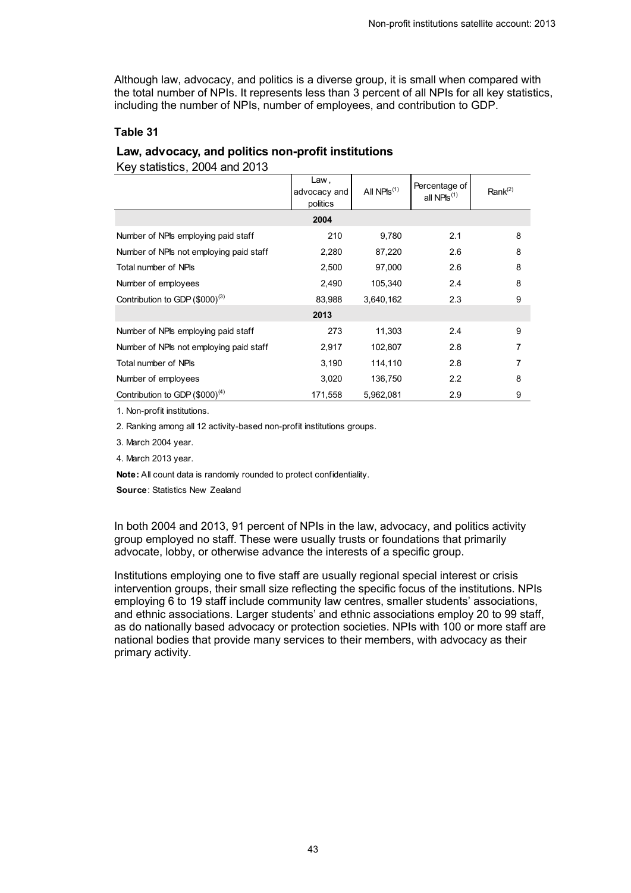Although law, advocacy, and politics is a diverse group, it is small when compared with the total number of NPIs. It represents less than 3 percent of all NPIs for all key statistics, including the number of NPIs, number of employees, and contribution to GDP.

**Table 31**

**Law, advocacy, and politics non-profit institutions**

Key statistics, 2004 and 2013

| | Law, advocacy and politics | All NPIs[1] | Percentage of all NPIs[1] | Rank[2] |
|---|---|---|---|---|
| | **2004** | | | |
| Number of NPIs employing paid staff | 210 | 9,780 | 2.1 | 8 |
| Number of NPIs not employing paid staff | 2,280 | 87,220 | 2.6 | 8 |
| Total number of NPIs | 2,500 | 97,000 | 2.6 | 8 |
| Number of employees | 2,490 | 105,340 | 2.4 | 8 |
| Contribution to GDP ($000)[3] | 83,988 | 3,640,162 | 2.3 | 9 |
| | **2013** | | | |
| Number of NPIs employing paid staff | 273 | 11,303 | 2.4 | 9 |
| Number of NPIs not employing paid staff | 2,917 | 102,807 | 2.8 | 7 |
| Total number of NPIs | 3,190 | 114,110 | 2.8 | 7 |
| Number of employees | 3,020 | 136,750 | 2.2 | 8 |
| Contribution to GDP ($000)[4] | 171,558 | 5,962,081 | 2.9 | 9 |

1. Non-profit institutions.

2. Ranking among all 12 activity-based non-profit institutions groups.

3. March 2004 year.

4. March 2013 year.

**Note:** All count data is randomly rounded to protect confidentiality.

**Source**: Statistics New Zealand

In both 2004 and 2013, 91 percent of NPIs in the law, advocacy, and politics activity group employed no staff. These were usually trusts or foundations that primarily advocate, lobby, or otherwise advance the interests of a specific group.

Institutions employing one to five staff are usually regional special interest or crisis intervention groups, their small size reflecting the specific focus of the institutions. NPIs employing 6 to 19 staff include community law centres, smaller students' associations, and ethnic associations. Larger students' and ethnic associations employ 20 to 99 staff, as do nationally based advocacy or protection societies. NPIs with 100 or more staff are national bodies that provide many services to their members, with advocacy as their primary activity.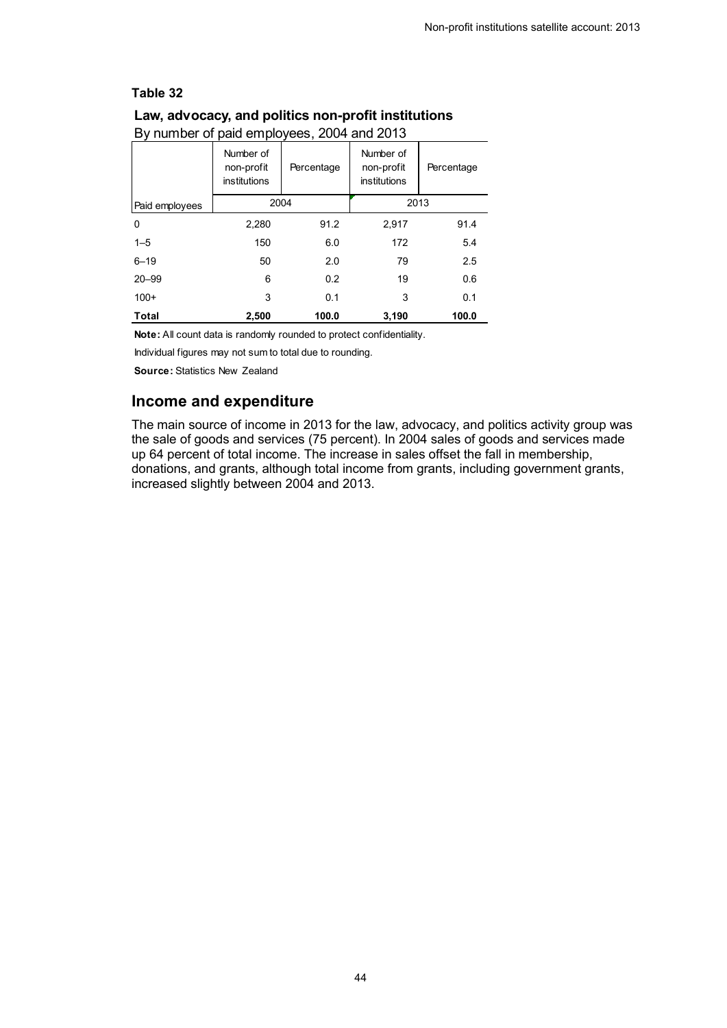**Table 32**

**Law, advocacy, and politics non-profit institutions**
By number of paid employees, 2004 and 2013

| | Number of non-profit institutions | Percentage | Number of non-profit institutions | Percentage |
|---|---|---|---|---|
| Paid employees | 2004 | | 2013 | |
| 0 | 2,280 | 91.2 | 2,917 | 91.4 |
| 1–5 | 150 | 6.0 | 172 | 5.4 |
| 6–19 | 50 | 2.0 | 79 | 2.5 |
| 20–99 | 6 | 0.2 | 19 | 0.6 |
| 100+ | 3 | 0.1 | 3 | 0.1 |
| **Total** | **2,500** | **100.0** | **3,190** | **100.0** |

**Note:** All count data is randomly rounded to protect confidentiality.

Individual figures may not sum to total due to rounding.

**Source:** Statistics New Zealand

## Income and expenditure

The main source of income in 2013 for the law, advocacy, and politics activity group was the sale of goods and services (75 percent). In 2004 sales of goods and services made up 64 percent of total income. The increase in sales offset the fall in membership, donations, and grants, although total income from grants, including government grants, increased slightly between 2004 and 2013.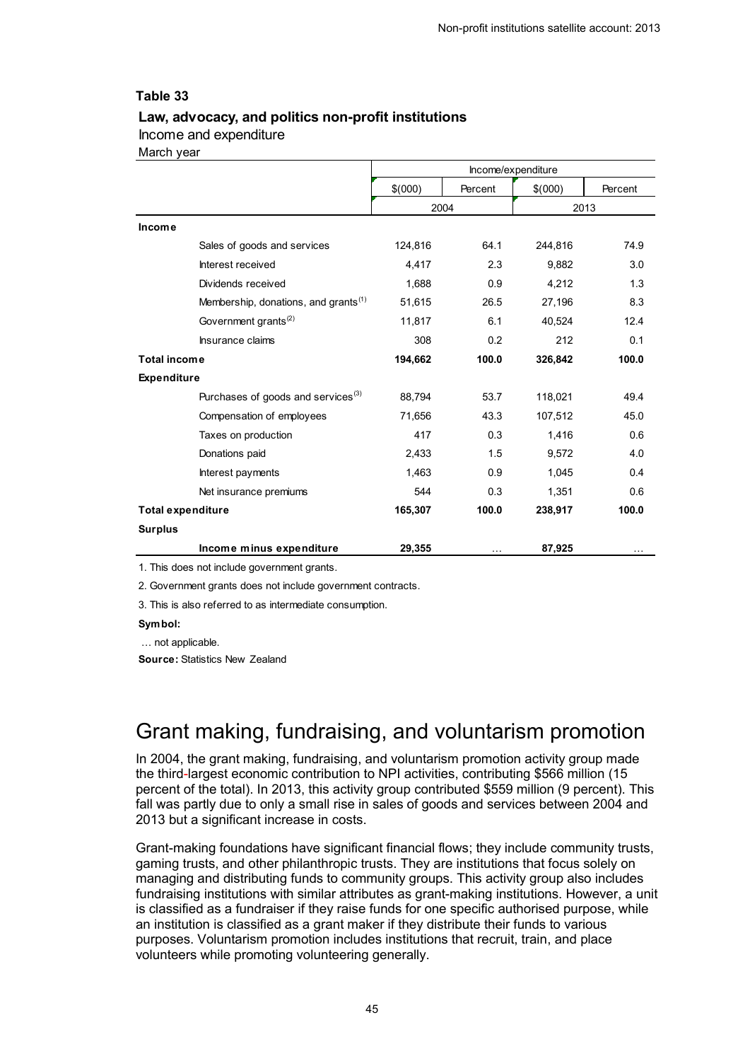### Table 33

**Law, advocacy, and politics non-profit institutions**

Income and expenditure

March year

| | Income/expenditure | | | |
|---|---|---|---|---|
| | $(000) | Percent | $(000) | Percent |
| | 2004 | | 2013 | |
| **Income** | | | | |
| Sales of goods and services | 124,816 | 64.1 | 244,816 | 74.9 |
| Interest received | 4,417 | 2.3 | 9,882 | 3.0 |
| Dividends received | 1,688 | 0.9 | 4,212 | 1.3 |
| Membership, donations, and grants[1] | 51,615 | 26.5 | 27,196 | 8.3 |
| Government grants[2] | 11,817 | 6.1 | 40,524 | 12.4 |
| Insurance claims | 308 | 0.2 | 212 | 0.1 |
| **Total income** | **194,662** | **100.0** | **326,842** | **100.0** |
| **Expenditure** | | | | |
| Purchases of goods and services[3] | 88,794 | 53.7 | 118,021 | 49.4 |
| Compensation of employees | 71,656 | 43.3 | 107,512 | 45.0 |
| Taxes on production | 417 | 0.3 | 1,416 | 0.6 |
| Donations paid | 2,433 | 1.5 | 9,572 | 4.0 |
| Interest payments | 1,463 | 0.9 | 1,045 | 0.4 |
| Net insurance premiums | 544 | 0.3 | 1,351 | 0.6 |
| **Total expenditure** | **165,307** | **100.0** | **238,917** | **100.0** |
| **Surplus** | | | | |
| **Income minus expenditure** | **29,355** | … | **87,925** | … |

1. This does not include government grants.

2. Government grants does not include government contracts.

3. This is also referred to as intermediate consumption.

**Symbol:**

… not applicable.

**Source:** Statistics New Zealand

# Grant making, fundraising, and voluntarism promotion

In 2004, the grant making, fundraising, and voluntarism promotion activity group made the third-largest economic contribution to NPI activities, contributing $566 million (15 percent of the total). In 2013, this activity group contributed $559 million (9 percent). This fall was partly due to only a small rise in sales of goods and services between 2004 and 2013 but a significant increase in costs.

Grant-making foundations have significant financial flows; they include community trusts, gaming trusts, and other philanthropic trusts. They are institutions that focus solely on managing and distributing funds to community groups. This activity group also includes fundraising institutions with similar attributes as grant-making institutions. However, a unit is classified as a fundraiser if they raise funds for one specific authorised purpose, while an institution is classified as a grant maker if they distribute their funds to various purposes. Voluntarism promotion includes institutions that recruit, train, and place volunteers while promoting volunteering generally.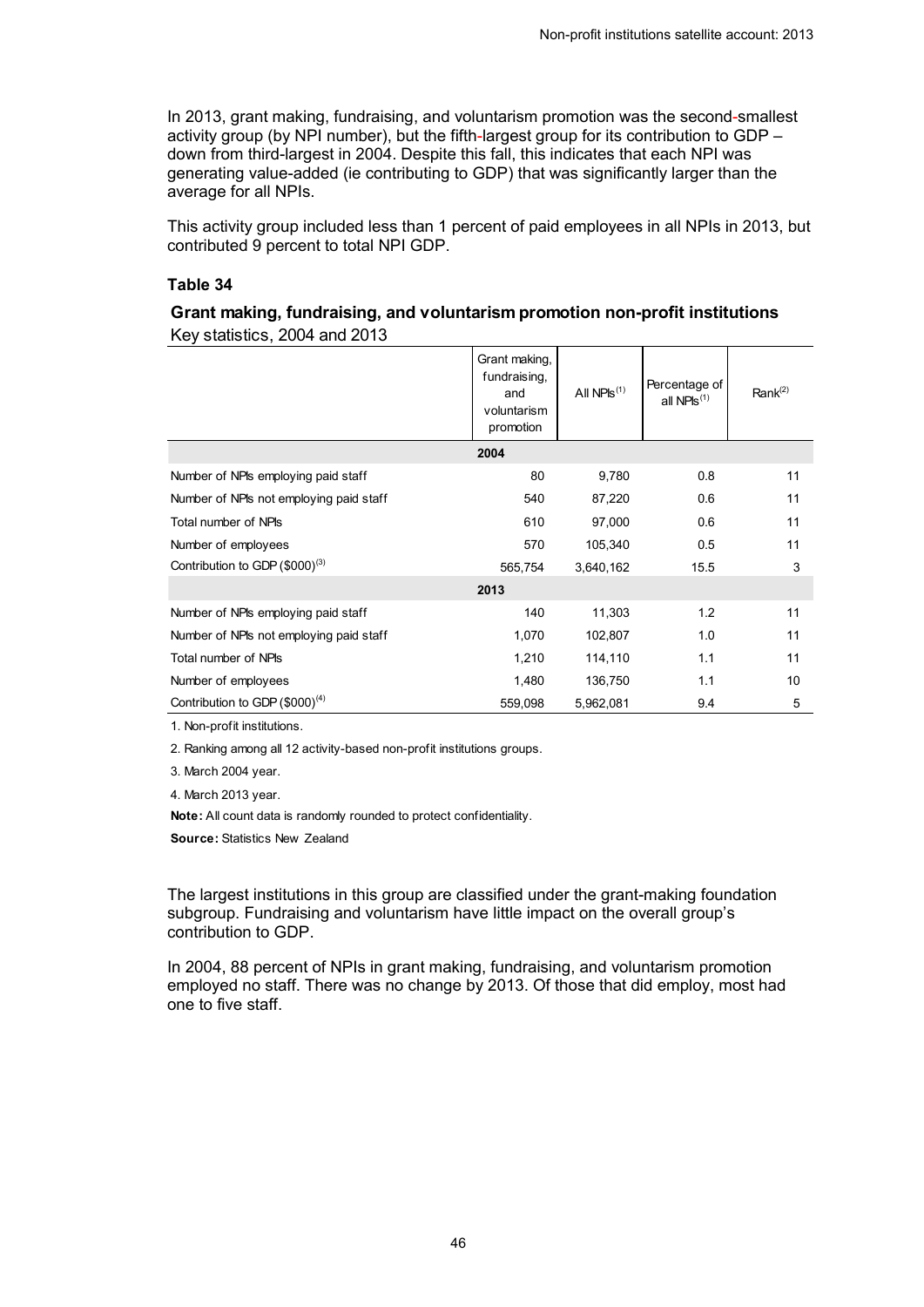In 2013, grant making, fundraising, and voluntarism promotion was the second-smallest activity group (by NPI number), but the fifth-largest group for its contribution to GDP – down from third-largest in 2004. Despite this fall, this indicates that each NPI was generating value-added (ie contributing to GDP) that was significantly larger than the average for all NPIs.

This activity group included less than 1 percent of paid employees in all NPIs in 2013, but contributed 9 percent to total NPI GDP.

#### Table 34

**Grant making, fundraising, and voluntarism promotion non-profit institutions**
Key statistics, 2004 and 2013

| | Grant making, fundraising, and voluntarism promotion | All NPIs(1) | Percentage of all NPIs(1) | Rank(2) |
|---|---|---|---|---|
| | **2004** | | | |
| Number of NPIs employing paid staff | 80 | 9,780 | 0.8 | 11 |
| Number of NPIs not employing paid staff | 540 | 87,220 | 0.6 | 11 |
| Total number of NPIs | 610 | 97,000 | 0.6 | 11 |
| Number of employees | 570 | 105,340 | 0.5 | 11 |
| Contribution to GDP ($000)(3) | 565,754 | 3,640,162 | 15.5 | 3 |
| | **2013** | | | |
| Number of NPIs employing paid staff | 140 | 11,303 | 1.2 | 11 |
| Number of NPIs not employing paid staff | 1,070 | 102,807 | 1.0 | 11 |
| Total number of NPIs | 1,210 | 114,110 | 1.1 | 11 |
| Number of employees | 1,480 | 136,750 | 1.1 | 10 |
| Contribution to GDP ($000)(4) | 559,098 | 5,962,081 | 9.4 | 5 |

1. Non-profit institutions.

2. Ranking among all 12 activity-based non-profit institutions groups.

3. March 2004 year.

4. March 2013 year.

**Note:** All count data is randomly rounded to protect confidentiality.

**Source:** Statistics New Zealand

The largest institutions in this group are classified under the grant-making foundation subgroup. Fundraising and voluntarism have little impact on the overall group's contribution to GDP.

In 2004, 88 percent of NPIs in grant making, fundraising, and voluntarism promotion employed no staff. There was no change by 2013. Of those that did employ, most had one to five staff.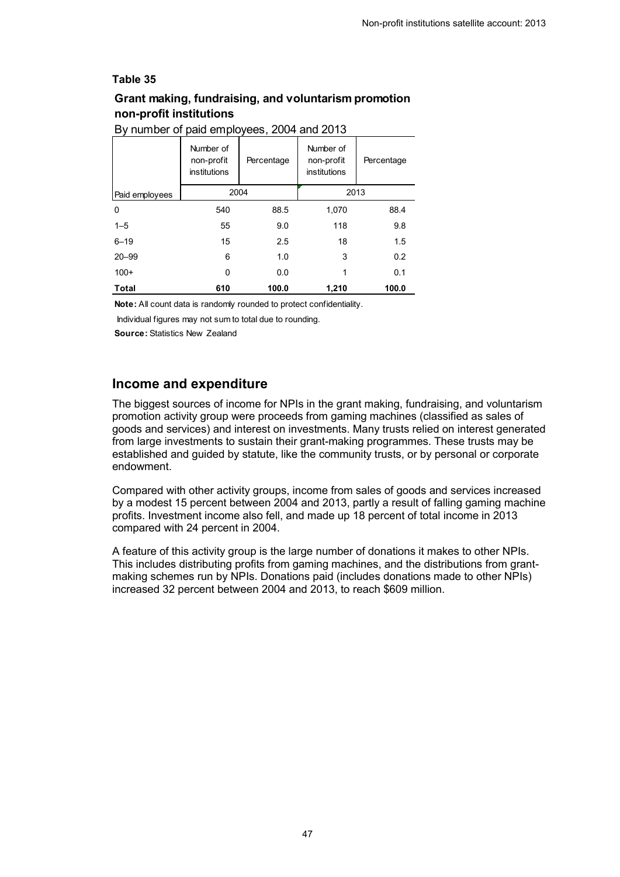**Table 35**

**Grant making, fundraising, and voluntarism promotion non-profit institutions**

By number of paid employees, 2004 and 2013

| | Number of non-profit institutions | Percentage | Number of non-profit institutions | Percentage |
|---|---|---|---|---|
| Paid employees | 2004 | | 2013 | |
| 0 | 540 | 88.5 | 1,070 | 88.4 |
| 1–5 | 55 | 9.0 | 118 | 9.8 |
| 6–19 | 15 | 2.5 | 18 | 1.5 |
| 20–99 | 6 | 1.0 | 3 | 0.2 |
| 100+ | 0 | 0.0 | 1 | 0.1 |
| **Total** | **610** | **100.0** | **1,210** | **100.0** |

**Note:** All count data is randomly rounded to protect confidentiality.

Individual figures may not sum to total due to rounding.

**Source:** Statistics New Zealand

## Income and expenditure

The biggest sources of income for NPIs in the grant making, fundraising, and voluntarism promotion activity group were proceeds from gaming machines (classified as sales of goods and services) and interest on investments. Many trusts relied on interest generated from large investments to sustain their grant-making programmes. These trusts may be established and guided by statute, like the community trusts, or by personal or corporate endowment.

Compared with other activity groups, income from sales of goods and services increased by a modest 15 percent between 2004 and 2013, partly a result of falling gaming machine profits. Investment income also fell, and made up 18 percent of total income in 2013 compared with 24 percent in 2004.

A feature of this activity group is the large number of donations it makes to other NPIs. This includes distributing profits from gaming machines, and the distributions from grant-making schemes run by NPIs. Donations paid (includes donations made to other NPIs) increased 32 percent between 2004 and 2013, to reach $609 million.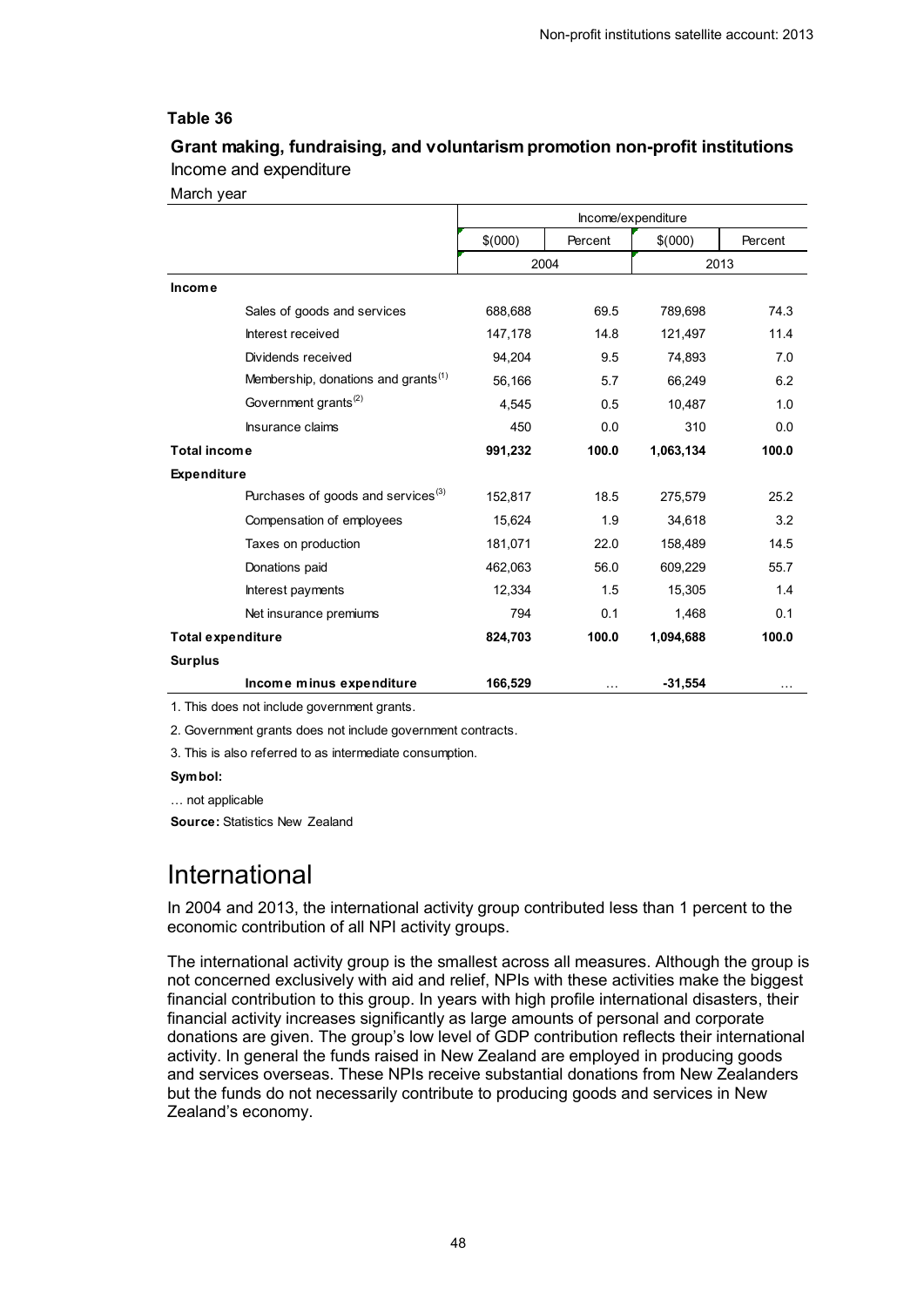**Table 36**

**Grant making, fundraising, and voluntarism promotion non-profit institutions**

Income and expenditure

March year

| | Income/expenditure | | | |
|---|---|---|---|---|
| | $(000) | Percent | $(000) | Percent |
| | 2004 | | 2013 | |
| **Income** | | | | |
| Sales of goods and services | 688,688 | 69.5 | 789,698 | 74.3 |
| Interest received | 147,178 | 14.8 | 121,497 | 11.4 |
| Dividends received | 94,204 | 9.5 | 74,893 | 7.0 |
| Membership, donations and grants[1] | 56,166 | 5.7 | 66,249 | 6.2 |
| Government grants[2] | 4,545 | 0.5 | 10,487 | 1.0 |
| Insurance claims | 450 | 0.0 | 310 | 0.0 |
| **Total income** | **991,232** | **100.0** | **1,063,134** | **100.0** |
| **Expenditure** | | | | |
| Purchases of goods and services[3] | 152,817 | 18.5 | 275,579 | 25.2 |
| Compensation of employees | 15,624 | 1.9 | 34,618 | 3.2 |
| Taxes on production | 181,071 | 22.0 | 158,489 | 14.5 |
| Donations paid | 462,063 | 56.0 | 609,229 | 55.7 |
| Interest payments | 12,334 | 1.5 | 15,305 | 1.4 |
| Net insurance premiums | 794 | 0.1 | 1,468 | 0.1 |
| **Total expenditure** | **824,703** | **100.0** | **1,094,688** | **100.0** |
| **Surplus** | | | | |
| **Income minus expenditure** | **166,529** | … | **-31,554** | … |

1. This does not include government grants.

2. Government grants does not include government contracts.

3. This is also referred to as intermediate consumption.

**Symbol:**

… not applicable

**Source:** Statistics New Zealand

# International

In 2004 and 2013, the international activity group contributed less than 1 percent to the economic contribution of all NPI activity groups.

The international activity group is the smallest across all measures. Although the group is not concerned exclusively with aid and relief, NPIs with these activities make the biggest financial contribution to this group. In years with high profile international disasters, their financial activity increases significantly as large amounts of personal and corporate donations are given. The group's low level of GDP contribution reflects their international activity. In general the funds raised in New Zealand are employed in producing goods and services overseas. These NPIs receive substantial donations from New Zealanders but the funds do not necessarily contribute to producing goods and services in New Zealand's economy.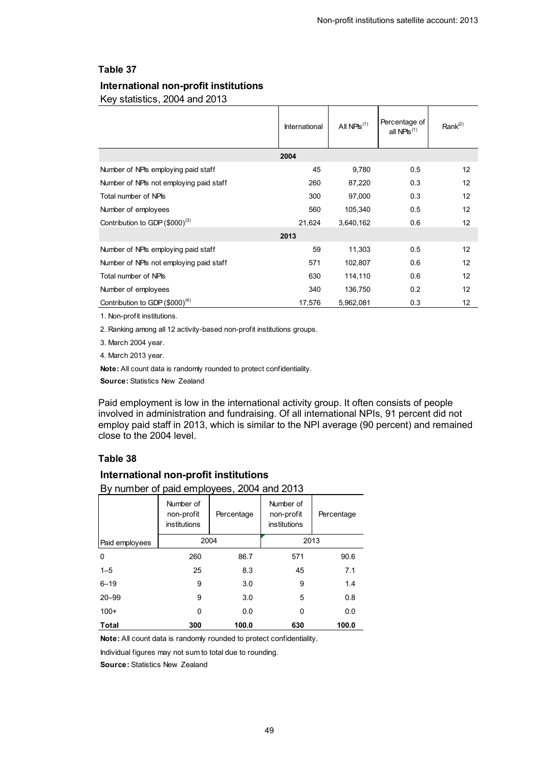### Table 37

**International non-profit institutions**

Key statistics, 2004 and 2013

| | International | All NPIs[1] | Percentage of all NPIs[1] | Rank[2] |
|---|---|---|---|---|
| **2004** | | | | |
| Number of NPIs employing paid staff | 45 | 9,780 | 0.5 | 12 |
| Number of NPIs not employing paid staff | 260 | 87,220 | 0.3 | 12 |
| Total number of NPIs | 300 | 97,000 | 0.3 | 12 |
| Number of employees | 560 | 105,340 | 0.5 | 12 |
| Contribution to GDP ($000)[3] | 21,624 | 3,640,162 | 0.6 | 12 |
| **2013** | | | | |
| Number of NPIs employing paid staff | 59 | 11,303 | 0.5 | 12 |
| Number of NPIs not employing paid staff | 571 | 102,807 | 0.6 | 12 |
| Total number of NPIs | 630 | 114,110 | 0.6 | 12 |
| Number of employees | 340 | 136,750 | 0.2 | 12 |
| Contribution to GDP ($000)[4] | 17,576 | 5,962,081 | 0.3 | 12 |

1. Non-profit institutions.

2. Ranking among all 12 activity-based non-profit institutions groups.

3. March 2004 year.

4. March 2013 year.

**Note:** All count data is randomly rounded to protect confidentiality.

**Source:** Statistics New Zealand

Paid employment is low in the international activity group. It often consists of people involved in administration and fundraising. Of all international NPIs, 91 percent did not employ paid staff in 2013, which is similar to the NPI average (90 percent) and remained close to the 2004 level.

### Table 38

**International non-profit institutions**

By number of paid employees, 2004 and 2013

| | Number of non-profit institutions | Percentage | Number of non-profit institutions | Percentage |
|---|---|---|---|---|
| Paid employees | 2004 | | 2013 | |
| 0 | 260 | 86.7 | 571 | 90.6 |
| 1–5 | 25 | 8.3 | 45 | 7.1 |
| 6–19 | 9 | 3.0 | 9 | 1.4 |
| 20–99 | 9 | 3.0 | 5 | 0.8 |
| 100+ | 0 | 0.0 | 0 | 0.0 |
| **Total** | **300** | **100.0** | **630** | **100.0** |

**Note:** All count data is randomly rounded to protect confidentiality.

Individual figures may not sum to total due to rounding.

**Source:** Statistics New Zealand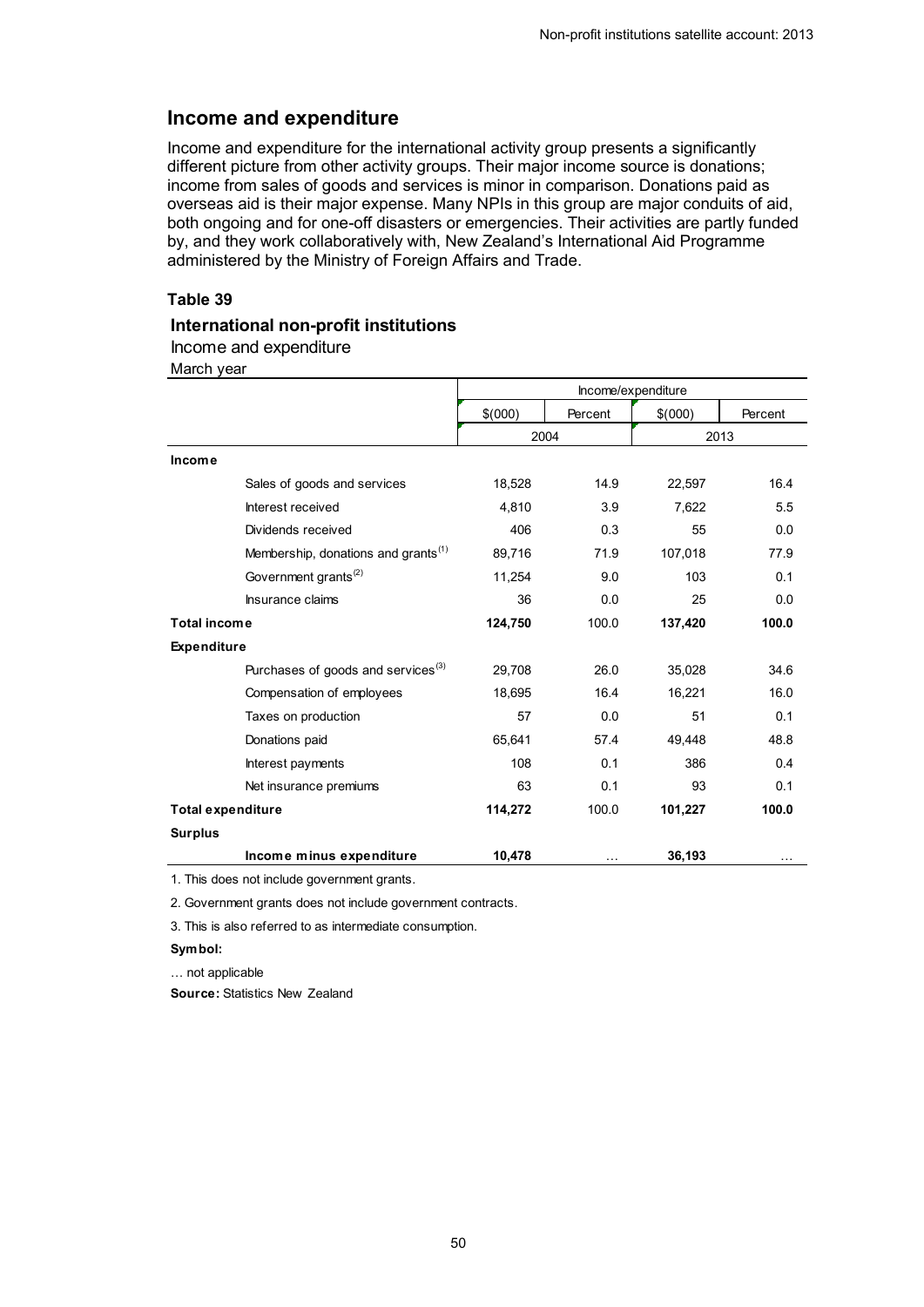## Income and expenditure

Income and expenditure for the international activity group presents a significantly different picture from other activity groups. Their major income source is donations; income from sales of goods and services is minor in comparison. Donations paid as overseas aid is their major expense. Many NPIs in this group are major conduits of aid, both ongoing and for one-off disasters or emergencies. Their activities are partly funded by, and they work collaboratively with, New Zealand's International Aid Programme administered by the Ministry of Foreign Affairs and Trade.

### Table 39

**International non-profit institutions**

Income and expenditure

March year

| | Income/expenditure | | | |
|---|---|---|---|---|
| | $(000) | Percent | $(000) | Percent |
| | 2004 | | 2013 | |
| **Income** | | | | |
| Sales of goods and services | 18,528 | 14.9 | 22,597 | 16.4 |
| Interest received | 4,810 | 3.9 | 7,622 | 5.5 |
| Dividends received | 406 | 0.3 | 55 | 0.0 |
| Membership, donations and grants(1) | 89,716 | 71.9 | 107,018 | 77.9 |
| Government grants(2) | 11,254 | 9.0 | 103 | 0.1 |
| Insurance claims | 36 | 0.0 | 25 | 0.0 |
| **Total income** | **124,750** | 100.0 | **137,420** | **100.0** |
| **Expenditure** | | | | |
| Purchases of goods and services(3) | 29,708 | 26.0 | 35,028 | 34.6 |
| Compensation of employees | 18,695 | 16.4 | 16,221 | 16.0 |
| Taxes on production | 57 | 0.0 | 51 | 0.1 |
| Donations paid | 65,641 | 57.4 | 49,448 | 48.8 |
| Interest payments | 108 | 0.1 | 386 | 0.4 |
| Net insurance premiums | 63 | 0.1 | 93 | 0.1 |
| **Total expenditure** | **114,272** | 100.0 | **101,227** | **100.0** |
| **Surplus** | | | | |
| **Income minus expenditure** | **10,478** | … | **36,193** | … |

1. This does not include government grants.

2. Government grants does not include government contracts.

3. This is also referred to as intermediate consumption.

**Symbol:**

… not applicable

**Source:** Statistics New Zealand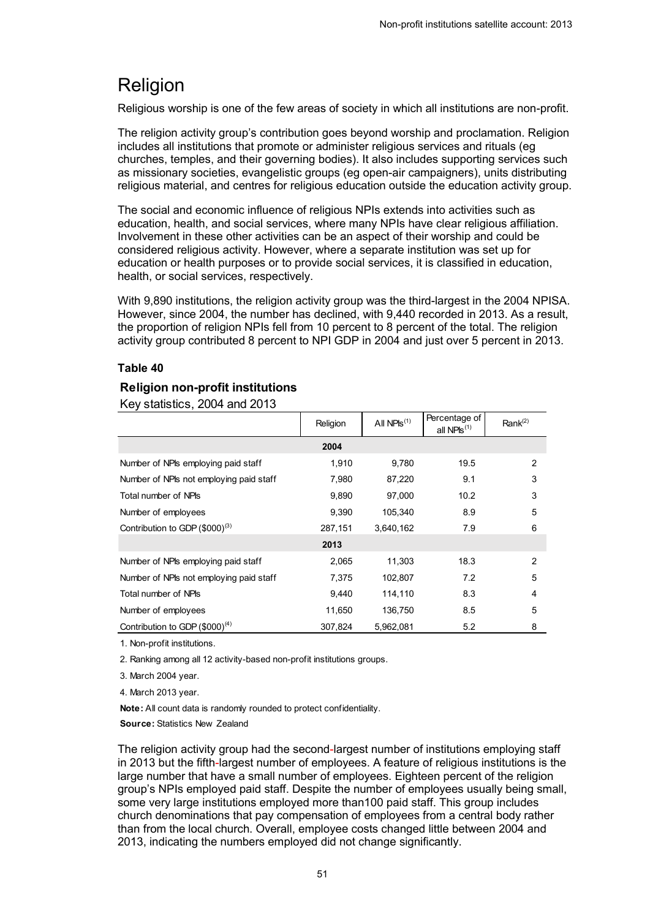# Religion

Religious worship is one of the few areas of society in which all institutions are non-profit.

The religion activity group's contribution goes beyond worship and proclamation. Religion includes all institutions that promote or administer religious services and rituals (eg churches, temples, and their governing bodies). It also includes supporting services such as missionary societies, evangelistic groups (eg open-air campaigners), units distributing religious material, and centres for religious education outside the education activity group.

The social and economic influence of religious NPIs extends into activities such as education, health, and social services, where many NPIs have clear religious affiliation. Involvement in these other activities can be an aspect of their worship and could be considered religious activity. However, where a separate institution was set up for education or health purposes or to provide social services, it is classified in education, health, or social services, respectively.

With 9,890 institutions, the religion activity group was the third-largest in the 2004 NPISA. However, since 2004, the number has declined, with 9,440 recorded in 2013. As a result, the proportion of religion NPIs fell from 10 percent to 8 percent of the total. The religion activity group contributed 8 percent to NPI GDP in 2004 and just over 5 percent in 2013.

**Table 40**

**Religion non-profit institutions**

Key statistics, 2004 and 2013

| | Religion | All NPIs(1) | Percentage of all NPIs(1) | Rank(2) |
|---|---|---|---|---|
| | **2004** | | | |
| Number of NPIs employing paid staff | 1,910 | 9,780 | 19.5 | 2 |
| Number of NPIs not employing paid staff | 7,980 | 87,220 | 9.1 | 3 |
| Total number of NPIs | 9,890 | 97,000 | 10.2 | 3 |
| Number of employees | 9,390 | 105,340 | 8.9 | 5 |
| Contribution to GDP ($000)(3) | 287,151 | 3,640,162 | 7.9 | 6 |
| | **2013** | | | |
| Number of NPIs employing paid staff | 2,065 | 11,303 | 18.3 | 2 |
| Number of NPIs not employing paid staff | 7,375 | 102,807 | 7.2 | 5 |
| Total number of NPIs | 9,440 | 114,110 | 8.3 | 4 |
| Number of employees | 11,650 | 136,750 | 8.5 | 5 |
| Contribution to GDP ($000)(4) | 307,824 | 5,962,081 | 5.2 | 8 |

1. Non-profit institutions.

2. Ranking among all 12 activity-based non-profit institutions groups.

3. March 2004 year.

4. March 2013 year.

**Note:** All count data is randomly rounded to protect confidentiality.

**Source:** Statistics New Zealand

The religion activity group had the second-largest number of institutions employing staff in 2013 but the fifth-largest number of employees. A feature of religious institutions is the large number that have a small number of employees. Eighteen percent of the religion group's NPIs employed paid staff. Despite the number of employees usually being small, some very large institutions employed more than100 paid staff. This group includes church denominations that pay compensation of employees from a central body rather than from the local church. Overall, employee costs changed little between 2004 and 2013, indicating the numbers employed did not change significantly.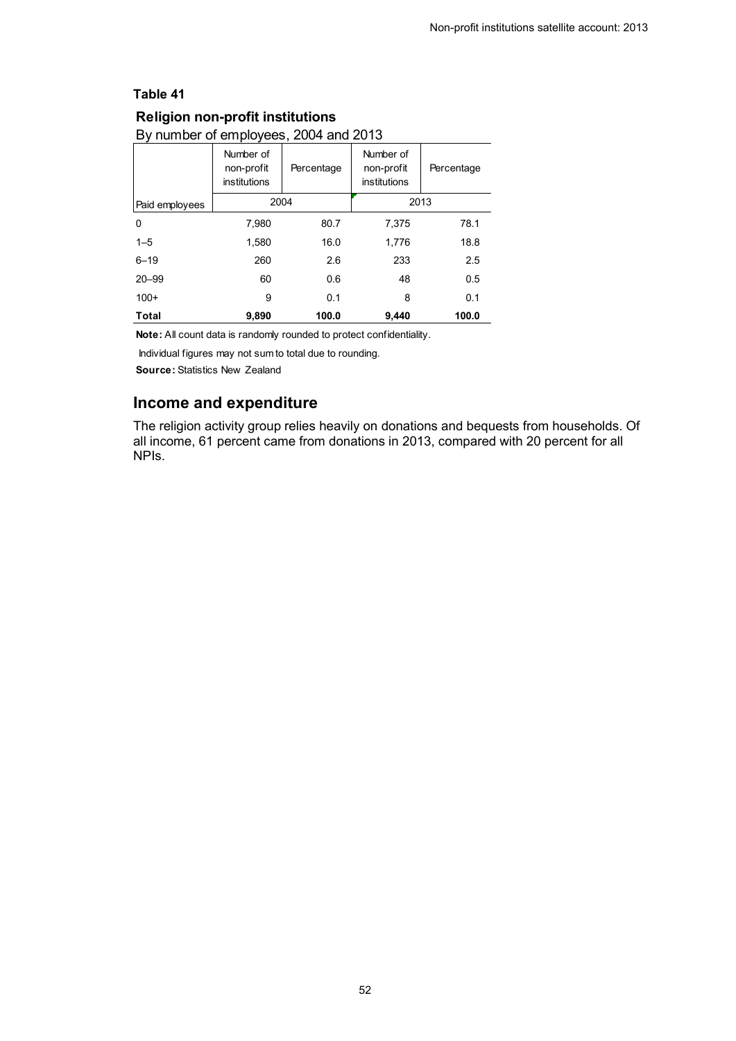**Table 41**

**Religion non-profit institutions**

By number of employees, 2004 and 2013

| | Number of non-profit institutions | Percentage | Number of non-profit institutions | Percentage |
|---|---|---|---|---|
| Paid employees | 2004 | | 2013 | |
| 0 | 7,980 | 80.7 | 7,375 | 78.1 |
| 1–5 | 1,580 | 16.0 | 1,776 | 18.8 |
| 6–19 | 260 | 2.6 | 233 | 2.5 |
| 20–99 | 60 | 0.6 | 48 | 0.5 |
| 100+ | 9 | 0.1 | 8 | 0.1 |
| **Total** | **9,890** | **100.0** | **9,440** | **100.0** |

**Note:** All count data is randomly rounded to protect confidentiality.

Individual figures may not sum to total due to rounding.

**Source:** Statistics New Zealand

## Income and expenditure

The religion activity group relies heavily on donations and bequests from households. Of all income, 61 percent came from donations in 2013, compared with 20 percent for all NPIs.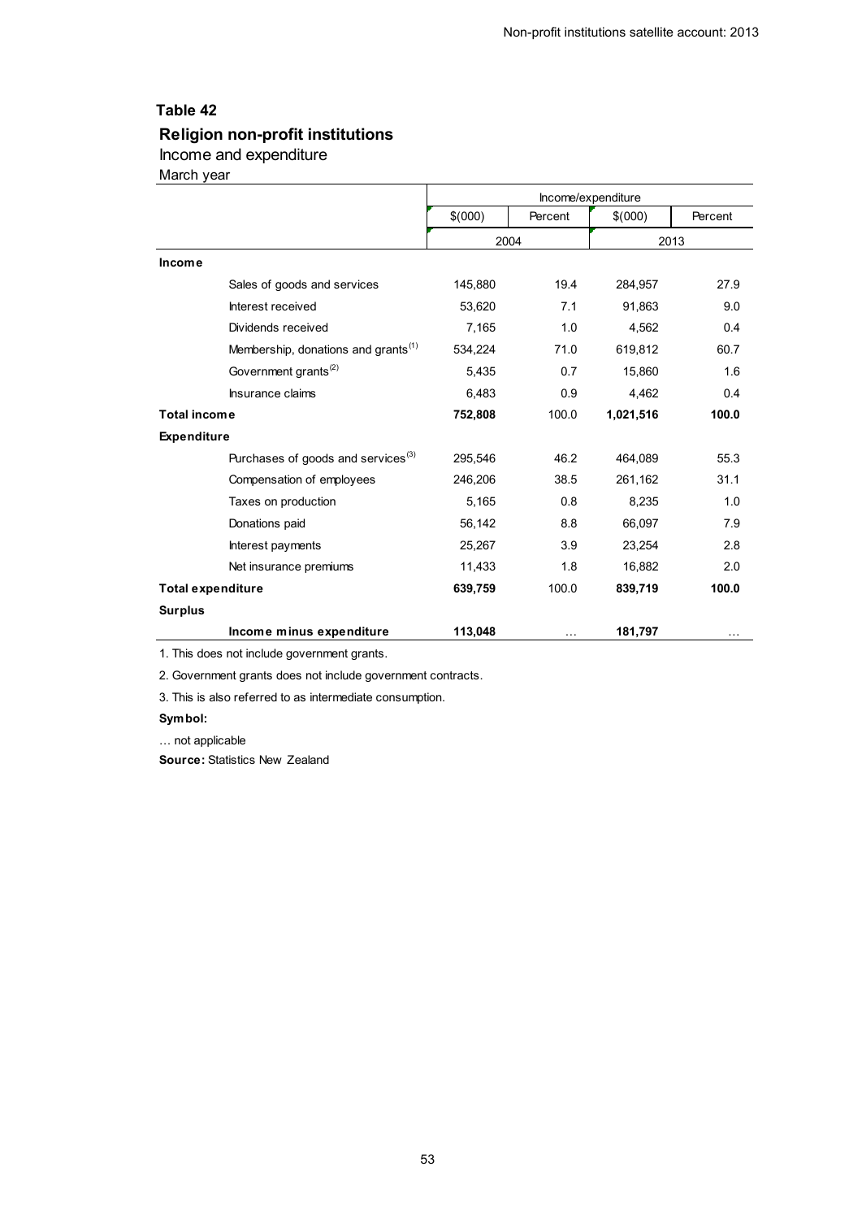## Table 42

### Religion non-profit institutions

Income and expenditure

March year

| | Income/expenditure | | | |
|---|---|---|---|---|
| | $(000) | Percent | $(000) | Percent |
| | 2004 | | 2013 | |
| **Income** | | | | |
| Sales of goods and services | 145,880 | 19.4 | 284,957 | 27.9 |
| Interest received | 53,620 | 7.1 | 91,863 | 9.0 |
| Dividends received | 7,165 | 1.0 | 4,562 | 0.4 |
| Membership, donations and grants[(1)] | 534,224 | 71.0 | 619,812 | 60.7 |
| Government grants[(2)] | 5,435 | 0.7 | 15,860 | 1.6 |
| Insurance claims | 6,483 | 0.9 | 4,462 | 0.4 |
| **Total income** | **752,808** | 100.0 | **1,021,516** | **100.0** |
| **Expenditure** | | | | |
| Purchases of goods and services[(3)] | 295,546 | 46.2 | 464,089 | 55.3 |
| Compensation of employees | 246,206 | 38.5 | 261,162 | 31.1 |
| Taxes on production | 5,165 | 0.8 | 8,235 | 1.0 |
| Donations paid | 56,142 | 8.8 | 66,097 | 7.9 |
| Interest payments | 25,267 | 3.9 | 23,254 | 2.8 |
| Net insurance premiums | 11,433 | 1.8 | 16,882 | 2.0 |
| **Total expenditure** | **639,759** | 100.0 | **839,719** | **100.0** |
| **Surplus** | | | | |
| **Income minus expenditure** | **113,048** | … | **181,797** | … |

1. This does not include government grants.

2. Government grants does not include government contracts.

3. This is also referred to as intermediate consumption.

**Symbol:**

… not applicable

**Source:** Statistics New Zealand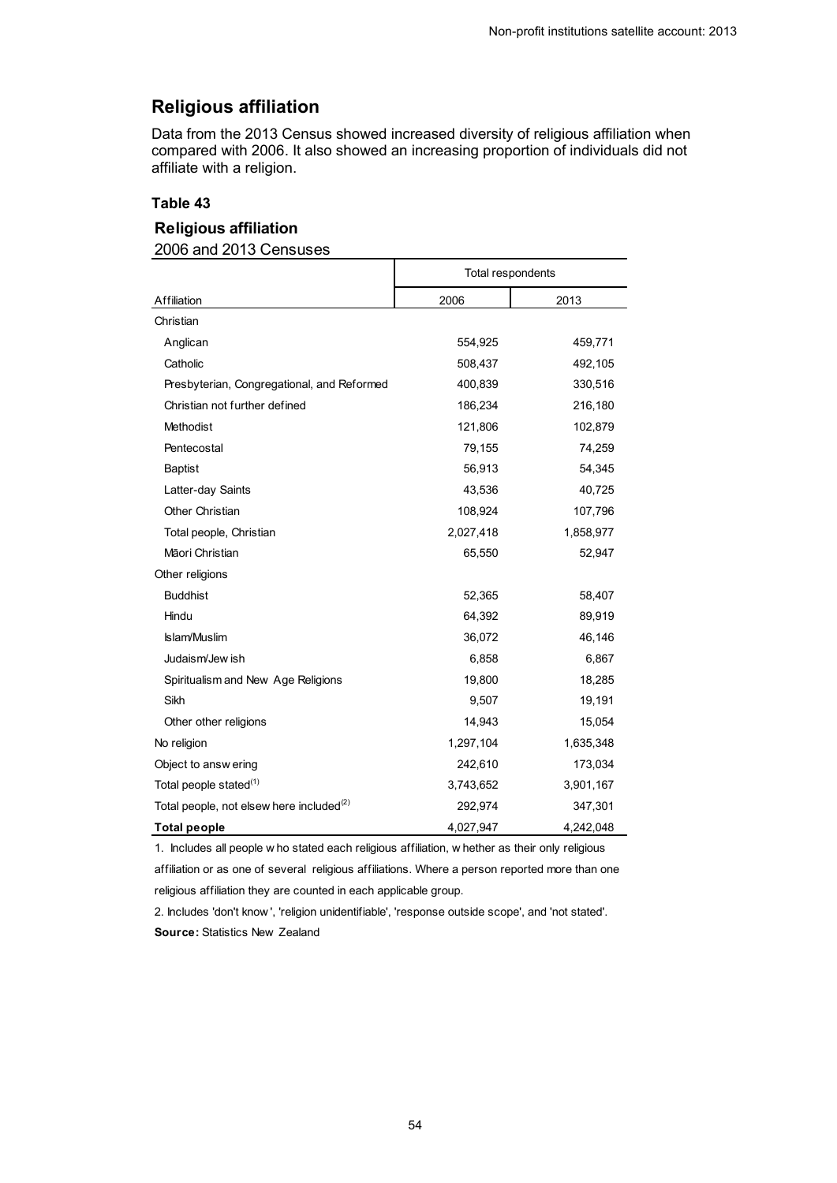## Religious affiliation

Data from the 2013 Census showed increased diversity of religious affiliation when compared with 2006. It also showed an increasing proportion of individuals did not affiliate with a religion.

**Table 43**

**Religious affiliation**

2006 and 2013 Censuses

| Affiliation | Total respondents | |
|---|---|---|
| | 2006 | 2013 |
| Christian | | |
| Anglican | 554,925 | 459,771 |
| Catholic | 508,437 | 492,105 |
| Presbyterian, Congregational, and Reformed | 400,839 | 330,516 |
| Christian not further defined | 186,234 | 216,180 |
| Methodist | 121,806 | 102,879 |
| Pentecostal | 79,155 | 74,259 |
| Baptist | 56,913 | 54,345 |
| Latter-day Saints | 43,536 | 40,725 |
| Other Christian | 108,924 | 107,796 |
| Total people, Christian | 2,027,418 | 1,858,977 |
| Māori Christian | 65,550 | 52,947 |
| Other religions | | |
| Buddhist | 52,365 | 58,407 |
| Hindu | 64,392 | 89,919 |
| Islam/Muslim | 36,072 | 46,146 |
| Judaism/Jewish | 6,858 | 6,867 |
| Spiritualism and New Age Religions | 19,800 | 18,285 |
| Sikh | 9,507 | 19,191 |
| Other other religions | 14,943 | 15,054 |
| No religion | 1,297,104 | 1,635,348 |
| Object to answering | 242,610 | 173,034 |
| Total people stated(1) | 3,743,652 | 3,901,167 |
| Total people, not elsewhere included(2) | 292,974 | 347,301 |
| **Total people** | 4,027,947 | 4,242,048 |

1. Includes all people who stated each religious affiliation, whether as their only religious affiliation or as one of several religious affiliations. Where a person reported more than one religious affiliation they are counted in each applicable group.

2. Includes 'don't know', 'religion unidentifiable', 'response outside scope', and 'not stated'.

**Source:** Statistics New Zealand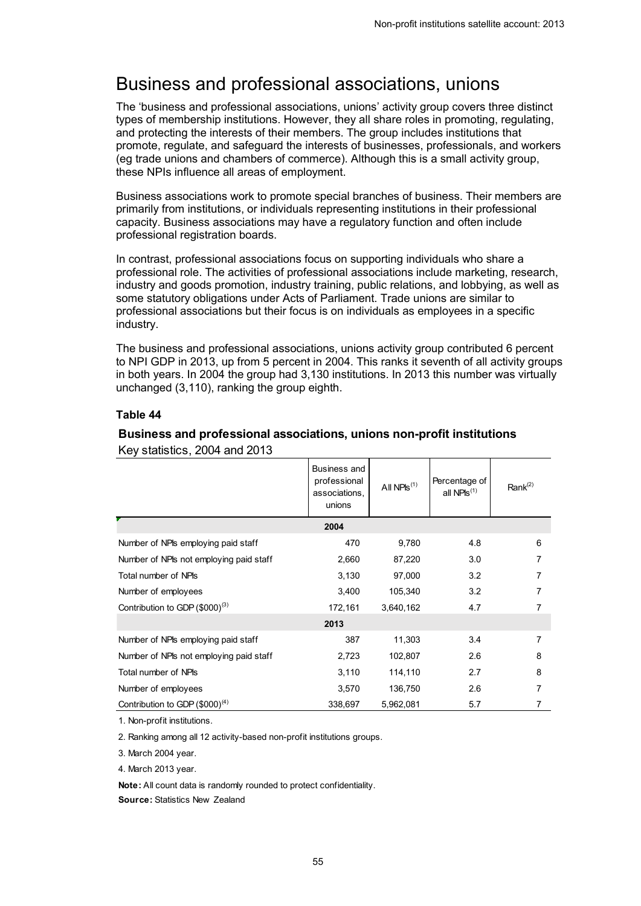# Business and professional associations, unions

The 'business and professional associations, unions' activity group covers three distinct types of membership institutions. However, they all share roles in promoting, regulating, and protecting the interests of their members. The group includes institutions that promote, regulate, and safeguard the interests of businesses, professionals, and workers (eg trade unions and chambers of commerce). Although this is a small activity group, these NPIs influence all areas of employment.

Business associations work to promote special branches of business. Their members are primarily from institutions, or individuals representing institutions in their professional capacity. Business associations may have a regulatory function and often include professional registration boards.

In contrast, professional associations focus on supporting individuals who share a professional role. The activities of professional associations include marketing, research, industry and goods promotion, industry training, public relations, and lobbying, as well as some statutory obligations under Acts of Parliament. Trade unions are similar to professional associations but their focus is on individuals as employees in a specific industry.

The business and professional associations, unions activity group contributed 6 percent to NPI GDP in 2013, up from 5 percent in 2004. This ranks it seventh of all activity groups in both years. In 2004 the group had 3,130 institutions. In 2013 this number was virtually unchanged (3,110), ranking the group eighth.

**Table 44**

**Business and professional associations, unions non-profit institutions**

Key statistics, 2004 and 2013

| | Business and professional associations, unions | All NPIs(1) | Percentage of all NPIs(1) | Rank(2) |
|---|---|---|---|---|
| | **2004** | | | |
| Number of NPIs employing paid staff | 470 | 9,780 | 4.8 | 6 |
| Number of NPIs not employing paid staff | 2,660 | 87,220 | 3.0 | 7 |
| Total number of NPIs | 3,130 | 97,000 | 3.2 | 7 |
| Number of employees | 3,400 | 105,340 | 3.2 | 7 |
| Contribution to GDP ($000)(3) | 172,161 | 3,640,162 | 4.7 | 7 |
| | **2013** | | | |
| Number of NPIs employing paid staff | 387 | 11,303 | 3.4 | 7 |
| Number of NPIs not employing paid staff | 2,723 | 102,807 | 2.6 | 8 |
| Total number of NPIs | 3,110 | 114,110 | 2.7 | 8 |
| Number of employees | 3,570 | 136,750 | 2.6 | 7 |
| Contribution to GDP ($000)(4) | 338,697 | 5,962,081 | 5.7 | 7 |

1. Non-profit institutions.

2. Ranking among all 12 activity-based non-profit institutions groups.

3. March 2004 year.

4. March 2013 year.

**Note:** All count data is randomly rounded to protect confidentiality.

**Source:** Statistics New Zealand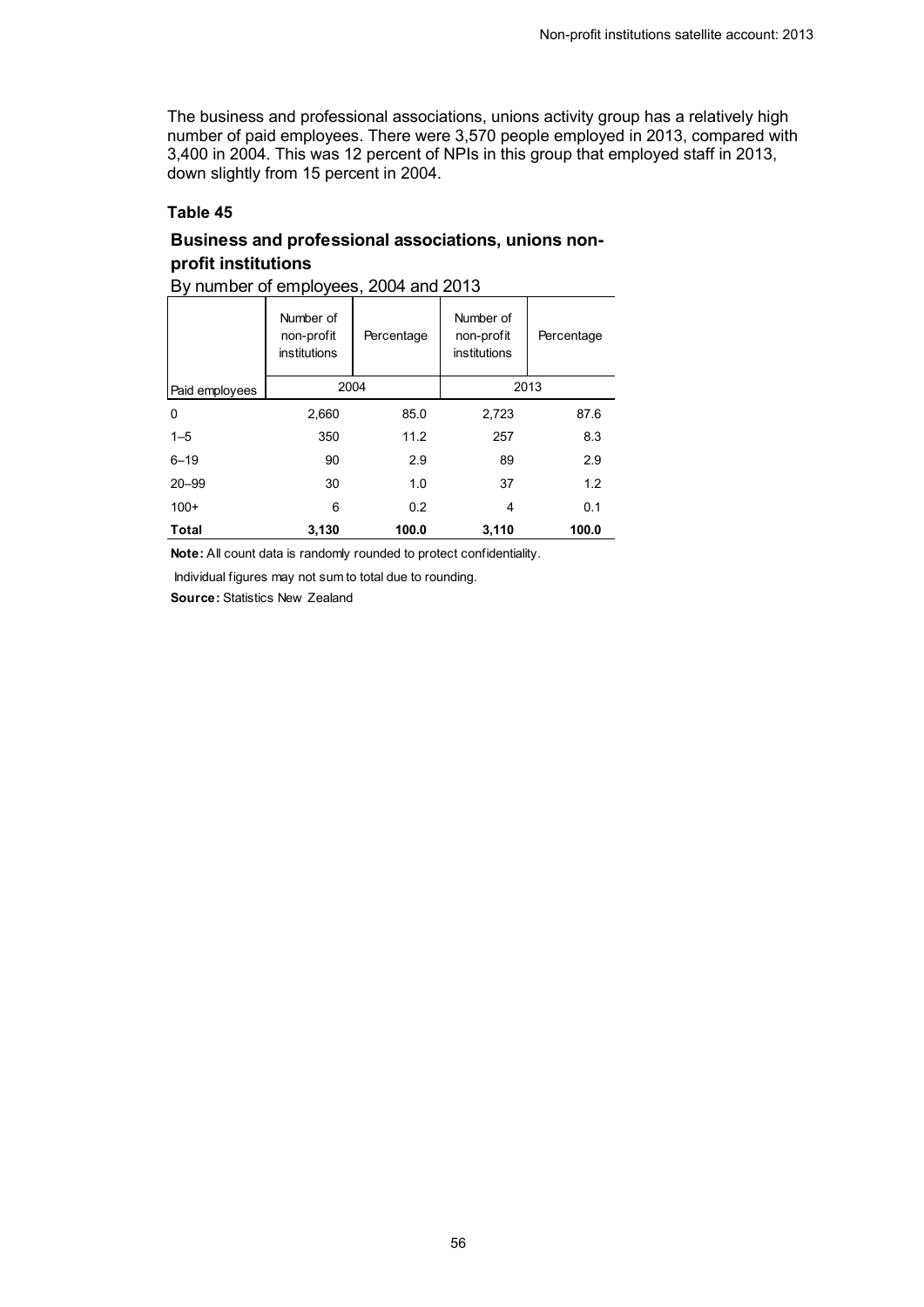The business and professional associations, unions activity group has a relatively high number of paid employees. There were 3,570 people employed in 2013, compared with 3,400 in 2004. This was 12 percent of NPIs in this group that employed staff in 2013, down slightly from 15 percent in 2004.

#### Table 45

### Business and professional associations, unions non-profit institutions

By number of employees, 2004 and 2013

| | Number of non-profit institutions | Percentage | Number of non-profit institutions | Percentage |
|---|---|---|---|---|
| Paid employees | 2004 | | 2013 | |
| 0 | 2,660 | 85.0 | 2,723 | 87.6 |
| 1–5 | 350 | 11.2 | 257 | 8.3 |
| 6–19 | 90 | 2.9 | 89 | 2.9 |
| 20–99 | 30 | 1.0 | 37 | 1.2 |
| 100+ | 6 | 0.2 | 4 | 0.1 |
| **Total** | **3,130** | **100.0** | **3,110** | **100.0** |

**Note:** All count data is randomly rounded to protect confidentiality.

Individual figures may not sum to total due to rounding.

**Source:** Statistics New Zealand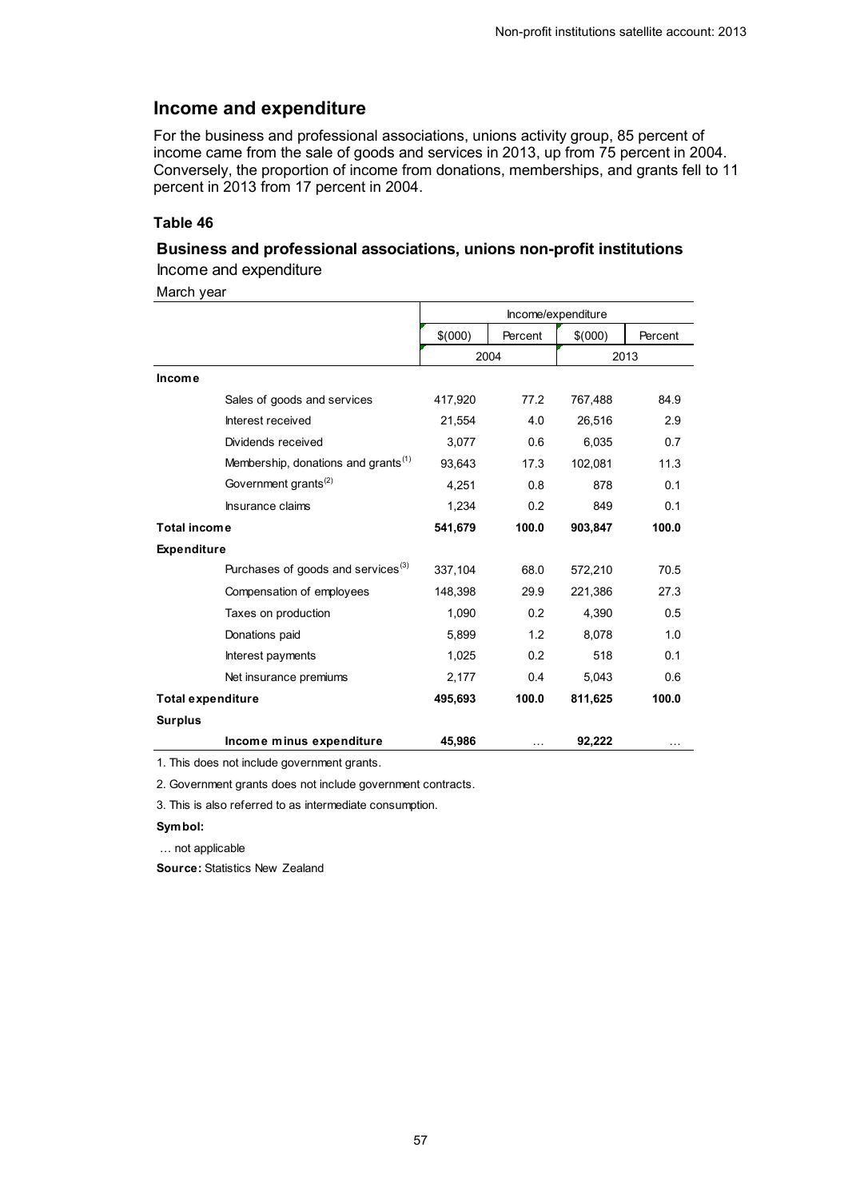## Income and expenditure

For the business and professional associations, unions activity group, 85 percent of income came from the sale of goods and services in 2013, up from 75 percent in 2004. Conversely, the proportion of income from donations, memberships, and grants fell to 11 percent in 2013 from 17 percent in 2004.

### Table 46

**Business and professional associations, unions non-profit institutions**

Income and expenditure

March year

| | Income/expenditure | | | |
|---|---|---|---|---|
| | $(000) | Percent | $(000) | Percent |
| | 2004 | | 2013 | |
| **Income** | | | | |
| Sales of goods and services | 417,920 | 77.2 | 767,488 | 84.9 |
| Interest received | 21,554 | 4.0 | 26,516 | 2.9 |
| Dividends received | 3,077 | 0.6 | 6,035 | 0.7 |
| Membership, donations and grants[1] | 93,643 | 17.3 | 102,081 | 11.3 |
| Government grants[2] | 4,251 | 0.8 | 878 | 0.1 |
| Insurance claims | 1,234 | 0.2 | 849 | 0.1 |
| **Total income** | **541,679** | **100.0** | **903,847** | **100.0** |
| **Expenditure** | | | | |
| Purchases of goods and services[3] | 337,104 | 68.0 | 572,210 | 70.5 |
| Compensation of employees | 148,398 | 29.9 | 221,386 | 27.3 |
| Taxes on production | 1,090 | 0.2 | 4,390 | 0.5 |
| Donations paid | 5,899 | 1.2 | 8,078 | 1.0 |
| Interest payments | 1,025 | 0.2 | 518 | 0.1 |
| Net insurance premiums | 2,177 | 0.4 | 5,043 | 0.6 |
| **Total expenditure** | **495,693** | **100.0** | **811,625** | **100.0** |
| **Surplus** | | | | |
| **Income minus expenditure** | **45,986** | … | **92,222** | … |

1. This does not include government grants.

2. Government grants does not include government contracts.

3. This is also referred to as intermediate consumption.

**Symbol:**

… not applicable

**Source:** Statistics New Zealand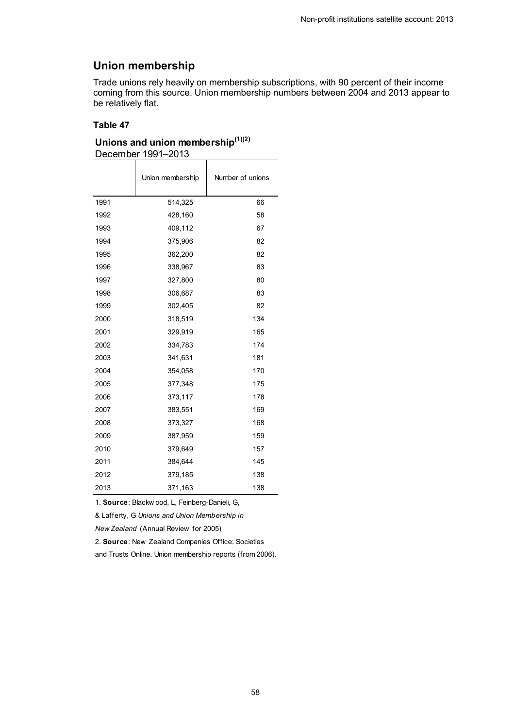## Union membership

Trade unions rely heavily on membership subscriptions, with 90 percent of their income coming from this source. Union membership numbers between 2004 and 2013 appear to be relatively flat.

#### Table 47

**Unions and union membership[(1)(2)]**
December 1991–2013

| | Union membership | Number of unions |
|---|---|---|
| 1991 | 514,325 | 66 |
| 1992 | 428,160 | 58 |
| 1993 | 409,112 | 67 |
| 1994 | 375,906 | 82 |
| 1995 | 362,200 | 82 |
| 1996 | 338,967 | 83 |
| 1997 | 327,800 | 80 |
| 1998 | 306,687 | 83 |
| 1999 | 302,405 | 82 |
| 2000 | 318,519 | 134 |
| 2001 | 329,919 | 165 |
| 2002 | 334,783 | 174 |
| 2003 | 341,631 | 181 |
| 2004 | 354,058 | 170 |
| 2005 | 377,348 | 175 |
| 2006 | 373,117 | 178 |
| 2007 | 383,551 | 169 |
| 2008 | 373,327 | 168 |
| 2009 | 387,959 | 159 |
| 2010 | 379,649 | 157 |
| 2011 | 384,644 | 145 |
| 2012 | 379,185 | 138 |
| 2013 | 371,163 | 138 |

1. **Source**: Blackwood, L, Feinberg-Danieli, G, & Lafferty, G *Unions and Union Membership in New Zealand* (Annual Review for 2005)

2. **Source**: New Zealand Companies Office: Societies and Trusts Online. Union membership reports (from 2006).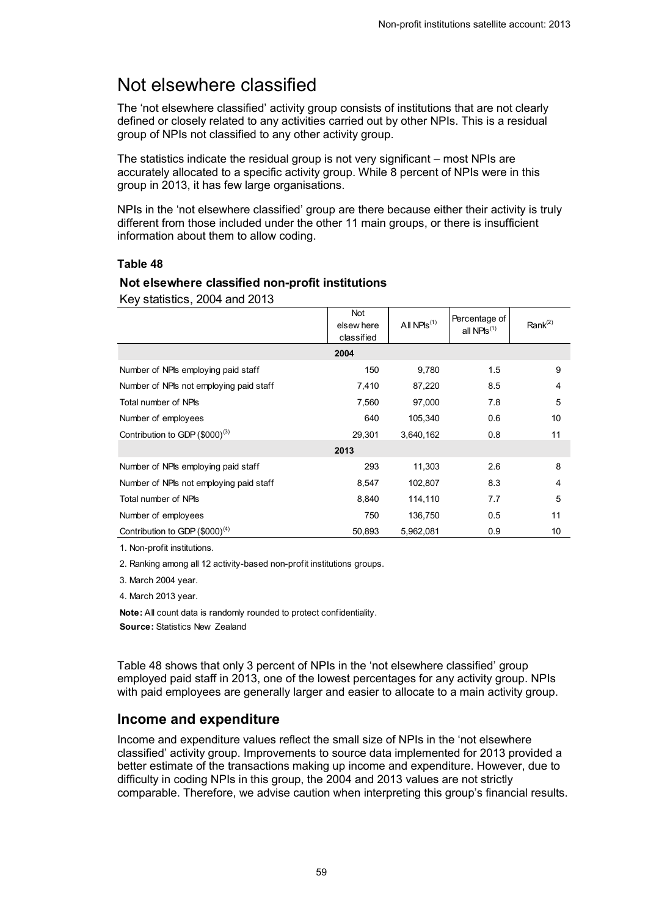# Not elsewhere classified

The 'not elsewhere classified' activity group consists of institutions that are not clearly defined or closely related to any activities carried out by other NPIs. This is a residual group of NPIs not classified to any other activity group.

The statistics indicate the residual group is not very significant – most NPIs are accurately allocated to a specific activity group. While 8 percent of NPIs were in this group in 2013, it has few large organisations.

NPIs in the 'not elsewhere classified' group are there because either their activity is truly different from those included under the other 11 main groups, or there is insufficient information about them to allow coding.

**Table 48**

**Not elsewhere classified non-profit institutions**

Key statistics, 2004 and 2013

| | Not elsewhere classified | All NPIs[1] | Percentage of all NPIs[1] | Rank[2] |
|---|---|---|---|---|
| | **2004** | | | |
| Number of NPIs employing paid staff | 150 | 9,780 | 1.5 | 9 |
| Number of NPIs not employing paid staff | 7,410 | 87,220 | 8.5 | 4 |
| Total number of NPIs | 7,560 | 97,000 | 7.8 | 5 |
| Number of employees | 640 | 105,340 | 0.6 | 10 |
| Contribution to GDP ($000)[3] | 29,301 | 3,640,162 | 0.8 | 11 |
| | **2013** | | | |
| Number of NPIs employing paid staff | 293 | 11,303 | 2.6 | 8 |
| Number of NPIs not employing paid staff | 8,547 | 102,807 | 8.3 | 4 |
| Total number of NPIs | 8,840 | 114,110 | 7.7 | 5 |
| Number of employees | 750 | 136,750 | 0.5 | 11 |
| Contribution to GDP ($000)[4] | 50,893 | 5,962,081 | 0.9 | 10 |

1. Non-profit institutions.

2. Ranking among all 12 activity-based non-profit institutions groups.

3. March 2004 year.

4. March 2013 year.

**Note:** All count data is randomly rounded to protect confidentiality.

**Source:** Statistics New Zealand

Table 48 shows that only 3 percent of NPIs in the 'not elsewhere classified' group employed paid staff in 2013, one of the lowest percentages for any activity group. NPIs with paid employees are generally larger and easier to allocate to a main activity group.

## Income and expenditure

Income and expenditure values reflect the small size of NPIs in the 'not elsewhere classified' activity group. Improvements to source data implemented for 2013 provided a better estimate of the transactions making up income and expenditure. However, due to difficulty in coding NPIs in this group, the 2004 and 2013 values are not strictly comparable. Therefore, we advise caution when interpreting this group's financial results.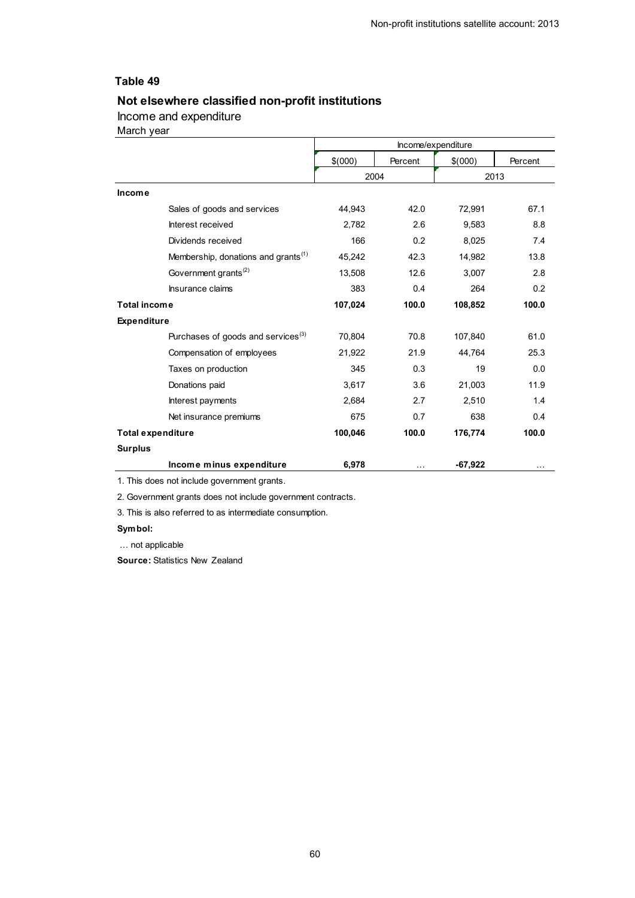## Table 49

### Not elsewhere classified non-profit institutions

Income and expenditure

March year

| | Income/expenditure | | | |
|---|---|---|---|---|
| | $(000) | Percent | $(000) | Percent |
| | 2004 | | 2013 | |
| **Income** | | | | |
| Sales of goods and services | 44,943 | 42.0 | 72,991 | 67.1 |
| Interest received | 2,782 | 2.6 | 9,583 | 8.8 |
| Dividends received | 166 | 0.2 | 8,025 | 7.4 |
| Membership, donations and grants[1] | 45,242 | 42.3 | 14,982 | 13.8 |
| Government grants[2] | 13,508 | 12.6 | 3,007 | 2.8 |
| Insurance claims | 383 | 0.4 | 264 | 0.2 |
| **Total income** | **107,024** | **100.0** | **108,852** | **100.0** |
| **Expenditure** | | | | |
| Purchases of goods and services[3] | 70,804 | 70.8 | 107,840 | 61.0 |
| Compensation of employees | 21,922 | 21.9 | 44,764 | 25.3 |
| Taxes on production | 345 | 0.3 | 19 | 0.0 |
| Donations paid | 3,617 | 3.6 | 21,003 | 11.9 |
| Interest payments | 2,684 | 2.7 | 2,510 | 1.4 |
| Net insurance premiums | 675 | 0.7 | 638 | 0.4 |
| **Total expenditure** | **100,046** | **100.0** | **176,774** | **100.0** |
| **Surplus** | | | | |
| **Income minus expenditure** | **6,978** | … | **-67,922** | … |

1. This does not include government grants.

2. Government grants does not include government contracts.

3. This is also referred to as intermediate consumption.

**Symbol:**

… not applicable

**Source:** Statistics New Zealand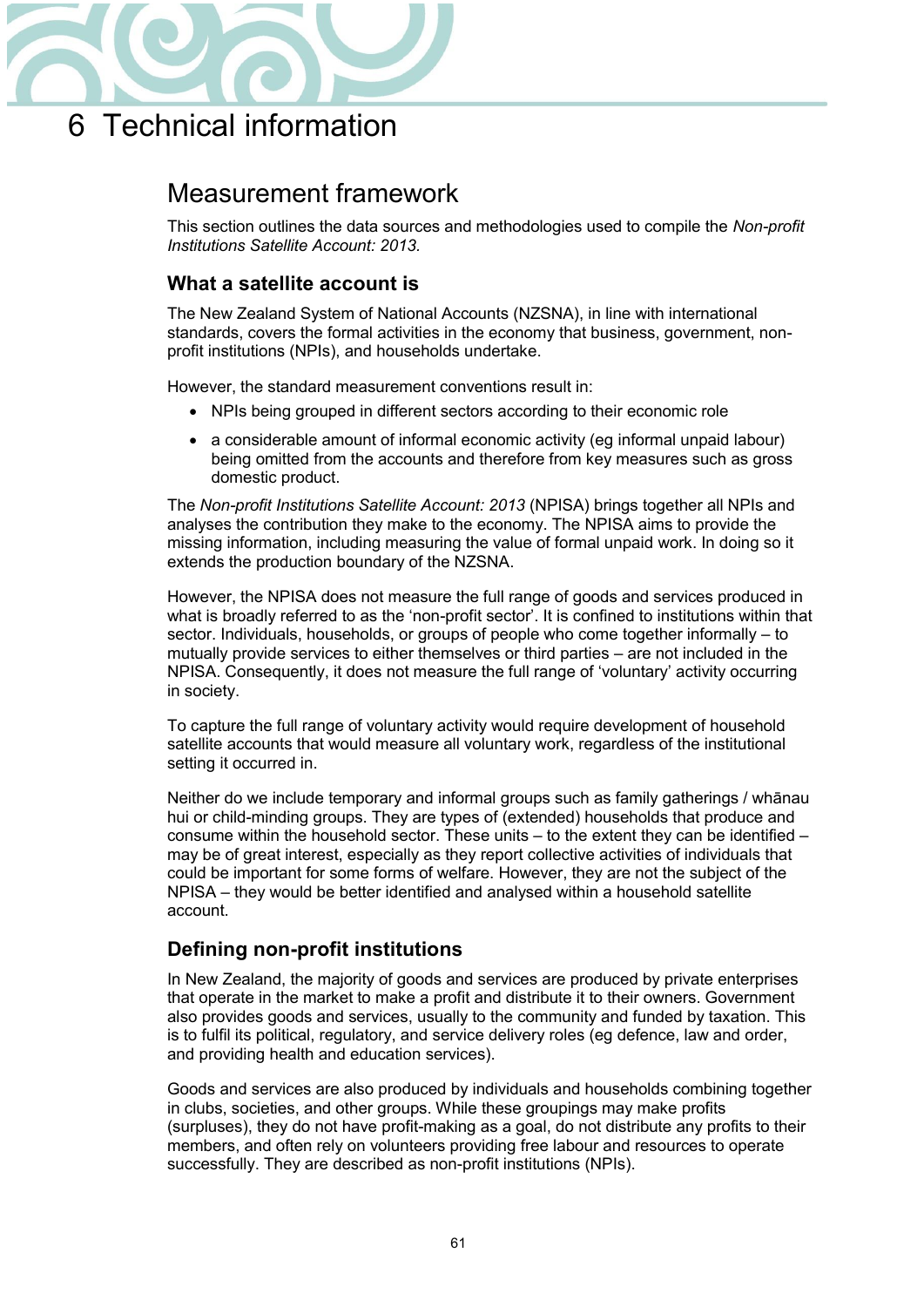# 6 Technical information

## Measurement framework

This section outlines the data sources and methodologies used to compile the *Non-profit Institutions Satellite Account: 2013.*

### What a satellite account is

The New Zealand System of National Accounts (NZSNA), in line with international standards, covers the formal activities in the economy that business, government, non-profit institutions (NPIs), and households undertake.

However, the standard measurement conventions result in:

- NPIs being grouped in different sectors according to their economic role
- a considerable amount of informal economic activity (eg informal unpaid labour) being omitted from the accounts and therefore from key measures such as gross domestic product.

The *Non-profit Institutions Satellite Account: 2013* (NPISA) brings together all NPIs and analyses the contribution they make to the economy. The NPISA aims to provide the missing information, including measuring the value of formal unpaid work. In doing so it extends the production boundary of the NZSNA.

However, the NPISA does not measure the full range of goods and services produced in what is broadly referred to as the 'non-profit sector'. It is confined to institutions within that sector. Individuals, households, or groups of people who come together informally – to mutually provide services to either themselves or third parties – are not included in the NPISA. Consequently, it does not measure the full range of 'voluntary' activity occurring in society.

To capture the full range of voluntary activity would require development of household satellite accounts that would measure all voluntary work, regardless of the institutional setting it occurred in.

Neither do we include temporary and informal groups such as family gatherings / whānau hui or child-minding groups. They are types of (extended) households that produce and consume within the household sector. These units – to the extent they can be identified – may be of great interest, especially as they report collective activities of individuals that could be important for some forms of welfare. However, they are not the subject of the NPISA – they would be better identified and analysed within a household satellite account.

### Defining non-profit institutions

In New Zealand, the majority of goods and services are produced by private enterprises that operate in the market to make a profit and distribute it to their owners. Government also provides goods and services, usually to the community and funded by taxation. This is to fulfil its political, regulatory, and service delivery roles (eg defence, law and order, and providing health and education services).

Goods and services are also produced by individuals and households combining together in clubs, societies, and other groups. While these groupings may make profits (surpluses), they do not have profit-making as a goal, do not distribute any profits to their members, and often rely on volunteers providing free labour and resources to operate successfully. They are described as non-profit institutions (NPIs).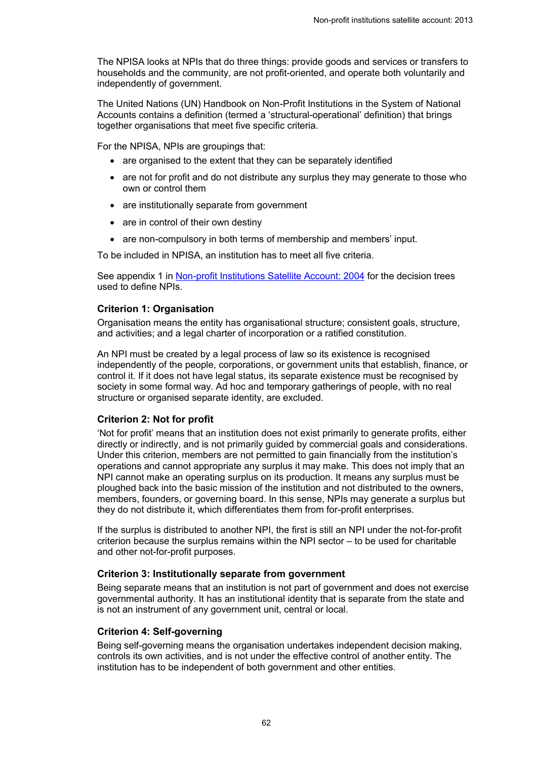The NPISA looks at NPIs that do three things: provide goods and services or transfers to households and the community, are not profit-oriented, and operate both voluntarily and independently of government.

The United Nations (UN) Handbook on Non-Profit Institutions in the System of National Accounts contains a definition (termed a 'structural-operational' definition) that brings together organisations that meet five specific criteria.

For the NPISA, NPIs are groupings that:

- are organised to the extent that they can be separately identified
- are not for profit and do not distribute any surplus they may generate to those who own or control them
- are institutionally separate from government
- are in control of their own destiny
- are non-compulsory in both terms of membership and members' input.

To be included in NPISA, an institution has to meet all five criteria.

See appendix 1 in [Non-profit Institutions Satellite Account: 2004] for the decision trees used to define NPIs.

### Criterion 1: Organisation

Organisation means the entity has organisational structure; consistent goals, structure, and activities; and a legal charter of incorporation or a ratified constitution.

An NPI must be created by a legal process of law so its existence is recognised independently of the people, corporations, or government units that establish, finance, or control it. If it does not have legal status, its separate existence must be recognised by society in some formal way. Ad hoc and temporary gatherings of people, with no real structure or organised separate identity, are excluded.

### Criterion 2: Not for profit

'Not for profit' means that an institution does not exist primarily to generate profits, either directly or indirectly, and is not primarily guided by commercial goals and considerations. Under this criterion, members are not permitted to gain financially from the institution's operations and cannot appropriate any surplus it may make. This does not imply that an NPI cannot make an operating surplus on its production. It means any surplus must be ploughed back into the basic mission of the institution and not distributed to the owners, members, founders, or governing board. In this sense, NPIs may generate a surplus but they do not distribute it, which differentiates them from for-profit enterprises.

If the surplus is distributed to another NPI, the first is still an NPI under the not-for-profit criterion because the surplus remains within the NPI sector – to be used for charitable and other not-for-profit purposes.

### Criterion 3: Institutionally separate from government

Being separate means that an institution is not part of government and does not exercise governmental authority. It has an institutional identity that is separate from the state and is not an instrument of any government unit, central or local.

### Criterion 4: Self-governing

Being self-governing means the organisation undertakes independent decision making, controls its own activities, and is not under the effective control of another entity. The institution has to be independent of both government and other entities.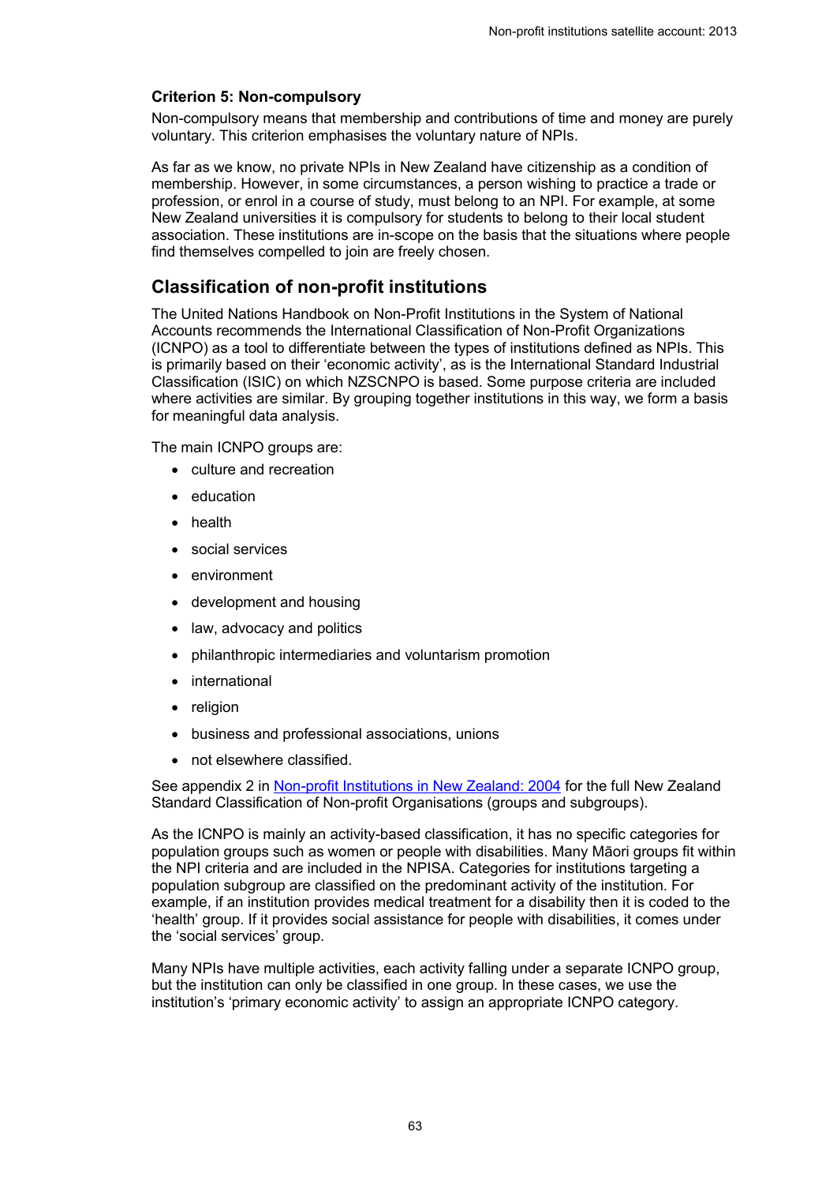### Criterion 5: Non-compulsory

Non-compulsory means that membership and contributions of time and money are purely voluntary. This criterion emphasises the voluntary nature of NPIs.

As far as we know, no private NPIs in New Zealand have citizenship as a condition of membership. However, in some circumstances, a person wishing to practice a trade or profession, or enrol in a course of study, must belong to an NPI. For example, at some New Zealand universities it is compulsory for students to belong to their local student association. These institutions are in-scope on the basis that the situations where people find themselves compelled to join are freely chosen.

## Classification of non-profit institutions

The United Nations Handbook on Non-Profit Institutions in the System of National Accounts recommends the International Classification of Non-Profit Organizations (ICNPO) as a tool to differentiate between the types of institutions defined as NPIs. This is primarily based on their 'economic activity', as is the International Standard Industrial Classification (ISIC) on which NZSCNPO is based. Some purpose criteria are included where activities are similar. By grouping together institutions in this way, we form a basis for meaningful data analysis.

The main ICNPO groups are:

- culture and recreation
- education
- health
- social services
- environment
- development and housing
- law, advocacy and politics
- philanthropic intermediaries and voluntarism promotion
- international
- religion
- business and professional associations, unions
- not elsewhere classified.

See appendix 2 in Non-profit Institutions in New Zealand: 2004 for the full New Zealand Standard Classification of Non-profit Organisations (groups and subgroups).

As the ICNPO is mainly an activity-based classification, it has no specific categories for population groups such as women or people with disabilities. Many Māori groups fit within the NPI criteria and are included in the NPISA. Categories for institutions targeting a population subgroup are classified on the predominant activity of the institution. For example, if an institution provides medical treatment for a disability then it is coded to the 'health' group. If it provides social assistance for people with disabilities, it comes under the 'social services' group.

Many NPIs have multiple activities, each activity falling under a separate ICNPO group, but the institution can only be classified in one group. In these cases, we use the institution's 'primary economic activity' to assign an appropriate ICNPO category.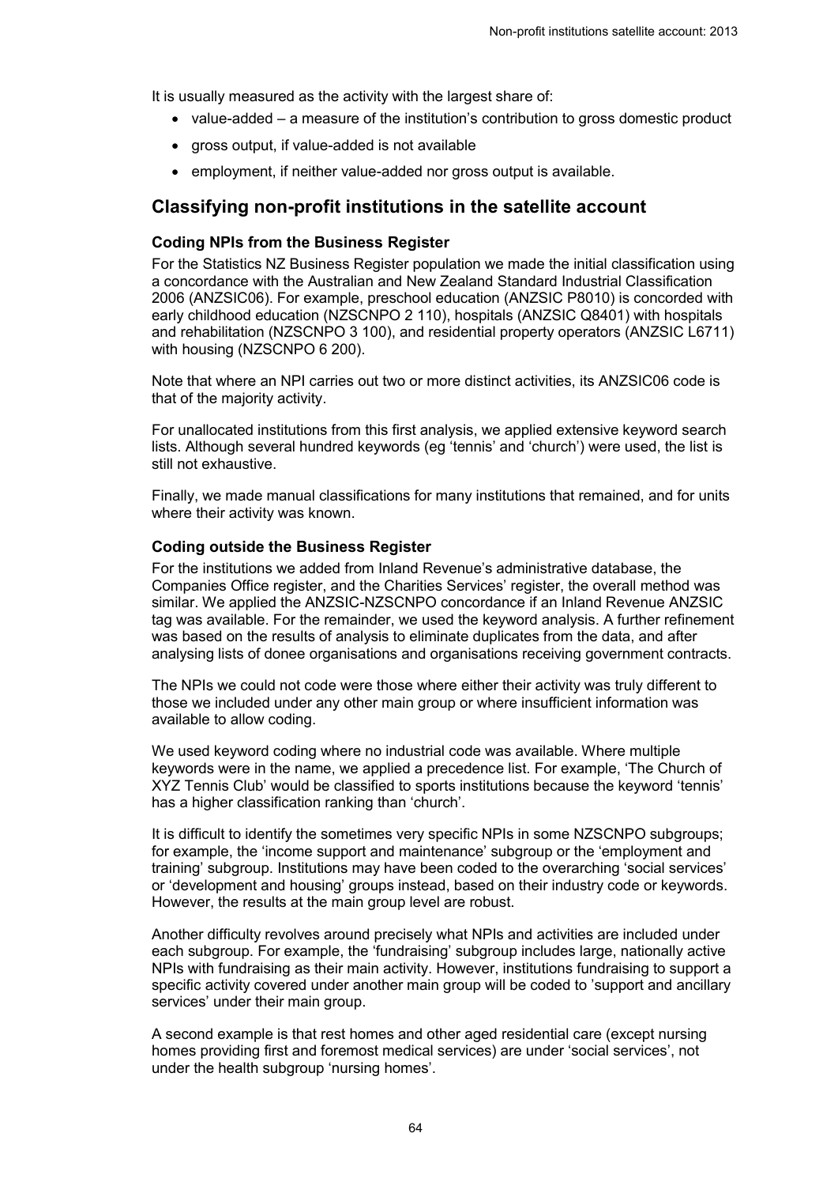It is usually measured as the activity with the largest share of:

- value-added – a measure of the institution's contribution to gross domestic product
- gross output, if value-added is not available
- employment, if neither value-added nor gross output is available.

## Classifying non-profit institutions in the satellite account

### Coding NPIs from the Business Register

For the Statistics NZ Business Register population we made the initial classification using a concordance with the Australian and New Zealand Standard Industrial Classification 2006 (ANZSIC06). For example, preschool education (ANZSIC P8010) is concorded with early childhood education (NZSCNPO 2 110), hospitals (ANZSIC Q8401) with hospitals and rehabilitation (NZSCNPO 3 100), and residential property operators (ANZSIC L6711) with housing (NZSCNPO 6 200).

Note that where an NPI carries out two or more distinct activities, its ANZSIC06 code is that of the majority activity.

For unallocated institutions from this first analysis, we applied extensive keyword search lists. Although several hundred keywords (eg 'tennis' and 'church') were used, the list is still not exhaustive.

Finally, we made manual classifications for many institutions that remained, and for units where their activity was known.

### Coding outside the Business Register

For the institutions we added from Inland Revenue's administrative database, the Companies Office register, and the Charities Services' register, the overall method was similar. We applied the ANZSIC-NZSCNPO concordance if an Inland Revenue ANZSIC tag was available. For the remainder, we used the keyword analysis. A further refinement was based on the results of analysis to eliminate duplicates from the data, and after analysing lists of donee organisations and organisations receiving government contracts.

The NPIs we could not code were those where either their activity was truly different to those we included under any other main group or where insufficient information was available to allow coding.

We used keyword coding where no industrial code was available. Where multiple keywords were in the name, we applied a precedence list. For example, 'The Church of XYZ Tennis Club' would be classified to sports institutions because the keyword 'tennis' has a higher classification ranking than 'church'.

It is difficult to identify the sometimes very specific NPIs in some NZSCNPO subgroups; for example, the 'income support and maintenance' subgroup or the 'employment and training' subgroup. Institutions may have been coded to the overarching 'social services' or 'development and housing' groups instead, based on their industry code or keywords. However, the results at the main group level are robust.

Another difficulty revolves around precisely what NPIs and activities are included under each subgroup. For example, the 'fundraising' subgroup includes large, nationally active NPIs with fundraising as their main activity. However, institutions fundraising to support a specific activity covered under another main group will be coded to 'support and ancillary services' under their main group.

A second example is that rest homes and other aged residential care (except nursing homes providing first and foremost medical services) are under 'social services', not under the health subgroup 'nursing homes'.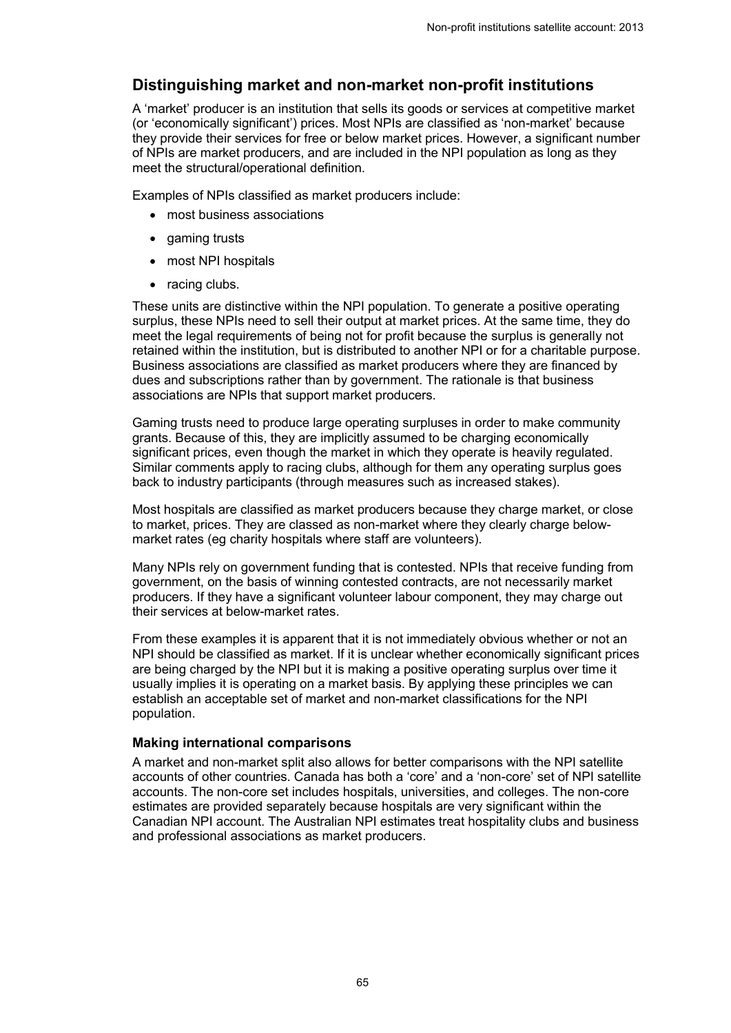## Distinguishing market and non-market non-profit institutions

A 'market' producer is an institution that sells its goods or services at competitive market (or 'economically significant') prices. Most NPIs are classified as 'non-market' because they provide their services for free or below market prices. However, a significant number of NPIs are market producers, and are included in the NPI population as long as they meet the structural/operational definition.

Examples of NPIs classified as market producers include:

- most business associations
- gaming trusts
- most NPI hospitals
- racing clubs.

These units are distinctive within the NPI population. To generate a positive operating surplus, these NPIs need to sell their output at market prices. At the same time, they do meet the legal requirements of being not for profit because the surplus is generally not retained within the institution, but is distributed to another NPI or for a charitable purpose. Business associations are classified as market producers where they are financed by dues and subscriptions rather than by government. The rationale is that business associations are NPIs that support market producers.

Gaming trusts need to produce large operating surpluses in order to make community grants. Because of this, they are implicitly assumed to be charging economically significant prices, even though the market in which they operate is heavily regulated. Similar comments apply to racing clubs, although for them any operating surplus goes back to industry participants (through measures such as increased stakes).

Most hospitals are classified as market producers because they charge market, or close to market, prices. They are classed as non-market where they clearly charge below-market rates (eg charity hospitals where staff are volunteers).

Many NPIs rely on government funding that is contested. NPIs that receive funding from government, on the basis of winning contested contracts, are not necessarily market producers. If they have a significant volunteer labour component, they may charge out their services at below-market rates.

From these examples it is apparent that it is not immediately obvious whether or not an NPI should be classified as market. If it is unclear whether economically significant prices are being charged by the NPI but it is making a positive operating surplus over time it usually implies it is operating on a market basis. By applying these principles we can establish an acceptable set of market and non-market classifications for the NPI population.

### Making international comparisons

A market and non-market split also allows for better comparisons with the NPI satellite accounts of other countries. Canada has both a 'core' and a 'non-core' set of NPI satellite accounts. The non-core set includes hospitals, universities, and colleges. The non-core estimates are provided separately because hospitals are very significant within the Canadian NPI account. The Australian NPI estimates treat hospitality clubs and business and professional associations as market producers.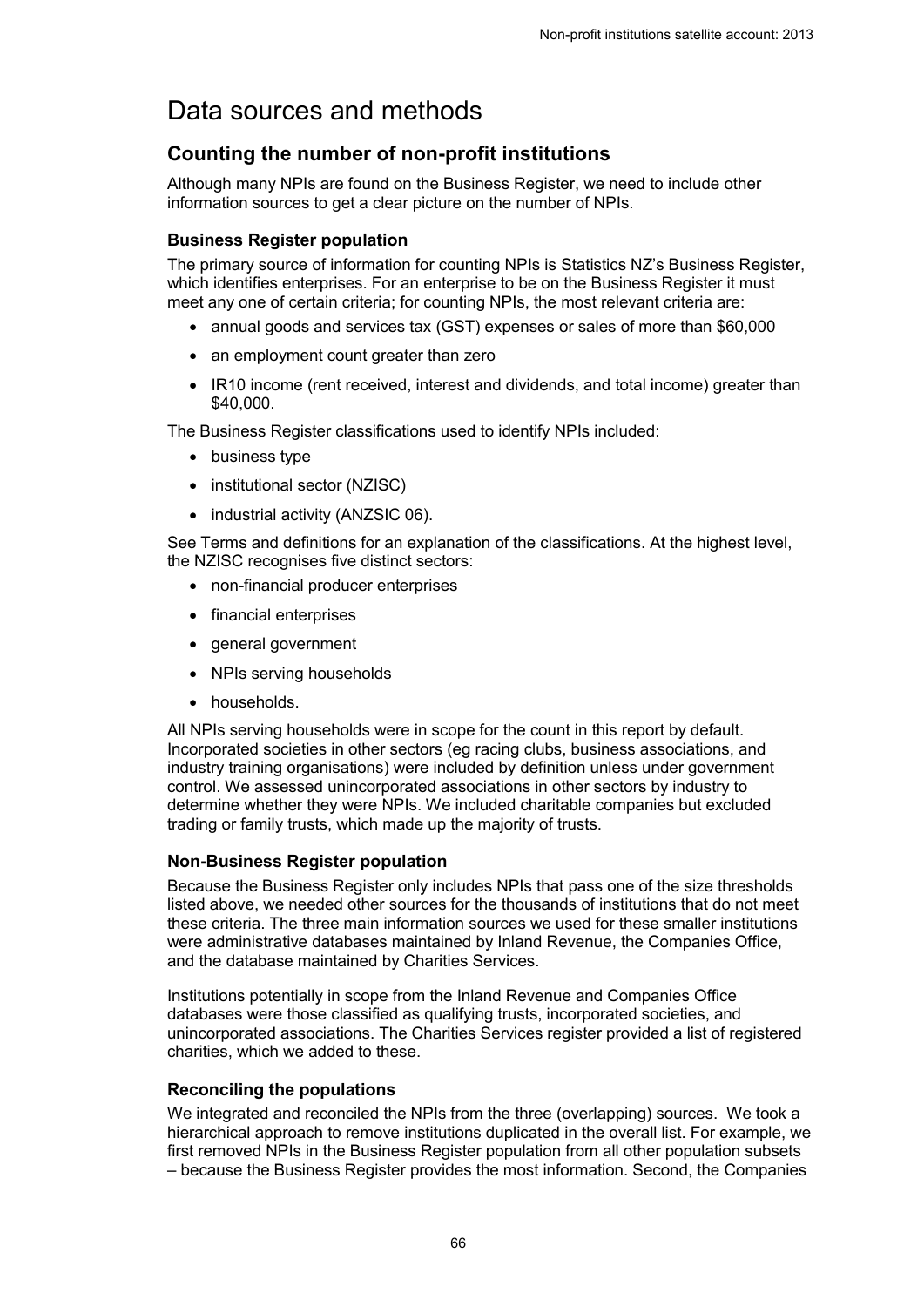# Data sources and methods

## Counting the number of non-profit institutions

Although many NPIs are found on the Business Register, we need to include other information sources to get a clear picture on the number of NPIs.

### Business Register population

The primary source of information for counting NPIs is Statistics NZ's Business Register, which identifies enterprises. For an enterprise to be on the Business Register it must meet any one of certain criteria; for counting NPIs, the most relevant criteria are:

- annual goods and services tax (GST) expenses or sales of more than $60,000
- an employment count greater than zero
- IR10 income (rent received, interest and dividends, and total income) greater than $40,000.

The Business Register classifications used to identify NPIs included:

- business type
- institutional sector (NZISC)
- industrial activity (ANZSIC 06).

See Terms and definitions for an explanation of the classifications. At the highest level, the NZISC recognises five distinct sectors:

- non-financial producer enterprises
- financial enterprises
- general government
- NPIs serving households
- households.

All NPIs serving households were in scope for the count in this report by default. Incorporated societies in other sectors (eg racing clubs, business associations, and industry training organisations) were included by definition unless under government control. We assessed unincorporated associations in other sectors by industry to determine whether they were NPIs. We included charitable companies but excluded trading or family trusts, which made up the majority of trusts.

### Non-Business Register population

Because the Business Register only includes NPIs that pass one of the size thresholds listed above, we needed other sources for the thousands of institutions that do not meet these criteria. The three main information sources we used for these smaller institutions were administrative databases maintained by Inland Revenue, the Companies Office, and the database maintained by Charities Services.

Institutions potentially in scope from the Inland Revenue and Companies Office databases were those classified as qualifying trusts, incorporated societies, and unincorporated associations. The Charities Services register provided a list of registered charities, which we added to these.

### Reconciling the populations

We integrated and reconciled the NPIs from the three (overlapping) sources. We took a hierarchical approach to remove institutions duplicated in the overall list. For example, we first removed NPIs in the Business Register population from all other population subsets – because the Business Register provides the most information. Second, the Companies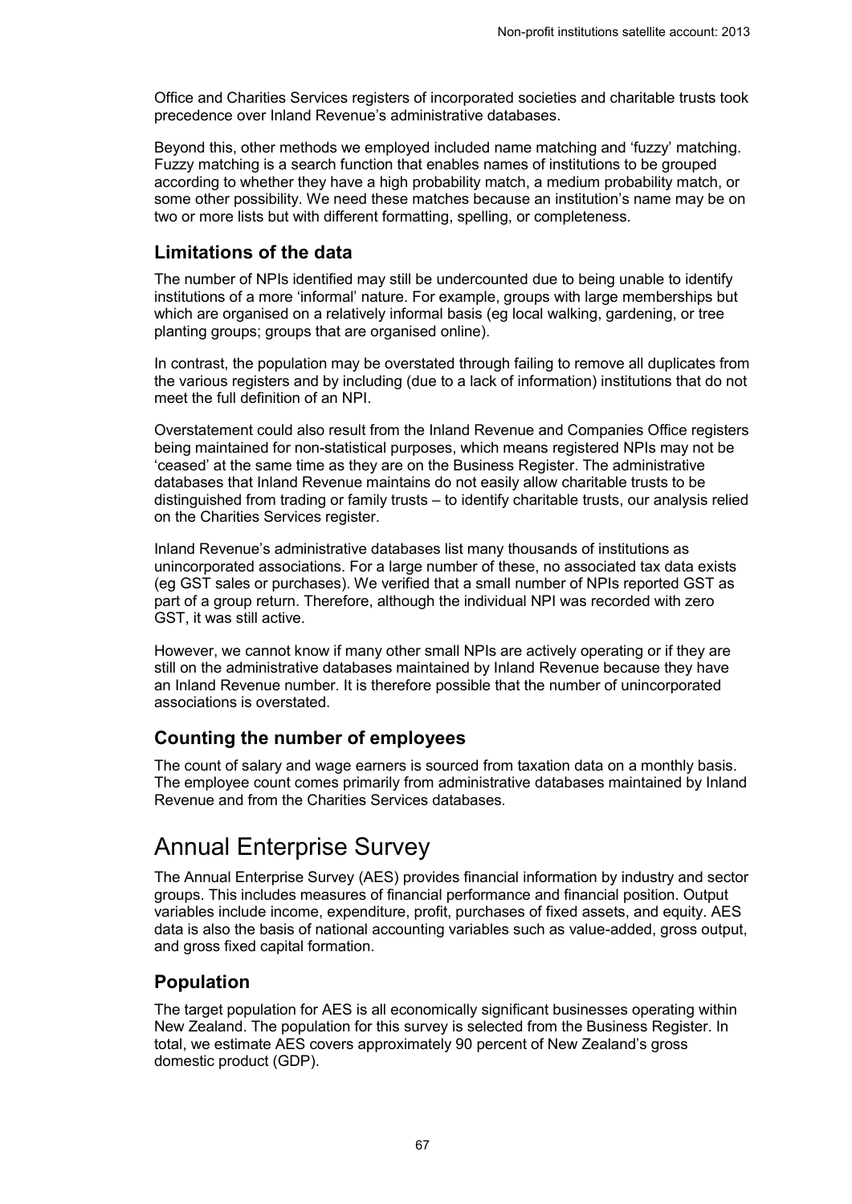Office and Charities Services registers of incorporated societies and charitable trusts took precedence over Inland Revenue's administrative databases.

Beyond this, other methods we employed included name matching and 'fuzzy' matching. Fuzzy matching is a search function that enables names of institutions to be grouped according to whether they have a high probability match, a medium probability match, or some other possibility. We need these matches because an institution's name may be on two or more lists but with different formatting, spelling, or completeness.

### Limitations of the data

The number of NPIs identified may still be undercounted due to being unable to identify institutions of a more 'informal' nature. For example, groups with large memberships but which are organised on a relatively informal basis (eg local walking, gardening, or tree planting groups; groups that are organised online).

In contrast, the population may be overstated through failing to remove all duplicates from the various registers and by including (due to a lack of information) institutions that do not meet the full definition of an NPI.

Overstatement could also result from the Inland Revenue and Companies Office registers being maintained for non-statistical purposes, which means registered NPIs may not be 'ceased' at the same time as they are on the Business Register. The administrative databases that Inland Revenue maintains do not easily allow charitable trusts to be distinguished from trading or family trusts – to identify charitable trusts, our analysis relied on the Charities Services register.

Inland Revenue's administrative databases list many thousands of institutions as unincorporated associations. For a large number of these, no associated tax data exists (eg GST sales or purchases). We verified that a small number of NPIs reported GST as part of a group return. Therefore, although the individual NPI was recorded with zero GST, it was still active.

However, we cannot know if many other small NPIs are actively operating or if they are still on the administrative databases maintained by Inland Revenue because they have an Inland Revenue number. It is therefore possible that the number of unincorporated associations is overstated.

### Counting the number of employees

The count of salary and wage earners is sourced from taxation data on a monthly basis. The employee count comes primarily from administrative databases maintained by Inland Revenue and from the Charities Services databases.

## Annual Enterprise Survey

The Annual Enterprise Survey (AES) provides financial information by industry and sector groups. This includes measures of financial performance and financial position. Output variables include income, expenditure, profit, purchases of fixed assets, and equity. AES data is also the basis of national accounting variables such as value-added, gross output, and gross fixed capital formation.

### Population

The target population for AES is all economically significant businesses operating within New Zealand. The population for this survey is selected from the Business Register. In total, we estimate AES covers approximately 90 percent of New Zealand's gross domestic product (GDP).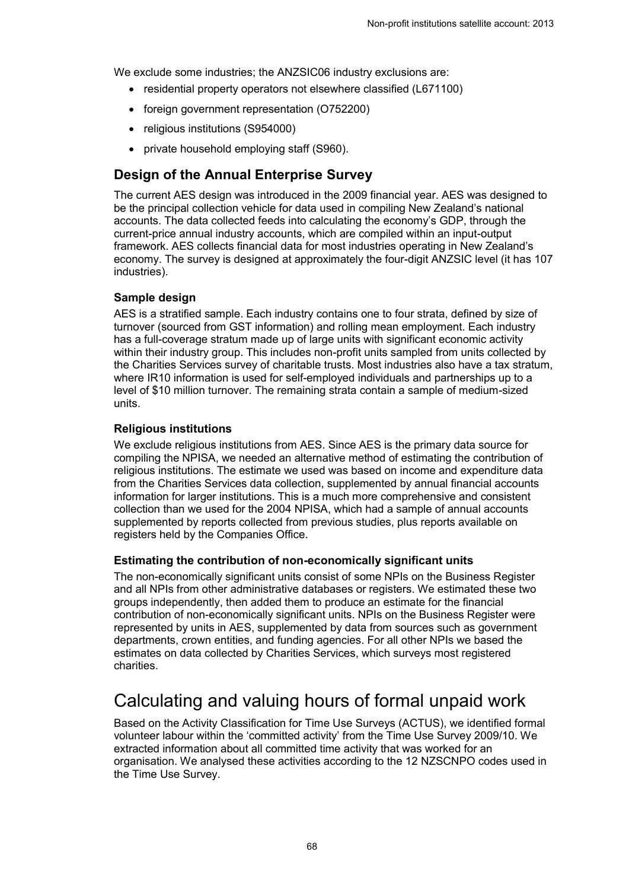We exclude some industries; the ANZSIC06 industry exclusions are:

- residential property operators not elsewhere classified (L671100)
- foreign government representation (O752200)
- religious institutions (S954000)
- private household employing staff (S960).

## Design of the Annual Enterprise Survey

The current AES design was introduced in the 2009 financial year. AES was designed to be the principal collection vehicle for data used in compiling New Zealand's national accounts. The data collected feeds into calculating the economy's GDP, through the current-price annual industry accounts, which are compiled within an input-output framework. AES collects financial data for most industries operating in New Zealand's economy. The survey is designed at approximately the four-digit ANZSIC level (it has 107 industries).

### Sample design

AES is a stratified sample. Each industry contains one to four strata, defined by size of turnover (sourced from GST information) and rolling mean employment. Each industry has a full-coverage stratum made up of large units with significant economic activity within their industry group. This includes non-profit units sampled from units collected by the Charities Services survey of charitable trusts. Most industries also have a tax stratum, where IR10 information is used for self-employed individuals and partnerships up to a level of $10 million turnover. The remaining strata contain a sample of medium-sized units.

### Religious institutions

We exclude religious institutions from AES. Since AES is the primary data source for compiling the NPISA, we needed an alternative method of estimating the contribution of religious institutions. The estimate we used was based on income and expenditure data from the Charities Services data collection, supplemented by annual financial accounts information for larger institutions. This is a much more comprehensive and consistent collection than we used for the 2004 NPISA, which had a sample of annual accounts supplemented by reports collected from previous studies, plus reports available on registers held by the Companies Office.

### Estimating the contribution of non-economically significant units

The non-economically significant units consist of some NPIs on the Business Register and all NPIs from other administrative databases or registers. We estimated these two groups independently, then added them to produce an estimate for the financial contribution of non-economically significant units. NPIs on the Business Register were represented by units in AES, supplemented by data from sources such as government departments, crown entities, and funding agencies. For all other NPIs we based the estimates on data collected by Charities Services, which surveys most registered charities.

# Calculating and valuing hours of formal unpaid work

Based on the Activity Classification for Time Use Surveys (ACTUS), we identified formal volunteer labour within the 'committed activity' from the Time Use Survey 2009/10. We extracted information about all committed time activity that was worked for an organisation. We analysed these activities according to the 12 NZSCNPO codes used in the Time Use Survey.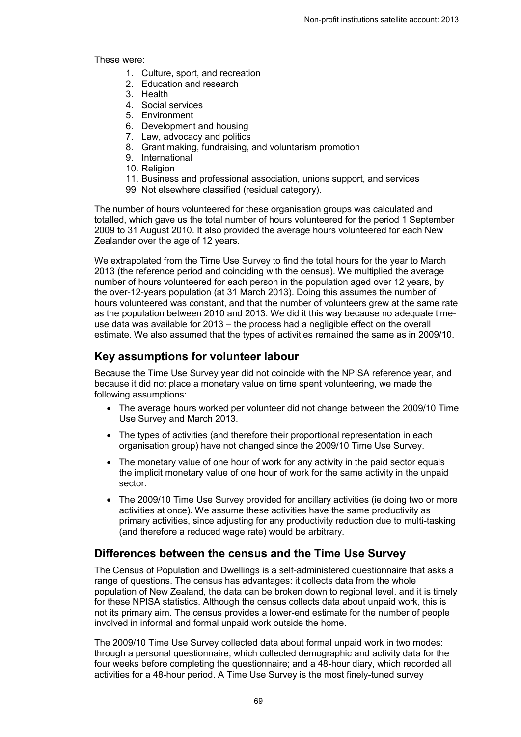These were:

1. Culture, sport, and recreation
2. Education and research
3. Health
4. Social services
5. Environment
6. Development and housing
7. Law, advocacy and politics
8. Grant making, fundraising, and voluntarism promotion
9. International
10. Religion
11. Business and professional association, unions support, and services

99 Not elsewhere classified (residual category).

The number of hours volunteered for these organisation groups was calculated and totalled, which gave us the total number of hours volunteered for the period 1 September 2009 to 31 August 2010. It also provided the average hours volunteered for each New Zealander over the age of 12 years.

We extrapolated from the Time Use Survey to find the total hours for the year to March 2013 (the reference period and coinciding with the census). We multiplied the average number of hours volunteered for each person in the population aged over 12 years, by the over-12-years population (at 31 March 2013). Doing this assumes the number of hours volunteered was constant, and that the number of volunteers grew at the same rate as the population between 2010 and 2013. We did it this way because no adequate time-use data was available for 2013 – the process had a negligible effect on the overall estimate. We also assumed that the types of activities remained the same as in 2009/10.

## Key assumptions for volunteer labour

Because the Time Use Survey year did not coincide with the NPISA reference year, and because it did not place a monetary value on time spent volunteering, we made the following assumptions:

- The average hours worked per volunteer did not change between the 2009/10 Time Use Survey and March 2013.
- The types of activities (and therefore their proportional representation in each organisation group) have not changed since the 2009/10 Time Use Survey.
- The monetary value of one hour of work for any activity in the paid sector equals the implicit monetary value of one hour of work for the same activity in the unpaid sector.
- The 2009/10 Time Use Survey provided for ancillary activities (ie doing two or more activities at once). We assume these activities have the same productivity as primary activities, since adjusting for any productivity reduction due to multi-tasking (and therefore a reduced wage rate) would be arbitrary.

## Differences between the census and the Time Use Survey

The Census of Population and Dwellings is a self-administered questionnaire that asks a range of questions. The census has advantages: it collects data from the whole population of New Zealand, the data can be broken down to regional level, and it is timely for these NPISA statistics. Although the census collects data about unpaid work, this is not its primary aim. The census provides a lower-end estimate for the number of people involved in informal and formal unpaid work outside the home.

The 2009/10 Time Use Survey collected data about formal unpaid work in two modes: through a personal questionnaire, which collected demographic and activity data for the four weeks before completing the questionnaire; and a 48-hour diary, which recorded all activities for a 48-hour period. A Time Use Survey is the most finely-tuned survey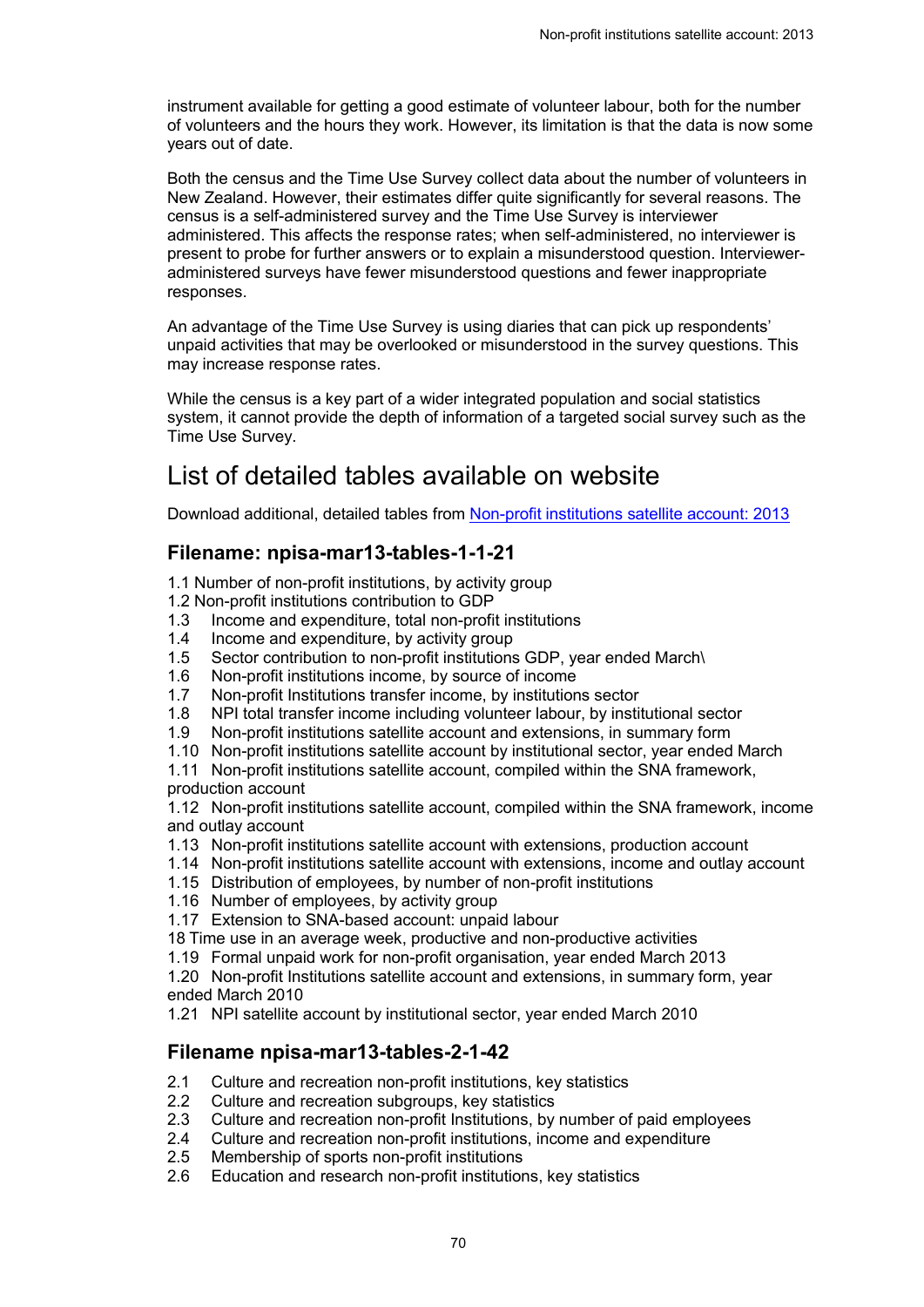instrument available for getting a good estimate of volunteer labour, both for the number of volunteers and the hours they work. However, its limitation is that the data is now some years out of date.

Both the census and the Time Use Survey collect data about the number of volunteers in New Zealand. However, their estimates differ quite significantly for several reasons. The census is a self-administered survey and the Time Use Survey is interviewer administered. This affects the response rates; when self-administered, no interviewer is present to probe for further answers or to explain a misunderstood question. Interviewer-administered surveys have fewer misunderstood questions and fewer inappropriate responses.

An advantage of the Time Use Survey is using diaries that can pick up respondents' unpaid activities that may be overlooked or misunderstood in the survey questions. This may increase response rates.

While the census is a key part of a wider integrated population and social statistics system, it cannot provide the depth of information of a targeted social survey such as the Time Use Survey.

# List of detailed tables available on website

Download additional, detailed tables from [Non-profit institutions satellite account: 2013]()

## Filename: npisa-mar13-tables-1-1-21

1.1 Number of non-profit institutions, by activity group
1.2 Non-profit institutions contribution to GDP
1.3 Income and expenditure, total non-profit institutions
1.4 Income and expenditure, by activity group
1.5 Sector contribution to non-profit institutions GDP, year ended March\
1.6 Non-profit institutions income, by source of income
1.7 Non-profit Institutions transfer income, by institutions sector
1.8 NPI total transfer income including volunteer labour, by institutional sector
1.9 Non-profit institutions satellite account and extensions, in summary form
1.10 Non-profit institutions satellite account by institutional sector, year ended March
1.11 Non-profit institutions satellite account, compiled within the SNA framework, production account
1.12 Non-profit institutions satellite account, compiled within the SNA framework, income and outlay account
1.13 Non-profit institutions satellite account with extensions, production account
1.14 Non-profit institutions satellite account with extensions, income and outlay account
1.15 Distribution of employees, by number of non-profit institutions
1.16 Number of employees, by activity group
1.17 Extension to SNA-based account: unpaid labour
18 Time use in an average week, productive and non-productive activities
1.19 Formal unpaid work for non-profit organisation, year ended March 2013
1.20 Non-profit Institutions satellite account and extensions, in summary form, year ended March 2010
1.21 NPI satellite account by institutional sector, year ended March 2010

## Filename npisa-mar13-tables-2-1-42

2.1 Culture and recreation non-profit institutions, key statistics
2.2 Culture and recreation subgroups, key statistics
2.3 Culture and recreation non-profit Institutions, by number of paid employees
2.4 Culture and recreation non-profit institutions, income and expenditure
2.5 Membership of sports non-profit institutions
2.6 Education and research non-profit institutions, key statistics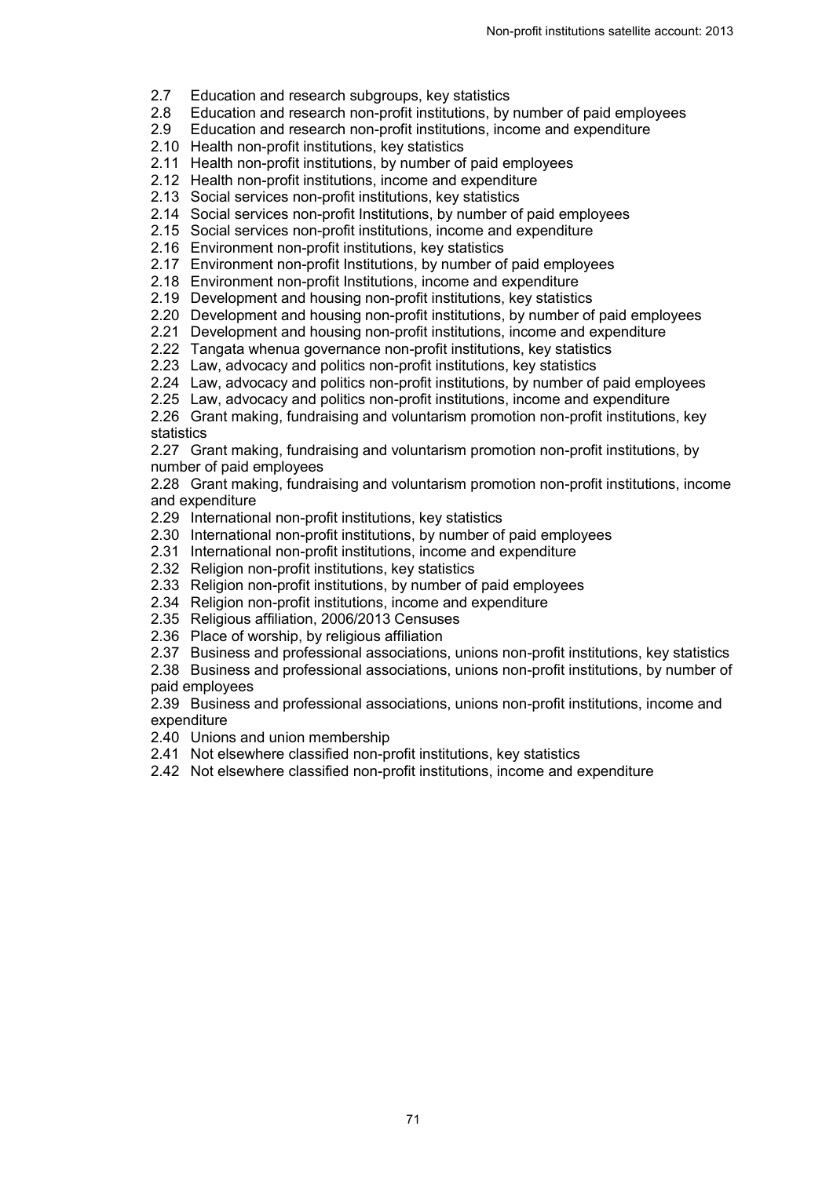2.7 Education and research subgroups, key statistics
2.8 Education and research non-profit institutions, by number of paid employees
2.9 Education and research non-profit institutions, income and expenditure
2.10 Health non-profit institutions, key statistics
2.11 Health non-profit institutions, by number of paid employees
2.12 Health non-profit institutions, income and expenditure
2.13 Social services non-profit institutions, key statistics
2.14 Social services non-profit Institutions, by number of paid employees
2.15 Social services non-profit institutions, income and expenditure
2.16 Environment non-profit institutions, key statistics
2.17 Environment non-profit Institutions, by number of paid employees
2.18 Environment non-profit Institutions, income and expenditure
2.19 Development and housing non-profit institutions, key statistics
2.20 Development and housing non-profit institutions, by number of paid employees
2.21 Development and housing non-profit institutions, income and expenditure
2.22 Tangata whenua governance non-profit institutions, key statistics
2.23 Law, advocacy and politics non-profit institutions, key statistics
2.24 Law, advocacy and politics non-profit institutions, by number of paid employees
2.25 Law, advocacy and politics non-profit institutions, income and expenditure
2.26 Grant making, fundraising and voluntarism promotion non-profit institutions, key statistics
2.27 Grant making, fundraising and voluntarism promotion non-profit institutions, by number of paid employees
2.28 Grant making, fundraising and voluntarism promotion non-profit institutions, income and expenditure
2.29 International non-profit institutions, key statistics
2.30 International non-profit institutions, by number of paid employees
2.31 International non-profit institutions, income and expenditure
2.32 Religion non-profit institutions, key statistics
2.33 Religion non-profit institutions, by number of paid employees
2.34 Religion non-profit institutions, income and expenditure
2.35 Religious affiliation, 2006/2013 Censuses
2.36 Place of worship, by religious affiliation
2.37 Business and professional associations, unions non-profit institutions, key statistics
2.38 Business and professional associations, unions non-profit institutions, by number of paid employees
2.39 Business and professional associations, unions non-profit institutions, income and expenditure
2.40 Unions and union membership
2.41 Not elsewhere classified non-profit institutions, key statistics
2.42 Not elsewhere classified non-profit institutions, income and expenditure